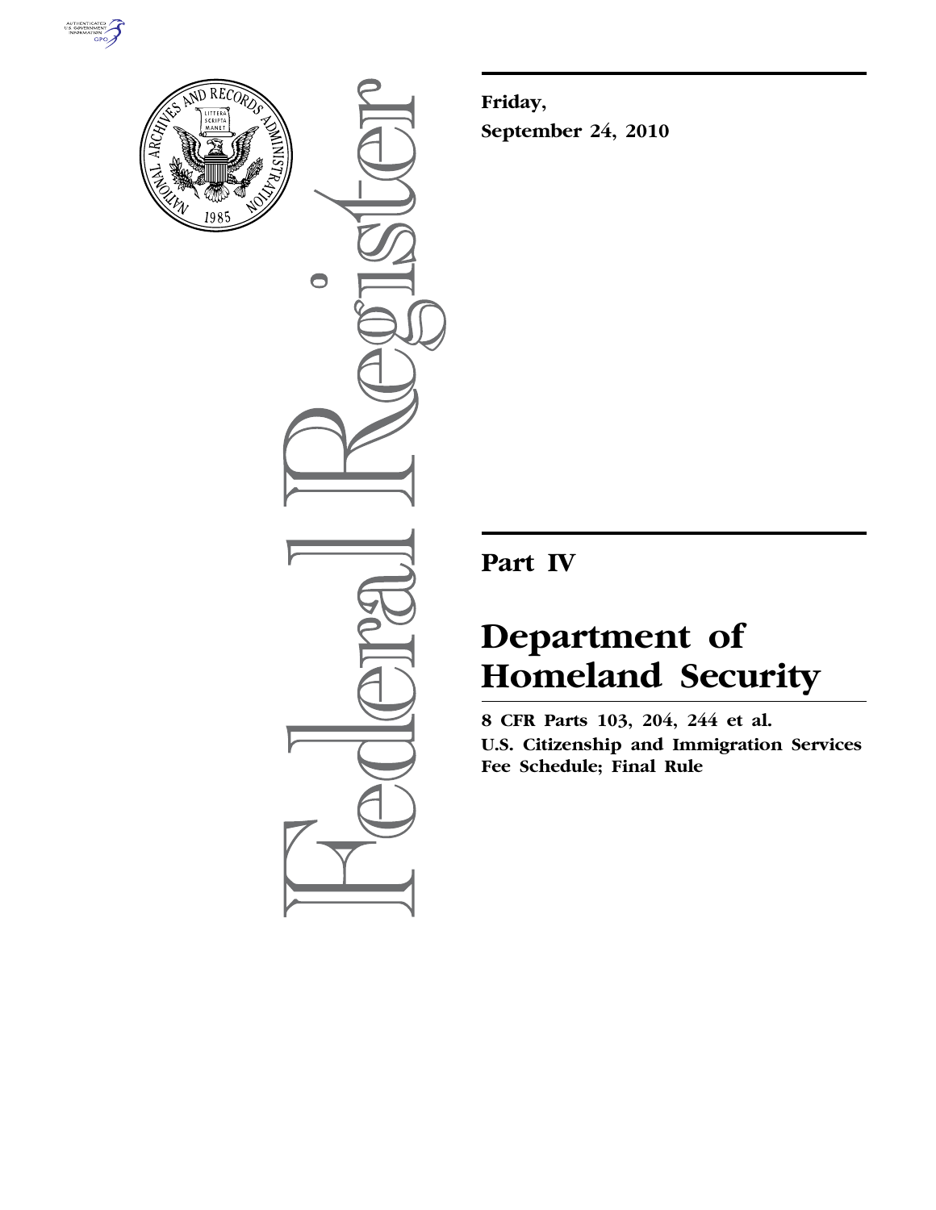Friday,

September 24, 2010

# Part IV

# Department of Homeland Security

**8 CFR Parts 103, 204, 244 et al.**

**U.S. Citizenship and Immigration Services Fee Schedule; Final Rule**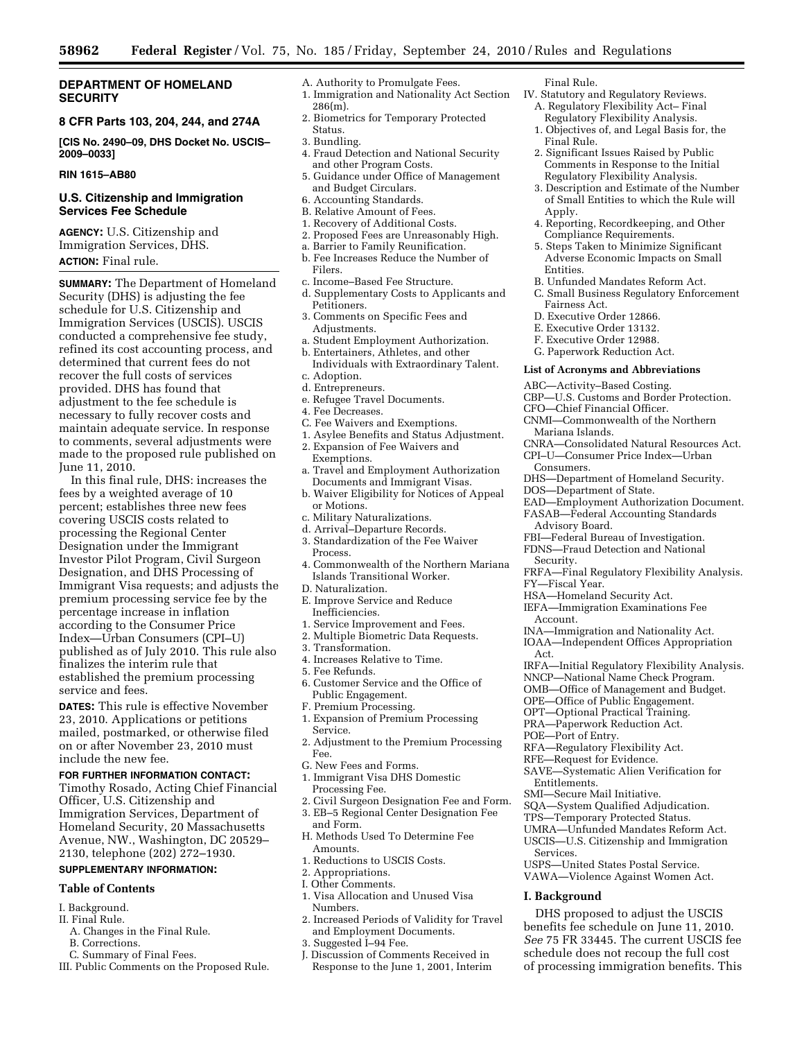# DEPARTMENT OF HOMELAND SECURITY

## 8 CFR Parts 103, 204, 244, and 274A

**[CIS No. 2490–09, DHS Docket No. USCIS–2009–0033]**

**RIN 1615–AB80**

## U.S. Citizenship and Immigration Services Fee Schedule

**AGENCY:** U.S. Citizenship and Immigration Services, DHS.

**ACTION:** Final rule.

**SUMMARY:** The Department of Homeland Security (DHS) is adjusting the fee schedule for U.S. Citizenship and Immigration Services (USCIS). USCIS conducted a comprehensive fee study, refined its cost accounting process, and determined that current fees do not recover the full costs of services provided. DHS has found that adjustment to the fee schedule is necessary to fully recover costs and maintain adequate service. In response to comments, several adjustments were made to the proposed rule published on June 11, 2010.

In this final rule, DHS: increases the fees by a weighted average of 10 percent; establishes three new fees covering USCIS costs related to processing the Regional Center Designation under the Immigrant Investor Pilot Program, Civil Surgeon Designation, and DHS Processing of Immigrant Visa requests; and adjusts the premium processing service fee by the percentage increase in inflation according to the Consumer Price Index—Urban Consumers (CPI–U) published as of July 2010. This rule also finalizes the interim rule that established the premium processing service and fees.

**DATES:** This rule is effective November 23, 2010. Applications or petitions mailed, postmarked, or otherwise filed on or after November 23, 2010 must include the new fee.

**FOR FURTHER INFORMATION CONTACT:** Timothy Rosado, Acting Chief Financial Officer, U.S. Citizenship and Immigration Services, Department of Homeland Security, 20 Massachusetts Avenue, NW., Washington, DC 20529–2130, telephone (202) 272–1930.

**SUPPLEMENTARY INFORMATION:**

### Table of Contents

I. Background.
II. Final Rule.
- A. Changes in the Final Rule.
- B. Corrections.
- C. Summary of Final Fees.

III. Public Comments on the Proposed Rule.
- A. Authority to Promulgate Fees.
  1. Immigration and Nationality Act Section 286(m).
  2. Biometrics for Temporary Protected Status.
  3. Bundling.
  4. Fraud Detection and National Security and other Program Costs.
  5. Guidance under Office of Management and Budget Circulars.
  6. Accounting Standards.
- B. Relative Amount of Fees.
  1. Recovery of Additional Costs.
  2. Proposed Fees are Unreasonably High.
     - a. Barrier to Family Reunification.
     - b. Fee Increases Reduce the Number of Filers.
     - c. Income–Based Fee Structure.
     - d. Supplementary Costs to Applicants and Petitioners.
  3. Comments on Specific Fees and Adjustments.
     - a. Student Employment Authorization.
     - b. Entertainers, Athletes, and other Individuals with Extraordinary Talent.
     - c. Adoption.
     - d. Entrepreneurs.
     - e. Refugee Travel Documents.
  4. Fee Decreases.
- C. Fee Waivers and Exemptions.
  1. Asylee Benefits and Status Adjustment.
  2. Expansion of Fee Waivers and Exemptions.
     - a. Travel and Employment Authorization Documents and Immigrant Visas.
     - b. Waiver Eligibility for Notices of Appeal or Motions.
     - c. Military Naturalizations.
     - d. Arrival–Departure Records.
  3. Standardization of the Fee Waiver Process.
  4. Commonwealth of the Northern Mariana Islands Transitional Worker.
- D. Naturalization.
- E. Improve Service and Reduce Inefficiencies.
  1. Service Improvement and Fees.
  2. Multiple Biometric Data Requests.
  3. Transformation.
  4. Increases Relative to Time.
  5. Fee Refunds.
  6. Customer Service and the Office of Public Engagement.
- F. Premium Processing.
  1. Expansion of Premium Processing Service.
  2. Adjustment to the Premium Processing Fee.
- G. New Fees and Forms.
  1. Immigrant Visa DHS Domestic Processing Fee.
  2. Civil Surgeon Designation Fee and Form.
  3. EB–5 Regional Center Designation Fee and Form.
- H. Methods Used To Determine Fee Amounts.
  1. Reductions to USCIS Costs.
  2. Appropriations.
- I. Other Comments.
  1. Visa Allocation and Unused Visa Numbers.
  2. Increased Periods of Validity for Travel and Employment Documents.
  3. Suggested I–94 Fee.
- J. Discussion of Comments Received in Response to the June 1, 2001, Interim Final Rule.

IV. Statutory and Regulatory Reviews.
- A. Regulatory Flexibility Act– Final Regulatory Flexibility Analysis.
  1. Objectives of, and Legal Basis for, the Final Rule.
  2. Significant Issues Raised by Public Comments in Response to the Initial Regulatory Flexibility Analysis.
  3. Description and Estimate of the Number of Small Entities to which the Rule will Apply.
  4. Reporting, Recordkeeping, and Other Compliance Requirements.
  5. Steps Taken to Minimize Significant Adverse Economic Impacts on Small Entities.
- B. Unfunded Mandates Reform Act.
- C. Small Business Regulatory Enforcement Fairness Act.
- D. Executive Order 12866.
- E. Executive Order 13132.
- F. Executive Order 12988.
- G. Paperwork Reduction Act.

### List of Acronyms and Abbreviations

ABC—Activity–Based Costing.
CBP—U.S. Customs and Border Protection.
CFO—Chief Financial Officer.
CNMI—Commonwealth of the Northern Mariana Islands.
CNRA—Consolidated Natural Resources Act.
CPI–U—Consumer Price Index—Urban Consumers.
DHS—Department of Homeland Security.
DOS—Department of State.
EAD—Employment Authorization Document.
FASAB—Federal Accounting Standards Advisory Board.
FBI—Federal Bureau of Investigation.
FDNS—Fraud Detection and National Security.
FRFA—Final Regulatory Flexibility Analysis.
FY—Fiscal Year.
HSA—Homeland Security Act.
IEFA—Immigration Examinations Fee Account.
INA—Immigration and Nationality Act.
IOAA—Independent Offices Appropriation Act.
IRFA—Initial Regulatory Flexibility Analysis.
NNCP—National Name Check Program.
OMB—Office of Management and Budget.
OPE—Office of Public Engagement.
OPT—Optional Practical Training.
PRA—Paperwork Reduction Act.
POE—Port of Entry.
RFA—Regulatory Flexibility Act.
RFE—Request for Evidence.
SAVE—Systematic Alien Verification for Entitlements.
SMI—Secure Mail Initiative.
SQA—System Qualified Adjudication.
TPS—Temporary Protected Status.
UMRA—Unfunded Mandates Reform Act.
USCIS—U.S. Citizenship and Immigration Services.
USPS—United States Postal Service.
VAWA—Violence Against Women Act.

## I. Background

DHS proposed to adjust the USCIS benefits fee schedule on June 11, 2010. *See* 75 FR 33445. The current USCIS fee schedule does not recoup the full cost of processing immigration benefits. This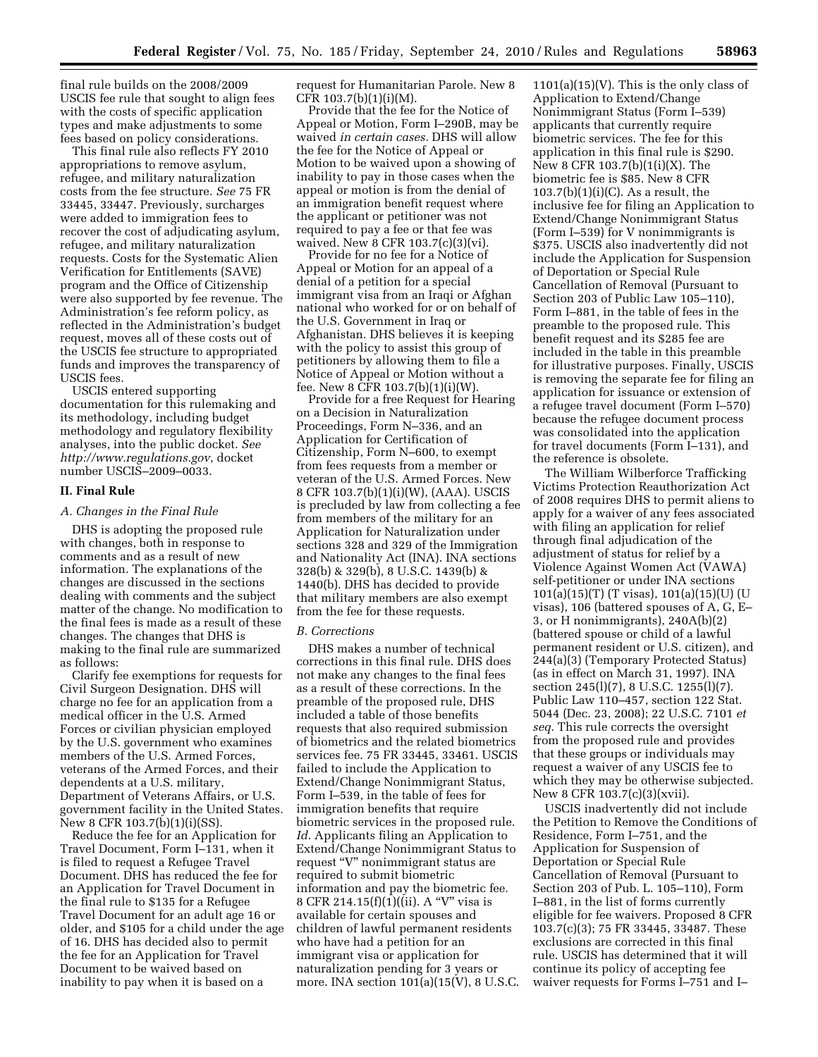final rule builds on the 2008/2009 USCIS fee rule that sought to align fees with the costs of specific application types and make adjustments to some fees based on policy considerations.

This final rule also reflects FY 2010 appropriations to remove asylum, refugee, and military naturalization costs from the fee structure. *See* 75 FR 33445, 33447. Previously, surcharges were added to immigration fees to recover the cost of adjudicating asylum, refugee, and military naturalization requests. Costs for the Systematic Alien Verification for Entitlements (SAVE) program and the Office of Citizenship were also supported by fee revenue. The Administration's fee reform policy, as reflected in the Administration's budget request, moves all of these costs out of the USCIS fee structure to appropriated funds and improves the transparency of USCIS fees.

USCIS entered supporting documentation for this rulemaking and its methodology, including budget methodology and regulatory flexibility analyses, into the public docket. *See http://www.regulations.gov*, docket number USCIS–2009–0033.

## II. Final Rule

### *A. Changes in the Final Rule*

DHS is adopting the proposed rule with changes, both in response to comments and as a result of new information. The explanations of the changes are discussed in the sections dealing with comments and the subject matter of the change. No modification to the final fees is made as a result of these changes. The changes that DHS is making to the final rule are summarized as follows:

Clarify fee exemptions for requests for Civil Surgeon Designation. DHS will charge no fee for an application from a medical officer in the U.S. Armed Forces or civilian physician employed by the U.S. government who examines members of the U.S. Armed Forces, veterans of the Armed Forces, and their dependents at a U.S. military, Department of Veterans Affairs, or U.S. government facility in the United States. New 8 CFR 103.7(b)(1)(i)(SS).

Reduce the fee for an Application for Travel Document, Form I–131, when it is filed to request a Refugee Travel Document. DHS has reduced the fee for an Application for Travel Document in the final rule to $135 for a Refugee Travel Document for an adult age 16 or older, and $105 for a child under the age of 16. DHS has decided also to permit the fee for an Application for Travel Document to be waived based on inability to pay when it is based on a request for Humanitarian Parole. New 8 CFR 103.7(b)(1)(i)(M).

Provide that the fee for the Notice of Appeal or Motion, Form I–290B, may be waived *in certain cases.* DHS will allow the fee for the Notice of Appeal or Motion to be waived upon a showing of inability to pay in those cases when the appeal or motion is from the denial of an immigration benefit request where the applicant or petitioner was not required to pay a fee or that fee was waived. New 8 CFR 103.7(c)(3)(vi).

Provide for no fee for a Notice of Appeal or Motion for an appeal of a denial of a petition for a special immigrant visa from an Iraqi or Afghan national who worked for or on behalf of the U.S. Government in Iraq or Afghanistan. DHS believes it is keeping with the policy to assist this group of petitioners by allowing them to file a Notice of Appeal or Motion without a fee. New 8 CFR 103.7(b)(1)(i)(W).

Provide for a free Request for Hearing on a Decision in Naturalization Proceedings, Form N–336, and an Application for Certification of Citizenship, Form N–600, to exempt from fees requests from a member or veteran of the U.S. Armed Forces. New 8 CFR 103.7(b)(1)(i)(W), (AAA). USCIS is precluded by law from collecting a fee from members of the military for an Application for Naturalization under sections 328 and 329 of the Immigration and Nationality Act (INA). INA sections 328(b) & 329(b), 8 U.S.C. 1439(b) & 1440(b). DHS has decided to provide that military members are also exempt from the fee for these requests.

### *B. Corrections*

DHS makes a number of technical corrections in this final rule. DHS does not make any changes to the final fees as a result of these corrections. In the preamble of the proposed rule, DHS included a table of those benefits requests that also required submission of biometrics and the related biometrics services fee. 75 FR 33445, 33461. USCIS failed to include the Application to Extend/Change Nonimmigrant Status, Form I–539, in the table of fees for immigration benefits that require biometric services in the proposed rule. *Id.* Applicants filing an Application to Extend/Change Nonimmigrant Status to request "V" nonimmigrant status are required to submit biometric information and pay the biometric fee. 8 CFR 214.15(f)(1)((ii). A "V" visa is available for certain spouses and children of lawful permanent residents who have had a petition for an immigrant visa or application for naturalization pending for 3 years or more. INA section 101(a)(15(V), 8 U.S.C. 1101(a)(15)(V). This is the only class of Application to Extend/Change Nonimmigrant Status (Form I–539) applicants that currently require biometric services. The fee for this application in this final rule is $290. New 8 CFR 103.7(b)(1(i)(X). The biometric fee is $85. New 8 CFR 103.7(b)(1)(i)(C). As a result, the inclusive fee for filing an Application to Extend/Change Nonimmigrant Status (Form I–539) for V nonimmigrants is $375. USCIS also inadvertently did not include the Application for Suspension of Deportation or Special Rule Cancellation of Removal (Pursuant to Section 203 of Public Law 105–110), Form I–881, in the table of fees in the preamble to the proposed rule. This benefit request and its $285 fee are included in the table in this preamble for illustrative purposes. Finally, USCIS is removing the separate fee for filing an application for issuance or extension of a refugee travel document (Form I–570) because the refugee document process was consolidated into the application for travel documents (Form I–131), and the reference is obsolete.

The William Wilberforce Trafficking Victims Protection Reauthorization Act of 2008 requires DHS to permit aliens to apply for a waiver of any fees associated with filing an application for relief through final adjudication of the adjustment of status for relief by a Violence Against Women Act (VAWA) self-petitioner or under INA sections 101(a)(15)(T) (T visas), 101(a)(15)(U) (U visas), 106 (battered spouses of A, G, E–3, or H nonimmigrants), 240A(b)(2) (battered spouse or child of a lawful permanent resident or U.S. citizen), and 244(a)(3) (Temporary Protected Status) (as in effect on March 31, 1997). INA section 245(l)(7), 8 U.S.C. 1255(l)(7). Public Law 110–457, section 122 Stat. 5044 (Dec. 23, 2008); 22 U.S.C. 7101 *et seq.* This rule corrects the oversight from the proposed rule and provides that these groups or individuals may request a waiver of any USCIS fee to which they may be otherwise subjected. New 8 CFR 103.7(c)(3)(xvii).

USCIS inadvertently did not include the Petition to Remove the Conditions of Residence, Form I–751, and the Application for Suspension of Deportation or Special Rule Cancellation of Removal (Pursuant to Section 203 of Pub. L. 105–110), Form I–881, in the list of forms currently eligible for fee waivers. Proposed 8 CFR 103.7(c)(3); 75 FR 33445, 33487. These exclusions are corrected in this final rule. USCIS has determined that it will continue its policy of accepting fee waiver requests for Forms I–751 and I–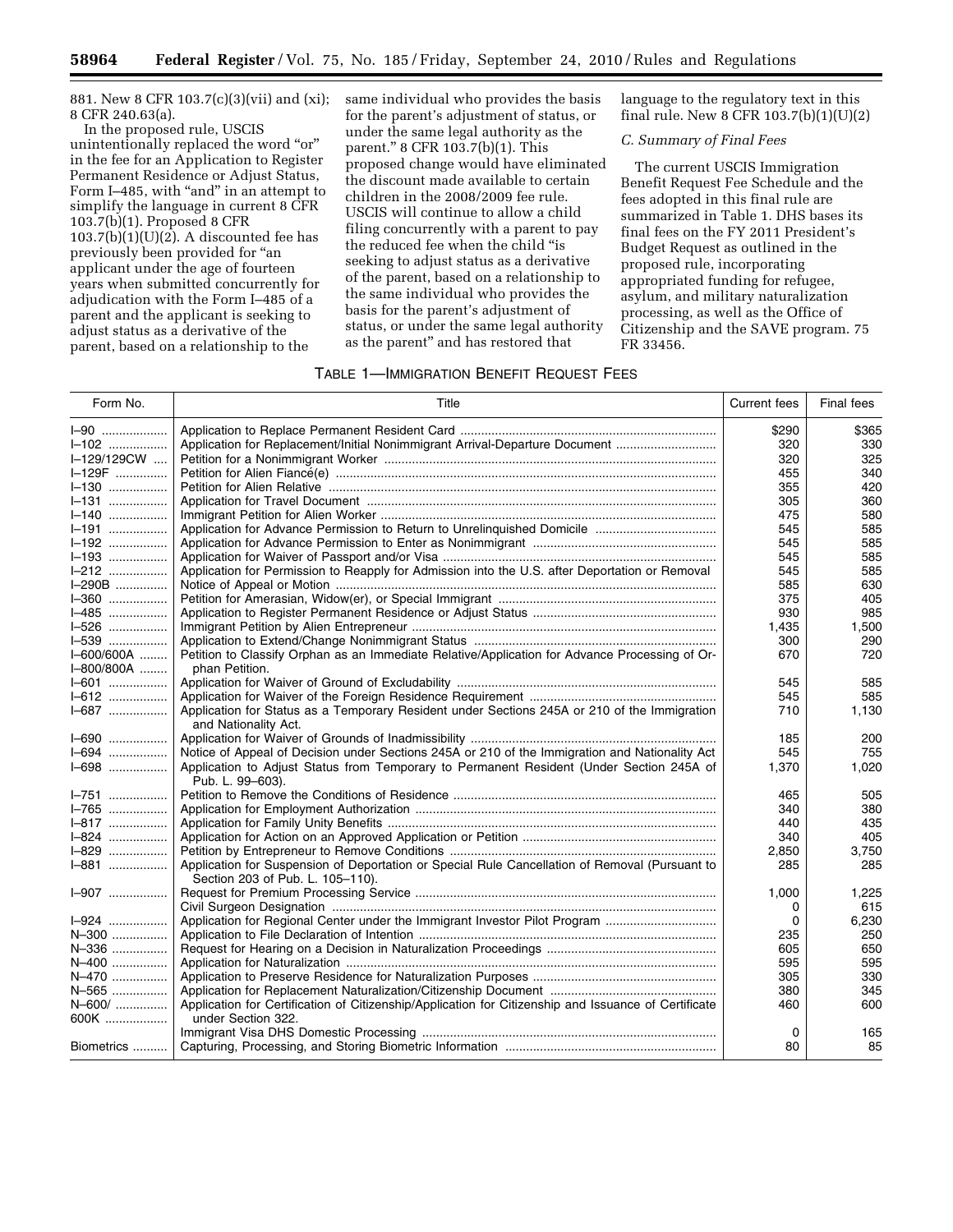881. New 8 CFR 103.7(c)(3)(vii) and (xi); 8 CFR 240.63(a).

In the proposed rule, USCIS unintentionally replaced the word "or" in the fee for an Application to Register Permanent Residence or Adjust Status, Form I–485, with "and" in an attempt to simplify the language in current 8 CFR 103.7(b)(1). Proposed 8 CFR 103.7(b)(1)(U)(2). A discounted fee has previously been provided for "an applicant under the age of fourteen years when submitted concurrently for adjudication with the Form I–485 of a parent and the applicant is seeking to adjust status as a derivative of the parent, based on a relationship to the same individual who provides the basis for the parent's adjustment of status, or under the same legal authority as the parent." 8 CFR 103.7(b)(1). This proposed change would have eliminated the discount made available to certain children in the 2008/2009 fee rule. USCIS will continue to allow a child filing concurrently with a parent to pay the reduced fee when the child "is seeking to adjust status as a derivative of the parent, based on a relationship to the same individual who provides the basis for the parent's adjustment of status, or under the same legal authority as the parent" and has restored that language to the regulatory text in this final rule. New 8 CFR 103.7(b)(1)(U)(2)

### C. Summary of Final Fees

The current USCIS Immigration Benefit Request Fee Schedule and the fees adopted in this final rule are summarized in Table 1. DHS bases its final fees on the FY 2011 President's Budget Request as outlined in the proposed rule, incorporating appropriated funding for refugee, asylum, and military naturalization processing, as well as the Office of Citizenship and the SAVE program. 75 FR 33456.

TABLE 1—IMMIGRATION BENEFIT REQUEST FEES

| Form No. | Title | Current fees | Final fees |
|---|---|---|---|
| I–90 | Application to Replace Permanent Resident Card | $290 | $365 |
| I–102 | Application for Replacement/Initial Nonimmigrant Arrival-Departure Document | 320 | 330 |
| I–129/129CW | Petition for a Nonimmigrant Worker | 320 | 325 |
| I–129F | Petition for Alien Fiancé(e) | 455 | 340 |
| I–130 | Petition for Alien Relative | 355 | 420 |
| I–131 | Application for Travel Document | 305 | 360 |
| I–140 | Immigrant Petition for Alien Worker | 475 | 580 |
| I–191 | Application for Advance Permission to Return to Unrelinquished Domicile | 545 | 585 |
| I–192 | Application for Advance Permission to Enter as Nonimmigrant | 545 | 585 |
| I–193 | Application for Waiver of Passport and/or Visa | 545 | 585 |
| I–212 | Application for Permission to Reapply for Admission into the U.S. after Deportation or Removal | 545 | 585 |
| I–290B | Notice of Appeal or Motion | 585 | 630 |
| I–360 | Petition for Amerasian, Widow(er), or Special Immigrant | 375 | 405 |
| I–485 | Application to Register Permanent Residence or Adjust Status | 930 | 985 |
| I–526 | Immigrant Petition by Alien Entrepreneur | 1,435 | 1,500 |
| I–539 | Application to Extend/Change Nonimmigrant Status | 300 | 290 |
| I–600/600A I–800/800A | Petition to Classify Orphan as an Immediate Relative/Application for Advance Processing of Orphan Petition. | 670 | 720 |
| I–601 | Application for Waiver of Ground of Excludability | 545 | 585 |
| I–612 | Application for Waiver of the Foreign Residence Requirement | 545 | 585 |
| I–687 | Application for Status as a Temporary Resident under Sections 245A or 210 of the Immigration and Nationality Act. | 710 | 1,130 |
| I–690 | Application for Waiver of Grounds of Inadmissibility | 185 | 200 |
| I–694 | Notice of Appeal of Decision under Sections 245A or 210 of the Immigration and Nationality Act | 545 | 755 |
| I–698 | Application to Adjust Status from Temporary to Permanent Resident (Under Section 245A of Pub. L. 99–603). | 1,370 | 1,020 |
| I–751 | Petition to Remove the Conditions of Residence | 465 | 505 |
| I–765 | Application for Employment Authorization | 340 | 380 |
| I–817 | Application for Family Unity Benefits | 440 | 435 |
| I–824 | Application for Action on an Approved Application or Petition | 340 | 405 |
| I–829 | Petition by Entrepreneur to Remove Conditions | 2,850 | 3,750 |
| I–881 | Application for Suspension of Deportation or Special Rule Cancellation of Removal (Pursuant to Section 203 of Pub. L. 105–110). | 285 | 285 |
| I–907 | Request for Premium Processing Service | 1,000 | 1,225 |
| | Civil Surgeon Designation | 0 | 615 |
| I–924 | Application for Regional Center under the Immigrant Investor Pilot Program | 0 | 6,230 |
| N–300 | Application to File Declaration of Intention | 235 | 250 |
| N–336 | Request for Hearing on a Decision in Naturalization Proceedings | 605 | 650 |
| N–400 | Application for Naturalization | 595 | 595 |
| N–470 | Application to Preserve Residence for Naturalization Purposes | 305 | 330 |
| N–565 | Application for Replacement Naturalization/Citizenship Document | 380 | 345 |
| N–600/ 600K | Application for Certification of Citizenship/Application for Citizenship and Issuance of Certificate under Section 322. | 460 | 600 |
| | Immigrant Visa DHS Domestic Processing | 0 | 165 |
| Biometrics | Capturing, Processing, and Storing Biometric Information | 80 | 85 |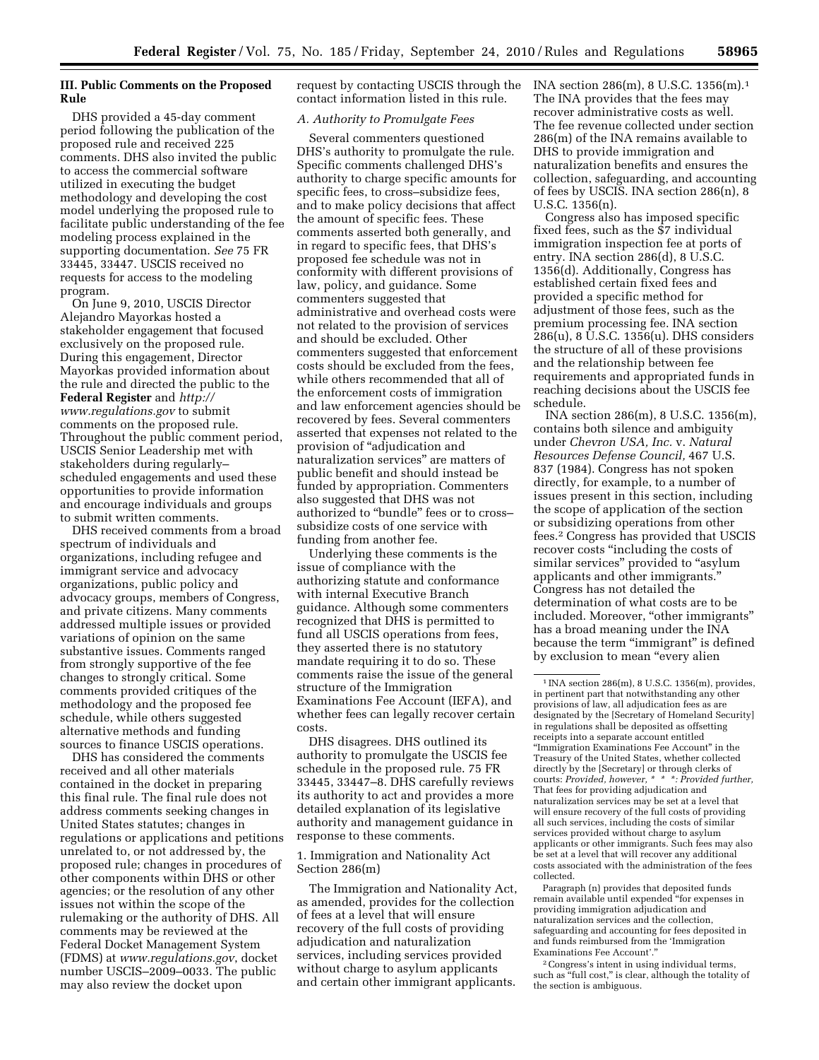## III. Public Comments on the Proposed Rule

DHS provided a 45-day comment period following the publication of the proposed rule and received 225 comments. DHS also invited the public to access the commercial software utilized in executing the budget methodology and developing the cost model underlying the proposed rule to facilitate public understanding of the fee modeling process explained in the supporting documentation. *See* 75 FR 33445, 33447. USCIS received no requests for access to the modeling program.

On June 9, 2010, USCIS Director Alejandro Mayorkas hosted a stakeholder engagement that focused exclusively on the proposed rule. During this engagement, Director Mayorkas provided information about the rule and directed the public to the **Federal Register** and *http://www.regulations.gov* to submit comments on the proposed rule. Throughout the public comment period, USCIS Senior Leadership met with stakeholders during regularly–scheduled engagements and used these opportunities to provide information and encourage individuals and groups to submit written comments.

DHS received comments from a broad spectrum of individuals and organizations, including refugee and immigrant service and advocacy organizations, public policy and advocacy groups, members of Congress, and private citizens. Many comments addressed multiple issues or provided variations of opinion on the same substantive issues. Comments ranged from strongly supportive of the fee changes to strongly critical. Some comments provided critiques of the methodology and the proposed fee schedule, while others suggested alternative methods and funding sources to finance USCIS operations.

DHS has considered the comments received and all other materials contained in the docket in preparing this final rule. The final rule does not address comments seeking changes in United States statutes; changes in regulations or applications and petitions unrelated to, or not addressed by, the proposed rule; changes in procedures of other components within DHS or other agencies; or the resolution of any other issues not within the scope of the rulemaking or the authority of DHS. All comments may be reviewed at the Federal Docket Management System (FDMS) at *www.regulations.gov*, docket number USCIS–2009–0033. The public may also review the docket upon request by contacting USCIS through the contact information listed in this rule.

### *A. Authority to Promulgate Fees*

Several commenters questioned DHS's authority to promulgate the rule. Specific comments challenged DHS's authority to charge specific amounts for specific fees, to cross–subsidize fees, and to make policy decisions that affect the amount of specific fees. These comments asserted both generally, and in regard to specific fees, that DHS's proposed fee schedule was not in conformity with different provisions of law, policy, and guidance. Some commenters suggested that administrative and overhead costs were not related to the provision of services and should be excluded. Other commenters suggested that enforcement costs should be excluded from the fees, while others recommended that all of the enforcement costs of immigration and law enforcement agencies should be recovered by fees. Several commenters asserted that expenses not related to the provision of "adjudication and naturalization services" are matters of public benefit and should instead be funded by appropriation. Commenters also suggested that DHS was not authorized to "bundle" fees or to cross–subsidize costs of one service with funding from another fee.

Underlying these comments is the issue of compliance with the authorizing statute and conformance with internal Executive Branch guidance. Although some commenters recognized that DHS is permitted to fund all USCIS operations from fees, they asserted there is no statutory mandate requiring it to do so. These comments raise the issue of the general structure of the Immigration Examinations Fee Account (IEFA), and whether fees can legally recover certain costs.

DHS disagrees. DHS outlined its authority to promulgate the USCIS fee schedule in the proposed rule. 75 FR 33445, 33447–8. DHS carefully reviews its authority to act and provides a more detailed explanation of its legislative authority and management guidance in response to these comments.

#### 1. Immigration and Nationality Act Section 286(m)

The Immigration and Nationality Act, as amended, provides for the collection of fees at a level that will ensure recovery of the full costs of providing adjudication and naturalization services, including services provided without charge to asylum applicants and certain other immigrant applicants. INA section 286(m), 8 U.S.C. 1356(m).[1] The INA provides that the fees may recover administrative costs as well. The fee revenue collected under section 286(m) of the INA remains available to DHS to provide immigration and naturalization benefits and ensures the collection, safeguarding, and accounting of fees by USCIS. INA section 286(n), 8 U.S.C. 1356(n).

Congress also has imposed specific fixed fees, such as the $7 individual immigration inspection fee at ports of entry. INA section 286(d), 8 U.S.C. 1356(d). Additionally, Congress has established certain fixed fees and provided a specific method for adjustment of those fees, such as the premium processing fee. INA section 286(u), 8 U.S.C. 1356(u). DHS considers the structure of all of these provisions and the relationship between fee requirements and appropriated funds in reaching decisions about the USCIS fee schedule.

INA section 286(m), 8 U.S.C. 1356(m), contains both silence and ambiguity under *Chevron USA, Inc.* v. *Natural Resources Defense Council,* 467 U.S. 837 (1984). Congress has not spoken directly, for example, to a number of issues present in this section, including the scope of application of the section or subsidizing operations from other fees.[2] Congress has provided that USCIS recover costs "including the costs of similar services" provided to "asylum applicants and other immigrants." Congress has not detailed the determination of what costs are to be included. Moreover, "other immigrants" has a broad meaning under the INA because the term "immigrant" is defined by exclusion to mean "every alien

---

[1] INA section 286(m), 8 U.S.C. 1356(m), provides, in pertinent part that notwithstanding any other provisions of law, all adjudication fees as are designated by the [Secretary of Homeland Security] in regulations shall be deposited as offsetting receipts into a separate account entitled "Immigration Examinations Fee Account" in the Treasury of the United States, whether collected directly by the [Secretary] or through clerks of courts: *Provided, however, * * *: Provided further,* That fees for providing adjudication and naturalization services may be set at a level that will ensure recovery of the full costs of providing all such services, including the costs of similar services provided without charge to asylum applicants or other immigrants. Such fees may also be set at a level that will recover any additional costs associated with the administration of the fees collected.

Paragraph (n) provides that deposited funds remain available until expended "for expenses in providing immigration adjudication and naturalization services and the collection, safeguarding and accounting for fees deposited in and funds reimbursed from the 'Immigration Examinations Fee Account'."

[2] Congress's intent in using individual terms, such as "full cost," is clear, although the totality of the section is ambiguous.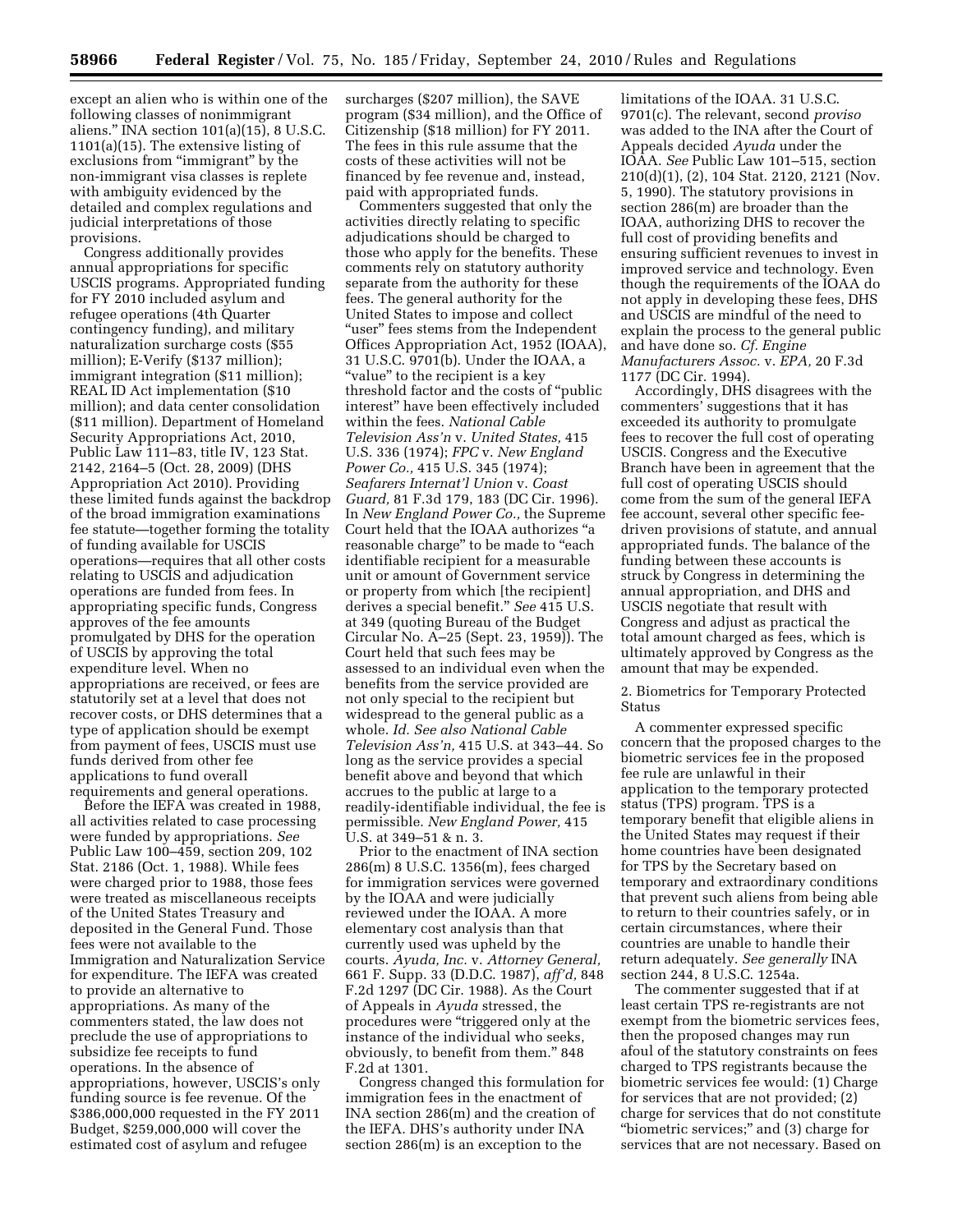except an alien who is within one of the following classes of nonimmigrant aliens." INA section 101(a)(15), 8 U.S.C. 1101(a)(15). The extensive listing of exclusions from "immigrant" by the non-immigrant visa classes is replete with ambiguity evidenced by the detailed and complex regulations and judicial interpretations of those provisions.

Congress additionally provides annual appropriations for specific USCIS programs. Appropriated funding for FY 2010 included asylum and refugee operations (4th Quarter contingency funding), and military naturalization surcharge costs ($55 million); E-Verify ($137 million); immigrant integration ($11 million); REAL ID Act implementation ($10 million); and data center consolidation ($11 million). Department of Homeland Security Appropriations Act, 2010, Public Law 111–83, title IV, 123 Stat. 2142, 2164–5 (Oct. 28, 2009) (DHS Appropriation Act 2010). Providing these limited funds against the backdrop of the broad immigration examinations fee statute—together forming the totality of funding available for USCIS operations—requires that all other costs relating to USCIS and adjudication operations are funded from fees. In appropriating specific funds, Congress approves of the fee amounts promulgated by DHS for the operation of USCIS by approving the total expenditure level. When no appropriations are received, or fees are statutorily set at a level that does not recover costs, or DHS determines that a type of application should be exempt from payment of fees, USCIS must use funds derived from other fee applications to fund overall requirements and general operations.

Before the IEFA was created in 1988, all activities related to case processing were funded by appropriations. *See* Public Law 100–459, section 209, 102 Stat. 2186 (Oct. 1, 1988). While fees were charged prior to 1988, those fees were treated as miscellaneous receipts of the United States Treasury and deposited in the General Fund. Those fees were not available to the Immigration and Naturalization Service for expenditure. The IEFA was created to provide an alternative to appropriations. As many of the commenters stated, the law does not preclude the use of appropriations to subsidize fee receipts to fund operations. In the absence of appropriations, however, USCIS's only funding source is fee revenue. Of the $386,000,000 requested in the FY 2011 Budget, $259,000,000 will cover the estimated cost of asylum and refugee surcharges ($207 million), the SAVE program ($34 million), and the Office of Citizenship ($18 million) for FY 2011. The fees in this rule assume that the costs of these activities will not be financed by fee revenue and, instead, paid with appropriated funds.

Commenters suggested that only the activities directly relating to specific adjudications should be charged to those who apply for the benefits. These comments rely on statutory authority separate from the authority for these fees. The general authority for the United States to impose and collect "user" fees stems from the Independent Offices Appropriation Act, 1952 (IOAA), 31 U.S.C. 9701(b). Under the IOAA, a "value" to the recipient is a key threshold factor and the costs of "public interest" have been effectively included within the fees. *National Cable Television Ass'n* v. *United States,* 415 U.S. 336 (1974); *FPC* v. *New England Power Co.,* 415 U.S. 345 (1974); *Seafarers Internat'l Union* v. *Coast Guard,* 81 F.3d 179, 183 (DC Cir. 1996). In *New England Power Co.,* the Supreme Court held that the IOAA authorizes "a reasonable charge" to be made to "each identifiable recipient for a measurable unit or amount of Government service or property from which [the recipient] derives a special benefit." *See* 415 U.S. at 349 (quoting Bureau of the Budget Circular No. A–25 (Sept. 23, 1959)). The Court held that such fees may be assessed to an individual even when the benefits from the service provided are not only special to the recipient but widespread to the general public as a whole. *Id. See also National Cable Television Ass'n,* 415 U.S. at 343–44. So long as the service provides a special benefit above and beyond that which accrues to the public at large to a readily-identifiable individual, the fee is permissible. *New England Power,* 415 U.S. at 349–51 & n. 3.

Prior to the enactment of INA section 286(m) 8 U.S.C. 1356(m), fees charged for immigration services were governed by the IOAA and were judicially reviewed under the IOAA. A more elementary cost analysis than that currently used was upheld by the courts. *Ayuda, Inc.* v. *Attorney General,* 661 F. Supp. 33 (D.D.C. 1987), *aff'd,* 848 F.2d 1297 (DC Cir. 1988). As the Court of Appeals in *Ayuda* stressed, the procedures were "triggered only at the instance of the individual who seeks, obviously, to benefit from them." 848 F.2d at 1301.

Congress changed this formulation for immigration fees in the enactment of INA section 286(m) and the creation of the IEFA. DHS's authority under INA section 286(m) is an exception to the limitations of the IOAA. 31 U.S.C. 9701(c). The relevant, second *proviso* was added to the INA after the Court of Appeals decided *Ayuda* under the IOAA. *See* Public Law 101–515, section 210(d)(1), (2), 104 Stat. 2120, 2121 (Nov. 5, 1990). The statutory provisions in section 286(m) are broader than the IOAA, authorizing DHS to recover the full cost of providing benefits and ensuring sufficient revenues to invest in improved service and technology. Even though the requirements of the IOAA do not apply in developing these fees, DHS and USCIS are mindful of the need to explain the process to the general public and have done so. *Cf. Engine Manufacturers Assoc.* v. *EPA,* 20 F.3d 1177 (DC Cir. 1994).

Accordingly, DHS disagrees with the commenters' suggestions that it has exceeded its authority to promulgate fees to recover the full cost of operating USCIS. Congress and the Executive Branch have been in agreement that the full cost of operating USCIS should come from the sum of the general IEFA fee account, several other specific fee-driven provisions of statute, and annual appropriated funds. The balance of the funding between these accounts is struck by Congress in determining the annual appropriation, and DHS and USCIS negotiate that result with Congress and adjust as practical the total amount charged as fees, which is ultimately approved by Congress as the amount that may be expended.

2. Biometrics for Temporary Protected Status

A commenter expressed specific concern that the proposed charges to the biometric services fee in the proposed fee rule are unlawful in their application to the temporary protected status (TPS) program. TPS is a temporary benefit that eligible aliens in the United States may request if their home countries have been designated for TPS by the Secretary based on temporary and extraordinary conditions that prevent such aliens from being able to return to their countries safely, or in certain circumstances, where their countries are unable to handle their return adequately. *See generally* INA section 244, 8 U.S.C. 1254a.

The commenter suggested that if at least certain TPS re-registrants are not exempt from the biometric services fees, then the proposed changes may run afoul of the statutory constraints on fees charged to TPS registrants because the biometric services fee would: (1) Charge for services that are not provided; (2) charge for services that do not constitute "biometric services;" and (3) charge for services that are not necessary. Based on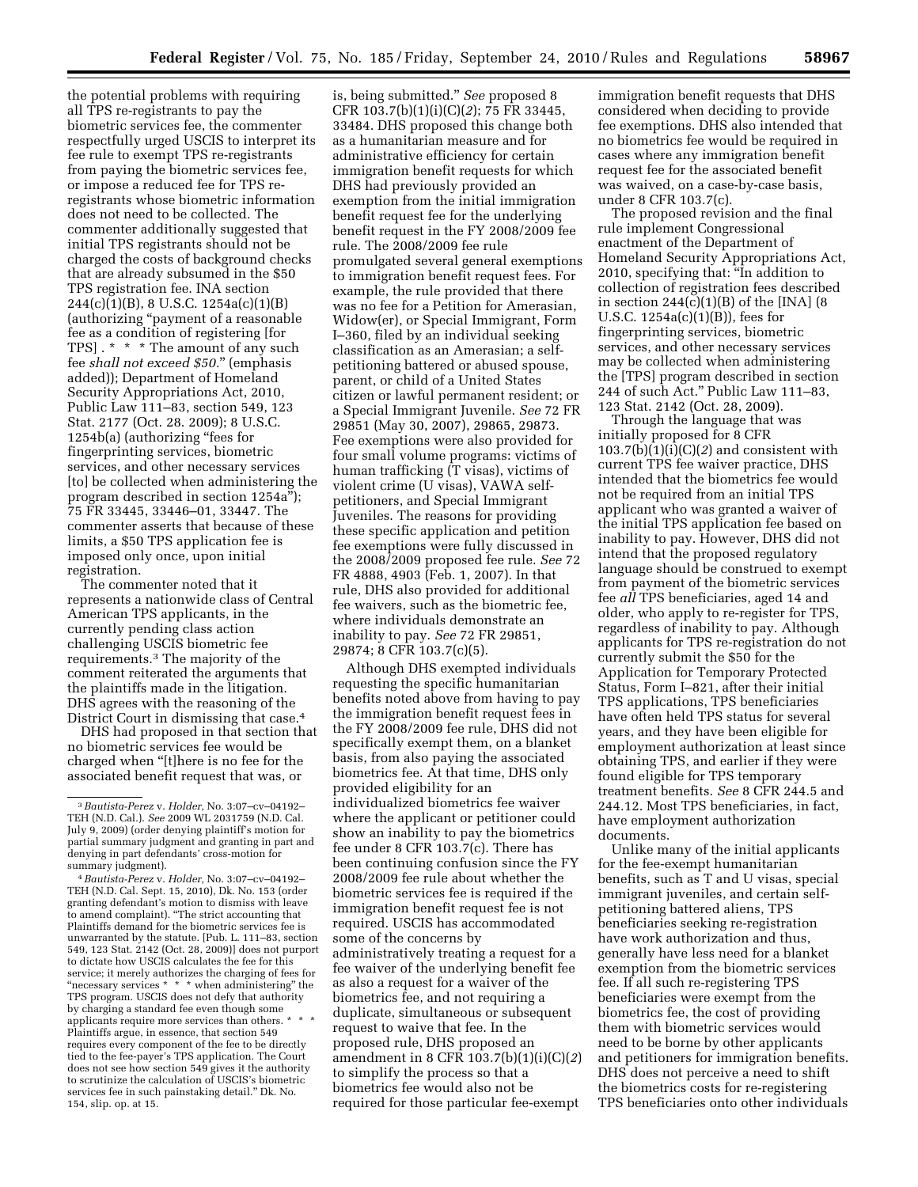the potential problems with requiring all TPS re-registrants to pay the biometric services fee, the commenter respectfully urged USCIS to interpret its fee rule to exempt TPS re-registrants from paying the biometric services fee, or impose a reduced fee for TPS re-registrants whose biometric information does not need to be collected. The commenter additionally suggested that initial TPS registrants should not be charged the costs of background checks that are already subsumed in the $50 TPS registration fee. INA section 244(c)(1)(B), 8 U.S.C. 1254a(c)(1)(B) (authorizing "payment of a reasonable fee as a condition of registering [for TPS] . * * * The amount of any such fee *shall not exceed $50.*" (emphasis added)); Department of Homeland Security Appropriations Act, 2010, Public Law 111–83, section 549, 123 Stat. 2177 (Oct. 28. 2009); 8 U.S.C. 1254b(a) (authorizing "fees for fingerprinting services, biometric services, and other necessary services [to] be collected when administering the program described in section 1254a"); 75 FR 33445, 33446–01, 33447. The commenter asserts that because of these limits, a $50 TPS application fee is imposed only once, upon initial registration.

The commenter noted that it represents a nationwide class of Central American TPS applicants, in the currently pending class action challenging USCIS biometric fee requirements.[3] The majority of the comment reiterated the arguments that the plaintiffs made in the litigation. DHS agrees with the reasoning of the District Court in dismissing that case.[4]

DHS had proposed in that section that no biometric services fee would be charged when "[t]here is no fee for the associated benefit request that was, or is, being submitted." *See* proposed 8 CFR 103.7(b)(1)(i)(C)(*2*); 75 FR 33445, 33484. DHS proposed this change both as a humanitarian measure and for administrative efficiency for certain immigration benefit requests for which DHS had previously provided an exemption from the initial immigration benefit request fee for the underlying benefit request in the FY 2008/2009 fee rule. The 2008/2009 fee rule promulgated several general exemptions to immigration benefit request fees. For example, the rule provided that there was no fee for a Petition for Amerasian, Widow(er), or Special Immigrant, Form I–360, filed by an individual seeking classification as an Amerasian; a self-petitioning battered or abused spouse, parent, or child of a United States citizen or lawful permanent resident; or a Special Immigrant Juvenile. *See* 72 FR 29851 (May 30, 2007), 29865, 29873. Fee exemptions were also provided for four small volume programs: victims of human trafficking (T visas), victims of violent crime (U visas), VAWA self-petitioners, and Special Immigrant Juveniles. The reasons for providing these specific application and petition fee exemptions were fully discussed in the 2008/2009 proposed fee rule. *See* 72 FR 4888, 4903 (Feb. 1, 2007). In that rule, DHS also provided for additional fee waivers, such as the biometric fee, where individuals demonstrate an inability to pay. *See* 72 FR 29851, 29874; 8 CFR 103.7(c)(5).

Although DHS exempted individuals requesting the specific humanitarian benefits noted above from having to pay the immigration benefit request fees in the FY 2008/2009 fee rule, DHS did not specifically exempt them, on a blanket basis, from also paying the associated biometrics fee. At that time, DHS only provided eligibility for an individualized biometrics fee waiver where the applicant or petitioner could show an inability to pay the biometrics fee under 8 CFR 103.7(c). There has been continuing confusion since the FY 2008/2009 fee rule about whether the biometric services fee is required if the immigration benefit request fee is not required. USCIS has accommodated some of the concerns by administratively treating a request for a fee waiver of the underlying benefit fee as also a request for a waiver of the biometrics fee, and not requiring a duplicate, simultaneous or subsequent request to waive that fee. In the proposed rule, DHS proposed an amendment in 8 CFR 103.7(b)(1)(i)(C)(*2*) to simplify the process so that a biometrics fee would also not be required for those particular fee-exempt immigration benefit requests that DHS considered when deciding to provide fee exemptions. DHS also intended that no biometrics fee would be required in cases where any immigration benefit request fee for the associated benefit was waived, on a case-by-case basis, under 8 CFR 103.7(c).

The proposed revision and the final rule implement Congressional enactment of the Department of Homeland Security Appropriations Act, 2010, specifying that: "In addition to collection of registration fees described in section 244(c)(1)(B) of the [INA] (8 U.S.C. 1254a(c)(1)(B)), fees for fingerprinting services, biometric services, and other necessary services may be collected when administering the [TPS] program described in section 244 of such Act." Public Law 111–83, 123 Stat. 2142 (Oct. 28, 2009).

Through the language that was initially proposed for 8 CFR 103.7(b)(1)(i)(C)(*2*) and consistent with current TPS fee waiver practice, DHS intended that the biometrics fee would not be required from an initial TPS applicant who was granted a waiver of the initial TPS application fee based on inability to pay. However, DHS did not intend that the proposed regulatory language should be construed to exempt from payment of the biometric services fee *all* TPS beneficiaries, aged 14 and older, who apply to re-register for TPS, regardless of inability to pay. Although applicants for TPS re-registration do not currently submit the $50 for the Application for Temporary Protected Status, Form I–821, after their initial TPS applications, TPS beneficiaries have often held TPS status for several years, and they have been eligible for employment authorization at least since obtaining TPS, and earlier if they were found eligible for TPS temporary treatment benefits. *See* 8 CFR 244.5 and 244.12. Most TPS beneficiaries, in fact, have employment authorization documents.

Unlike many of the initial applicants for the fee-exempt humanitarian benefits, such as T and U visas, special immigrant juveniles, and certain self-petitioning battered aliens, TPS beneficiaries seeking re-registration have work authorization and thus, generally have less need for a blanket exemption from the biometric services fee. If all such re-registering TPS beneficiaries were exempt from the biometrics fee, the cost of providing them with biometric services would need to be borne by other applicants and petitioners for immigration benefits. DHS does not perceive a need to shift the biometrics costs for re-registering TPS beneficiaries onto other individuals

---

[3] *Bautista-Perez* v. *Holder,* No. 3:07–cv–04192–TEH (N.D. Cal.). *See* 2009 WL 2031759 (N.D. Cal. July 9, 2009) (order denying plaintiff's motion for partial summary judgment and granting in part and denying in part defendants' cross-motion for summary judgment).

[4] *Bautista-Perez* v. *Holder,* No. 3:07–cv–04192–TEH (N.D. Cal. Sept. 15, 2010), Dk. No. 153 (order granting defendant's motion to dismiss with leave to amend complaint). "The strict accounting that Plaintiffs demand for the biometric services fee is unwarranted by the statute. [Pub. L. 111–83, section 549, 123 Stat. 2142 (Oct. 28, 2009)] does not purport to dictate how USCIS calculates the fee for this service; it merely authorizes the charging of fees for "necessary services * * * when administering" the TPS program. USCIS does not defy that authority by charging a standard fee even though some applicants require more services than others. * * * Plaintiffs argue, in essence, that section 549 requires every component of the fee to be directly tied to the fee-payer's TPS application. The Court does not see how section 549 gives it the authority to scrutinize the calculation of USCIS's biometric services fee in such painstaking detail." Dk. No. 154, slip. op. at 15.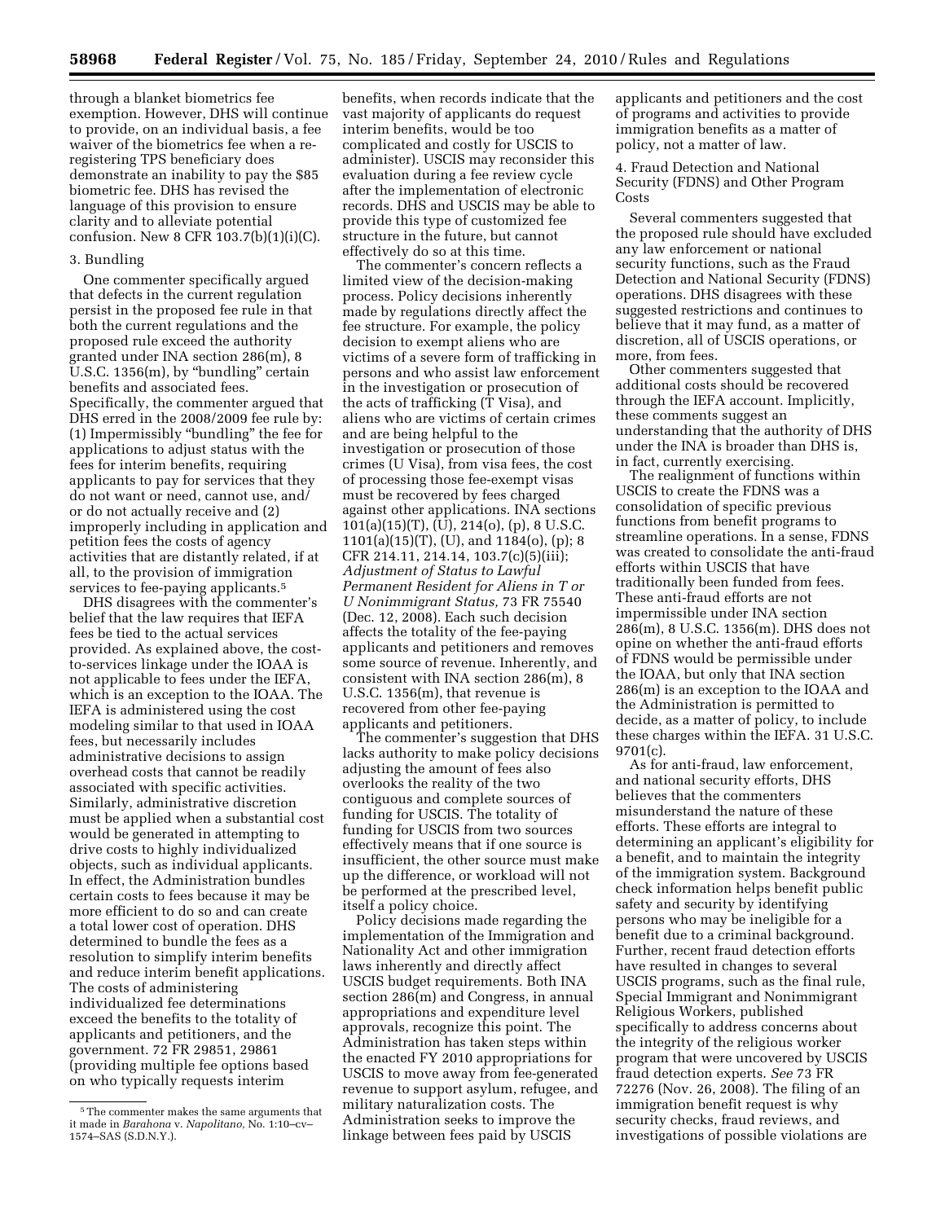through a blanket biometrics fee exemption. However, DHS will continue to provide, on an individual basis, a fee waiver of the biometrics fee when a re-registering TPS beneficiary does demonstrate an inability to pay the $85 biometric fee. DHS has revised the language of this provision to ensure clarity and to alleviate potential confusion. New 8 CFR 103.7(b)(1)(i)(C).

### 3. Bundling

One commenter specifically argued that defects in the current regulation persist in the proposed fee rule in that both the current regulations and the proposed rule exceed the authority granted under INA section 286(m), 8 U.S.C. 1356(m), by "bundling" certain benefits and associated fees. Specifically, the commenter argued that DHS erred in the 2008/2009 fee rule by: (1) Impermissibly "bundling" the fee for applications to adjust status with the fees for interim benefits, requiring applicants to pay for services that they do not want or need, cannot use, and/or do not actually receive and (2) improperly including in application and petition fees the costs of agency activities that are distantly related, if at all, to the provision of immigration services to fee-paying applicants.[5]

DHS disagrees with the commenter's belief that the law requires that IEFA fees be tied to the actual services provided. As explained above, the cost-to-services linkage under the IOAA is not applicable to fees under the IEFA, which is an exception to the IOAA. The IEFA is administered using the cost modeling similar to that used in IOAA fees, but necessarily includes administrative decisions to assign overhead costs that cannot be readily associated with specific activities. Similarly, administrative discretion must be applied when a substantial cost would be generated in attempting to drive costs to highly individualized objects, such as individual applicants. In effect, the Administration bundles certain costs to fees because it may be more efficient to do so and can create a total lower cost of operation. DHS determined to bundle the fees as a resolution to simplify interim benefits and reduce interim benefit applications. The costs of administering individualized fee determinations exceed the benefits to the totality of applicants and petitioners, and the government. 72 FR 29851, 29861 (providing multiple fee options based on who typically requests interim benefits, when records indicate that the vast majority of applicants do request interim benefits, would be too complicated and costly for USCIS to administer). USCIS may reconsider this evaluation during a fee review cycle after the implementation of electronic records. DHS and USCIS may be able to provide this type of customized fee structure in the future, but cannot effectively do so at this time.

The commenter's concern reflects a limited view of the decision-making process. Policy decisions inherently made by regulations directly affect the fee structure. For example, the policy decision to exempt aliens who are victims of a severe form of trafficking in persons and who assist law enforcement in the investigation or prosecution of the acts of trafficking (T Visa), and aliens who are victims of certain crimes and are being helpful to the investigation or prosecution of those crimes (U Visa), from visa fees, the cost of processing those fee-exempt visas must be recovered by fees charged against other applications. INA sections 101(a)(15)(T), (U), 214(o), (p), 8 U.S.C. 1101(a)(15)(T), (U), and 1184(o), (p); 8 CFR 214.11, 214.14, 103.7(c)(5)(iii); *Adjustment of Status to Lawful Permanent Resident for Aliens in T or U Nonimmigrant Status,* 73 FR 75540 (Dec. 12, 2008). Each such decision affects the totality of the fee-paying applicants and petitioners and removes some source of revenue. Inherently, and consistent with INA section 286(m), 8 U.S.C. 1356(m), that revenue is recovered from other fee-paying applicants and petitioners.

The commenter's suggestion that DHS lacks authority to make policy decisions adjusting the amount of fees also overlooks the reality of the two contiguous and complete sources of funding for USCIS. The totality of funding for USCIS from two sources effectively means that if one source is insufficient, the other source must make up the difference, or workload will not be performed at the prescribed level, itself a policy choice.

Policy decisions made regarding the implementation of the Immigration and Nationality Act and other immigration laws inherently and directly affect USCIS budget requirements. Both INA section 286(m) and Congress, in annual appropriations and expenditure level approvals, recognize this point. The Administration has taken steps within the enacted FY 2010 appropriations for USCIS to move away from fee-generated revenue to support asylum, refugee, and military naturalization costs. The Administration seeks to improve the linkage between fees paid by USCIS applicants and petitioners and the cost of programs and activities to provide immigration benefits as a matter of policy, not a matter of law.

### 4. Fraud Detection and National Security (FDNS) and Other Program Costs

Several commenters suggested that the proposed rule should have excluded any law enforcement or national security functions, such as the Fraud Detection and National Security (FDNS) operations. DHS disagrees with these suggested restrictions and continues to believe that it may fund, as a matter of discretion, all of USCIS operations, or more, from fees.

Other commenters suggested that additional costs should be recovered through the IEFA account. Implicitly, these comments suggest an understanding that the authority of DHS under the INA is broader than DHS is, in fact, currently exercising.

The realignment of functions within USCIS to create the FDNS was a consolidation of specific previous functions from benefit programs to streamline operations. In a sense, FDNS was created to consolidate the anti-fraud efforts within USCIS that have traditionally been funded from fees. These anti-fraud efforts are not impermissible under INA section 286(m), 8 U.S.C. 1356(m). DHS does not opine on whether the anti-fraud efforts of FDNS would be permissible under the IOAA, but only that INA section 286(m) is an exception to the IOAA and the Administration is permitted to decide, as a matter of policy, to include these charges within the IEFA. 31 U.S.C. 9701(c).

As for anti-fraud, law enforcement, and national security efforts, DHS believes that the commenters misunderstand the nature of these efforts. These efforts are integral to determining an applicant's eligibility for a benefit, and to maintain the integrity of the immigration system. Background check information helps benefit public safety and security by identifying persons who may be ineligible for a benefit due to a criminal background. Further, recent fraud detection efforts have resulted in changes to several USCIS programs, such as the final rule, Special Immigrant and Nonimmigrant Religious Workers, published specifically to address concerns about the integrity of the religious worker program that were uncovered by USCIS fraud detection experts. *See* 73 FR 72276 (Nov. 26, 2008). The filing of an immigration benefit request is why security checks, fraud reviews, and investigations of possible violations are

[5] The commenter makes the same arguments that it made in *Barahona* v. *Napolitano,* No. 1:10–cv–1574–SAS (S.D.N.Y.).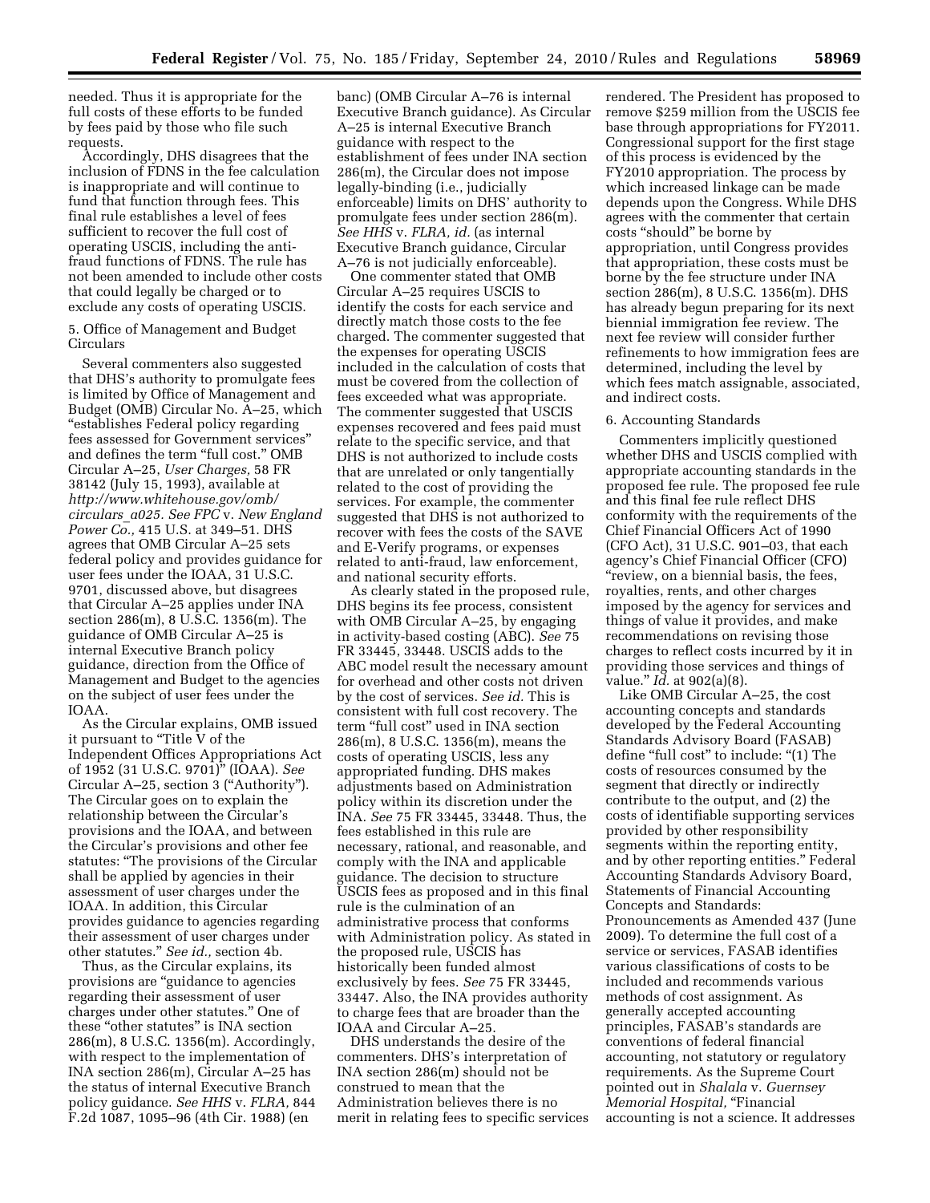needed. Thus it is appropriate for the full costs of these efforts to be funded by fees paid by those who file such requests.

Accordingly, DHS disagrees that the inclusion of FDNS in the fee calculation is inappropriate and will continue to fund that function through fees. This final rule establishes a level of fees sufficient to recover the full cost of operating USCIS, including the anti-fraud functions of FDNS. The rule has not been amended to include other costs that could legally be charged or to exclude any costs of operating USCIS.

5. Office of Management and Budget Circulars

Several commenters also suggested that DHS's authority to promulgate fees is limited by Office of Management and Budget (OMB) Circular No. A–25, which "establishes Federal policy regarding fees assessed for Government services" and defines the term "full cost." OMB Circular A–25, *User Charges,* 58 FR 38142 (July 15, 1993), available at *http://www.whitehouse.gov/omb/circulars_a025. See FPC* v. *New England Power Co.,* 415 U.S. at 349–51. DHS agrees that OMB Circular A–25 sets federal policy and provides guidance for user fees under the IOAA, 31 U.S.C. 9701, discussed above, but disagrees that Circular A–25 applies under INA section 286(m), 8 U.S.C. 1356(m). The guidance of OMB Circular A–25 is internal Executive Branch policy guidance, direction from the Office of Management and Budget to the agencies on the subject of user fees under the IOAA.

As the Circular explains, OMB issued it pursuant to "Title V of the Independent Offices Appropriations Act of 1952 (31 U.S.C. 9701)" (IOAA). *See* Circular A–25, section 3 ("Authority"). The Circular goes on to explain the relationship between the Circular's provisions and the IOAA, and between the Circular's provisions and other fee statutes: "The provisions of the Circular shall be applied by agencies in their assessment of user charges under the IOAA. In addition, this Circular provides guidance to agencies regarding their assessment of user charges under other statutes." *See id.,* section 4b.

Thus, as the Circular explains, its provisions are "guidance to agencies regarding their assessment of user charges under other statutes." One of these "other statutes" is INA section 286(m), 8 U.S.C. 1356(m). Accordingly, with respect to the implementation of INA section 286(m), Circular A–25 has the status of internal Executive Branch policy guidance. *See HHS* v. *FLRA,* 844 F.2d 1087, 1095–96 (4th Cir. 1988) (en banc) (OMB Circular A–76 is internal Executive Branch guidance). As Circular A–25 is internal Executive Branch guidance with respect to the establishment of fees under INA section 286(m), the Circular does not impose legally-binding (i.e., judicially enforceable) limits on DHS' authority to promulgate fees under section 286(m). *See HHS* v. *FLRA, id.* (as internal Executive Branch guidance, Circular A–76 is not judicially enforceable).

One commenter stated that OMB Circular A–25 requires USCIS to identify the costs for each service and directly match those costs to the fee charged. The commenter suggested that the expenses for operating USCIS included in the calculation of costs that must be covered from the collection of fees exceeded what was appropriate. The commenter suggested that USCIS expenses recovered and fees paid must relate to the specific service, and that DHS is not authorized to include costs that are unrelated or only tangentially related to the cost of providing the services. For example, the commenter suggested that DHS is not authorized to recover with fees the costs of the SAVE and E-Verify programs, or expenses related to anti-fraud, law enforcement, and national security efforts.

As clearly stated in the proposed rule, DHS begins its fee process, consistent with OMB Circular A–25, by engaging in activity-based costing (ABC). *See* 75 FR 33445, 33448. USCIS adds to the ABC model result the necessary amount for overhead and other costs not driven by the cost of services. *See id.* This is consistent with full cost recovery. The term "full cost" used in INA section 286(m), 8 U.S.C. 1356(m), means the costs of operating USCIS, less any appropriated funding. DHS makes adjustments based on Administration policy within its discretion under the INA. *See* 75 FR 33445, 33448. Thus, the fees established in this rule are necessary, rational, and reasonable, and comply with the INA and applicable guidance. The decision to structure USCIS fees as proposed and in this final rule is the culmination of an administrative process that conforms with Administration policy. As stated in the proposed rule, USCIS has historically been funded almost exclusively by fees. *See* 75 FR 33445, 33447. Also, the INA provides authority to charge fees that are broader than the IOAA and Circular A–25.

DHS understands the desire of the commenters. DHS's interpretation of INA section 286(m) should not be construed to mean that the Administration believes there is no merit in relating fees to specific services rendered. The President has proposed to remove $259 million from the USCIS fee base through appropriations for FY2011. Congressional support for the first stage of this process is evidenced by the FY2010 appropriation. The process by which increased linkage can be made depends upon the Congress. While DHS agrees with the commenter that certain costs "should" be borne by appropriation, until Congress provides that appropriation, these costs must be borne by the fee structure under INA section 286(m), 8 U.S.C. 1356(m). DHS has already begun preparing for its next biennial immigration fee review. The next fee review will consider further refinements to how immigration fees are determined, including the level by which fees match assignable, associated, and indirect costs.

6. Accounting Standards

Commenters implicitly questioned whether DHS and USCIS complied with appropriate accounting standards in the proposed fee rule. The proposed fee rule and this final fee rule reflect DHS conformity with the requirements of the Chief Financial Officers Act of 1990 (CFO Act), 31 U.S.C. 901–03, that each agency's Chief Financial Officer (CFO) "review, on a biennial basis, the fees, royalties, rents, and other charges imposed by the agency for services and things of value it provides, and make recommendations on revising those charges to reflect costs incurred by it in providing those services and things of value." *Id.* at 902(a)(8).

Like OMB Circular A–25, the cost accounting concepts and standards developed by the Federal Accounting Standards Advisory Board (FASAB) define "full cost" to include: "(1) The costs of resources consumed by the segment that directly or indirectly contribute to the output, and (2) the costs of identifiable supporting services provided by other responsibility segments within the reporting entity, and by other reporting entities." Federal Accounting Standards Advisory Board, Statements of Financial Accounting Concepts and Standards: Pronouncements as Amended 437 (June 2009). To determine the full cost of a service or services, FASAB identifies various classifications of costs to be included and recommends various methods of cost assignment. As generally accepted accounting principles, FASAB's standards are conventions of federal financial accounting, not statutory or regulatory requirements. As the Supreme Court pointed out in *Shalala* v. *Guernsey Memorial Hospital,* "Financial accounting is not a science. It addresses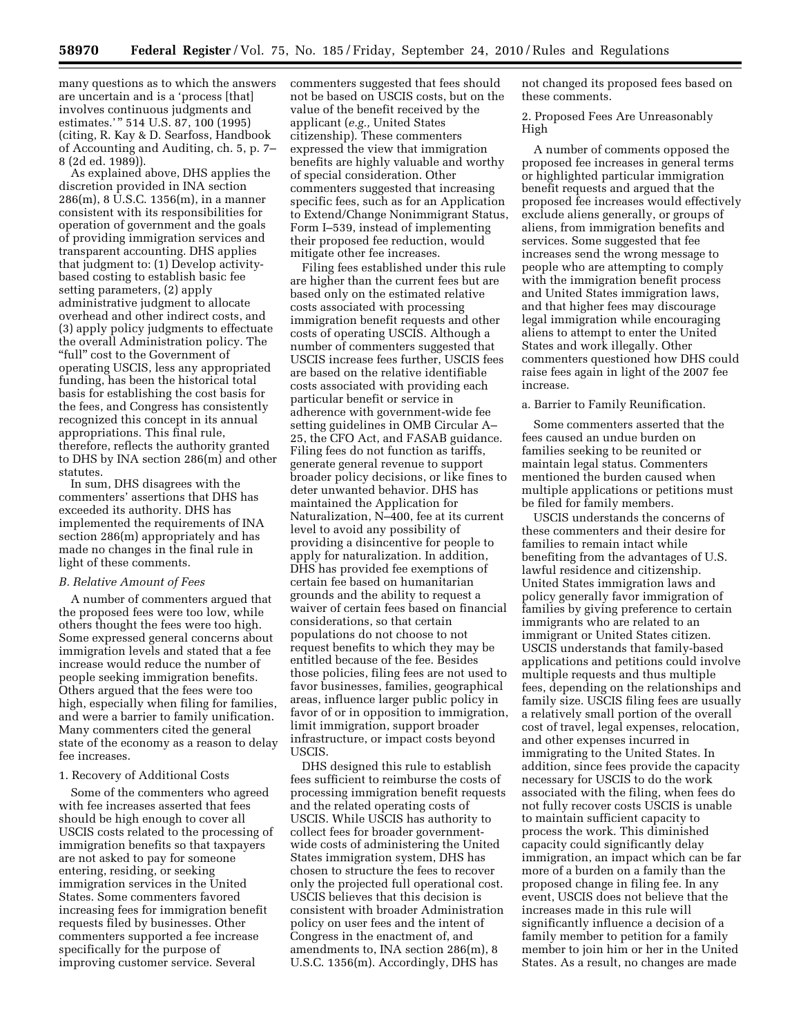many questions as to which the answers are uncertain and is a 'process [that] involves continuous judgments and estimates.' " 514 U.S. 87, 100 (1995) (citing, R. Kay & D. Searfoss, Handbook of Accounting and Auditing, ch. 5, p. 7–8 (2d ed. 1989)).

As explained above, DHS applies the discretion provided in INA section 286(m), 8 U.S.C. 1356(m), in a manner consistent with its responsibilities for operation of government and the goals of providing immigration services and transparent accounting. DHS applies that judgment to: (1) Develop activity-based costing to establish basic fee setting parameters, (2) apply administrative judgment to allocate overhead and other indirect costs, and (3) apply policy judgments to effectuate the overall Administration policy. The "full" cost to the Government of operating USCIS, less any appropriated funding, has been the historical total basis for establishing the cost basis for the fees, and Congress has consistently recognized this concept in its annual appropriations. This final rule, therefore, reflects the authority granted to DHS by INA section 286(m) and other statutes.

In sum, DHS disagrees with the commenters' assertions that DHS has exceeded its authority. DHS has implemented the requirements of INA section 286(m) appropriately and has made no changes in the final rule in light of these comments.

### *B. Relative Amount of Fees*

A number of commenters argued that the proposed fees were too low, while others thought the fees were too high. Some expressed general concerns about immigration levels and stated that a fee increase would reduce the number of people seeking immigration benefits. Others argued that the fees were too high, especially when filing for families, and were a barrier to family unification. Many commenters cited the general state of the economy as a reason to delay fee increases.

#### 1. Recovery of Additional Costs

Some of the commenters who agreed with fee increases asserted that fees should be high enough to cover all USCIS costs related to the processing of immigration benefits so that taxpayers are not asked to pay for someone entering, residing, or seeking immigration services in the United States. Some commenters favored increasing fees for immigration benefit requests filed by businesses. Other commenters supported a fee increase specifically for the purpose of improving customer service. Several commenters suggested that fees should not be based on USCIS costs, but on the value of the benefit received by the applicant (*e.g.,* United States citizenship). These commenters expressed the view that immigration benefits are highly valuable and worthy of special consideration. Other commenters suggested that increasing specific fees, such as for an Application to Extend/Change Nonimmigrant Status, Form I–539, instead of implementing their proposed fee reduction, would mitigate other fee increases.

Filing fees established under this rule are higher than the current fees but are based only on the estimated relative costs associated with processing immigration benefit requests and other costs of operating USCIS. Although a number of commenters suggested that USCIS increase fees further, USCIS fees are based on the relative identifiable costs associated with providing each particular benefit or service in adherence with government-wide fee setting guidelines in OMB Circular A–25, the CFO Act, and FASAB guidance. Filing fees do not function as tariffs, generate general revenue to support broader policy decisions, or like fines to deter unwanted behavior. DHS has maintained the Application for Naturalization, N–400, fee at its current level to avoid any possibility of providing a disincentive for people to apply for naturalization. In addition, DHS has provided fee exemptions of certain fee based on humanitarian grounds and the ability to request a waiver of certain fees based on financial considerations, so that certain populations do not choose to not request benefits to which they may be entitled because of the fee. Besides those policies, filing fees are not used to favor businesses, families, geographical areas, influence larger public policy in favor of or in opposition to immigration, limit immigration, support broader infrastructure, or impact costs beyond USCIS.

DHS designed this rule to establish fees sufficient to reimburse the costs of processing immigration benefit requests and the related operating costs of USCIS. While USCIS has authority to collect fees for broader government-wide costs of administering the United States immigration system, DHS has chosen to structure the fees to recover only the projected full operational cost. USCIS believes that this decision is consistent with broader Administration policy on user fees and the intent of Congress in the enactment of, and amendments to, INA section 286(m), 8 U.S.C. 1356(m). Accordingly, DHS has not changed its proposed fees based on these comments.

#### 2. Proposed Fees Are Unreasonably High

A number of comments opposed the proposed fee increases in general terms or highlighted particular immigration benefit requests and argued that the proposed fee increases would effectively exclude aliens generally, or groups of aliens, from immigration benefits and services. Some suggested that fee increases send the wrong message to people who are attempting to comply with the immigration benefit process and United States immigration laws, and that higher fees may discourage legal immigration while encouraging aliens to attempt to enter the United States and work illegally. Other commenters questioned how DHS could raise fees again in light of the 2007 fee increase.

a. Barrier to Family Reunification.

Some commenters asserted that the fees caused an undue burden on families seeking to be reunited or maintain legal status. Commenters mentioned the burden caused when multiple applications or petitions must be filed for family members.

USCIS understands the concerns of these commenters and their desire for families to remain intact while benefiting from the advantages of U.S. lawful residence and citizenship. United States immigration laws and policy generally favor immigration of families by giving preference to certain immigrants who are related to an immigrant or United States citizen. USCIS understands that family-based applications and petitions could involve multiple requests and thus multiple fees, depending on the relationships and family size. USCIS filing fees are usually a relatively small portion of the overall cost of travel, legal expenses, relocation, and other expenses incurred in immigrating to the United States. In addition, since fees provide the capacity necessary for USCIS to do the work associated with the filing, when fees do not fully recover costs USCIS is unable to maintain sufficient capacity to process the work. This diminished capacity could significantly delay immigration, an impact which can be far more of a burden on a family than the proposed change in filing fee. In any event, USCIS does not believe that the increases made in this rule will significantly influence a decision of a family member to petition for a family member to join him or her in the United States. As a result, no changes are made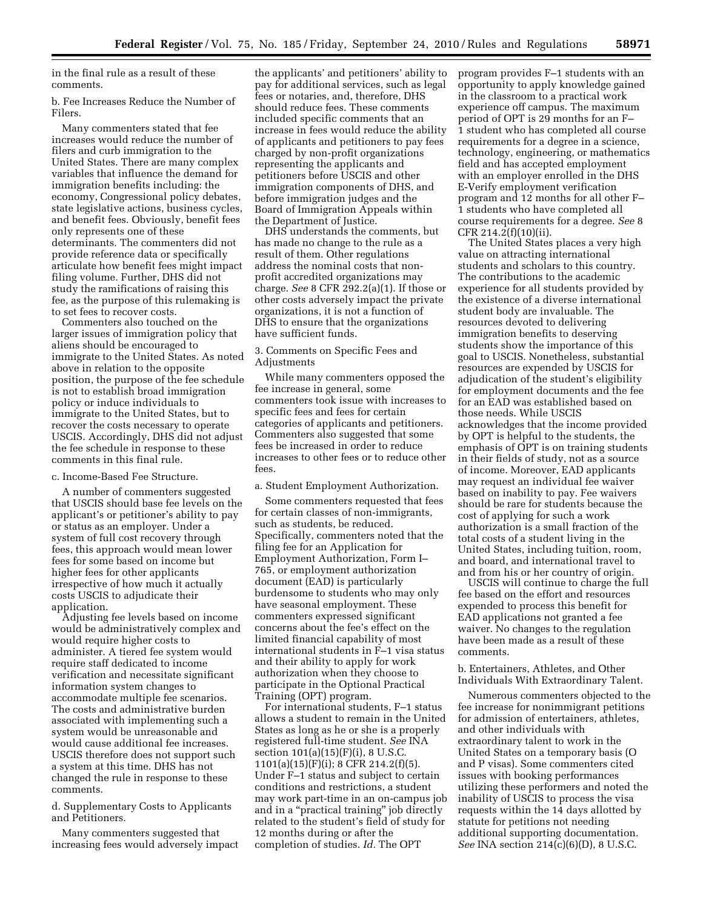in the final rule as a result of these comments.

b. Fee Increases Reduce the Number of Filers.

Many commenters stated that fee increases would reduce the number of filers and curb immigration to the United States. There are many complex variables that influence the demand for immigration benefits including: the economy, Congressional policy debates, state legislative actions, business cycles, and benefit fees. Obviously, benefit fees only represents one of these determinants. The commenters did not provide reference data or specifically articulate how benefit fees might impact filing volume. Further, DHS did not study the ramifications of raising this fee, as the purpose of this rulemaking is to set fees to recover costs.

Commenters also touched on the larger issues of immigration policy that aliens should be encouraged to immigrate to the United States. As noted above in relation to the opposite position, the purpose of the fee schedule is not to establish broad immigration policy or induce individuals to immigrate to the United States, but to recover the costs necessary to operate USCIS. Accordingly, DHS did not adjust the fee schedule in response to these comments in this final rule.

c. Income-Based Fee Structure.

A number of commenters suggested that USCIS should base fee levels on the applicant's or petitioner's ability to pay or status as an employer. Under a system of full cost recovery through fees, this approach would mean lower fees for some based on income but higher fees for other applicants irrespective of how much it actually costs USCIS to adjudicate their application.

Adjusting fee levels based on income would be administratively complex and would require higher costs to administer. A tiered fee system would require staff dedicated to income verification and necessitate significant information system changes to accommodate multiple fee scenarios. The costs and administrative burden associated with implementing such a system would be unreasonable and would cause additional fee increases. USCIS therefore does not support such a system at this time. DHS has not changed the rule in response to these comments.

d. Supplementary Costs to Applicants and Petitioners.

Many commenters suggested that increasing fees would adversely impact the applicants' and petitioners' ability to pay for additional services, such as legal fees or notaries, and, therefore, DHS should reduce fees. These comments included specific comments that an increase in fees would reduce the ability of applicants and petitioners to pay fees charged by non-profit organizations representing the applicants and petitioners before USCIS and other immigration components of DHS, and before immigration judges and the Board of Immigration Appeals within the Department of Justice.

DHS understands the comments, but has made no change to the rule as a result of them. Other regulations address the nominal costs that non-profit accredited organizations may charge. *See* 8 CFR 292.2(a)(1). If those or other costs adversely impact the private organizations, it is not a function of DHS to ensure that the organizations have sufficient funds.

3. Comments on Specific Fees and Adjustments

While many commenters opposed the fee increase in general, some commenters took issue with increases to specific fees and fees for certain categories of applicants and petitioners. Commenters also suggested that some fees be increased in order to reduce increases to other fees or to reduce other fees.

a. Student Employment Authorization.

Some commenters requested that fees for certain classes of non-immigrants, such as students, be reduced. Specifically, commenters noted that the filing fee for an Application for Employment Authorization, Form I–765, or employment authorization document (EAD) is particularly burdensome to students who may only have seasonal employment. These commenters expressed significant concerns about the fee's effect on the limited financial capability of most international students in F–1 visa status and their ability to apply for work authorization when they choose to participate in the Optional Practical Training (OPT) program.

For international students, F–1 status allows a student to remain in the United States as long as he or she is a properly registered full-time student. *See* INA section 101(a)(15)(F)(i), 8 U.S.C. 1101(a)(15)(F)(i); 8 CFR 214.2(f)(5). Under F–1 status and subject to certain conditions and restrictions, a student may work part-time in an on-campus job and in a "practical training" job directly related to the student's field of study for 12 months during or after the completion of studies. *Id.* The OPT program provides F–1 students with an opportunity to apply knowledge gained in the classroom to a practical work experience off campus. The maximum period of OPT is 29 months for an F–1 student who has completed all course requirements for a degree in a science, technology, engineering, or mathematics field and has accepted employment with an employer enrolled in the DHS E-Verify employment verification program and 12 months for all other F–1 students who have completed all course requirements for a degree. *See* 8 CFR 214.2(f)(10)(ii).

The United States places a very high value on attracting international students and scholars to this country. The contributions to the academic experience for all students provided by the existence of a diverse international student body are invaluable. The resources devoted to delivering immigration benefits to deserving students show the importance of this goal to USCIS. Nonetheless, substantial resources are expended by USCIS for adjudication of the student's eligibility for employment documents and the fee for an EAD was established based on those needs. While USCIS acknowledges that the income provided by OPT is helpful to the students, the emphasis of OPT is on training students in their fields of study, not as a source of income. Moreover, EAD applicants may request an individual fee waiver based on inability to pay. Fee waivers should be rare for students because the cost of applying for such a work authorization is a small fraction of the total costs of a student living in the United States, including tuition, room, and board, and international travel to and from his or her country of origin.

USCIS will continue to charge the full fee based on the effort and resources expended to process this benefit for EAD applications not granted a fee waiver. No changes to the regulation have been made as a result of these comments.

b. Entertainers, Athletes, and Other Individuals With Extraordinary Talent.

Numerous commenters objected to the fee increase for nonimmigrant petitions for admission of entertainers, athletes, and other individuals with extraordinary talent to work in the United States on a temporary basis (O and P visas). Some commenters cited issues with booking performances utilizing these performers and noted the inability of USCIS to process the visa requests within the 14 days allotted by statute for petitions not needing additional supporting documentation. *See* INA section 214(c)(6)(D), 8 U.S.C.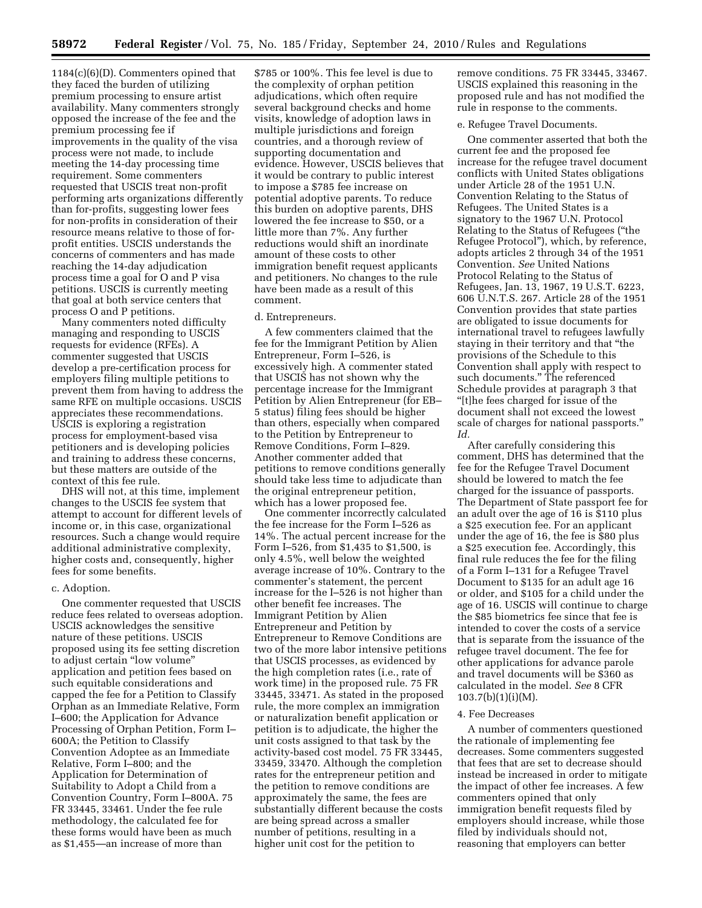1184(c)(6)(D). Commenters opined that they faced the burden of utilizing premium processing to ensure artist availability. Many commenters strongly opposed the increase of the fee and the premium processing fee if improvements in the quality of the visa process were not made, to include meeting the 14-day processing time requirement. Some commenters requested that USCIS treat non-profit performing arts organizations differently than for-profits, suggesting lower fees for non-profits in consideration of their resource means relative to those of for-profit entities. USCIS understands the concerns of commenters and has made reaching the 14-day adjudication process time a goal for O and P visa petitions. USCIS is currently meeting that goal at both service centers that process O and P petitions.

Many commenters noted difficulty managing and responding to USCIS requests for evidence (RFEs). A commenter suggested that USCIS develop a pre-certification process for employers filing multiple petitions to prevent them from having to address the same RFE on multiple occasions. USCIS appreciates these recommendations. USCIS is exploring a registration process for employment-based visa petitioners and is developing policies and training to address these concerns, but these matters are outside of the context of this fee rule.

DHS will not, at this time, implement changes to the USCIS fee system that attempt to account for different levels of income or, in this case, organizational resources. Such a change would require additional administrative complexity, higher costs and, consequently, higher fees for some benefits.

c. Adoption.

One commenter requested that USCIS reduce fees related to overseas adoption. USCIS acknowledges the sensitive nature of these petitions. USCIS proposed using its fee setting discretion to adjust certain "low volume" application and petition fees based on such equitable considerations and capped the fee for a Petition to Classify Orphan as an Immediate Relative, Form I–600; the Application for Advance Processing of Orphan Petition, Form I–600A; the Petition to Classify Convention Adoptee as an Immediate Relative, Form I–800; and the Application for Determination of Suitability to Adopt a Child from a Convention Country, Form I–800A. 75 FR 33445, 33461. Under the fee rule methodology, the calculated fee for these forms would have been as much as $1,455—an increase of more than $785 or 100%. This fee level is due to the complexity of orphan petition adjudications, which often require several background checks and home visits, knowledge of adoption laws in multiple jurisdictions and foreign countries, and a thorough review of supporting documentation and evidence. However, USCIS believes that it would be contrary to public interest to impose a $785 fee increase on potential adoptive parents. To reduce this burden on adoptive parents, DHS lowered the fee increase to $50, or a little more than 7%. Any further reductions would shift an inordinate amount of these costs to other immigration benefit request applicants and petitioners. No changes to the rule have been made as a result of this comment.

d. Entrepreneurs.

A few commenters claimed that the fee for the Immigrant Petition by Alien Entrepreneur, Form I–526, is excessively high. A commenter stated that USCIS has not shown why the percentage increase for the Immigrant Petition by Alien Entrepreneur (for EB–5 status) filing fees should be higher than others, especially when compared to the Petition by Entrepreneur to Remove Conditions, Form I–829. Another commenter added that petitions to remove conditions generally should take less time to adjudicate than the original entrepreneur petition, which has a lower proposed fee.

One commenter incorrectly calculated the fee increase for the Form I–526 as 14%. The actual percent increase for the Form I–526, from $1,435 to $1,500, is only 4.5%, well below the weighted average increase of 10%. Contrary to the commenter's statement, the percent increase for the I–526 is not higher than other benefit fee increases. The Immigrant Petition by Alien Entrepreneur and Petition by Entrepreneur to Remove Conditions are two of the more labor intensive petitions that USCIS processes, as evidenced by the high completion rates (i.e., rate of work time) in the proposed rule. 75 FR 33445, 33471. As stated in the proposed rule, the more complex an immigration or naturalization benefit application or petition is to adjudicate, the higher the unit costs assigned to that task by the activity-based cost model. 75 FR 33445, 33459, 33470. Although the completion rates for the entrepreneur petition and the petition to remove conditions are approximately the same, the fees are substantially different because the costs are being spread across a smaller number of petitions, resulting in a higher unit cost for the petition to remove conditions. 75 FR 33445, 33467. USCIS explained this reasoning in the proposed rule and has not modified the rule in response to the comments.

e. Refugee Travel Documents.

One commenter asserted that both the current fee and the proposed fee increase for the refugee travel document conflicts with United States obligations under Article 28 of the 1951 U.N. Convention Relating to the Status of Refugees. The United States is a signatory to the 1967 U.N. Protocol Relating to the Status of Refugees ("the Refugee Protocol"), which, by reference, adopts articles 2 through 34 of the 1951 Convention. *See* United Nations Protocol Relating to the Status of Refugees, Jan. 13, 1967, 19 U.S.T. 6223, 606 U.N.T.S. 267. Article 28 of the 1951 Convention provides that state parties are obligated to issue documents for international travel to refugees lawfully staying in their territory and that "the provisions of the Schedule to this Convention shall apply with respect to such documents." The referenced Schedule provides at paragraph 3 that "[t]he fees charged for issue of the document shall not exceed the lowest scale of charges for national passports." *Id.*

After carefully considering this comment, DHS has determined that the fee for the Refugee Travel Document should be lowered to match the fee charged for the issuance of passports. The Department of State passport fee for an adult over the age of 16 is $110 plus a $25 execution fee. For an applicant under the age of 16, the fee is $80 plus a $25 execution fee. Accordingly, this final rule reduces the fee for the filing of a Form I–131 for a Refugee Travel Document to $135 for an adult age 16 or older, and $105 for a child under the age of 16. USCIS will continue to charge the $85 biometrics fee since that fee is intended to cover the costs of a service that is separate from the issuance of the refugee travel document. The fee for other applications for advance parole and travel documents will be $360 as calculated in the model. *See* 8 CFR 103.7(b)(1)(i)(M).

4. Fee Decreases

A number of commenters questioned the rationale of implementing fee decreases. Some commenters suggested that fees that are set to decrease should instead be increased in order to mitigate the impact of other fee increases. A few commenters opined that only immigration benefit requests filed by employers should increase, while those filed by individuals should not, reasoning that employers can better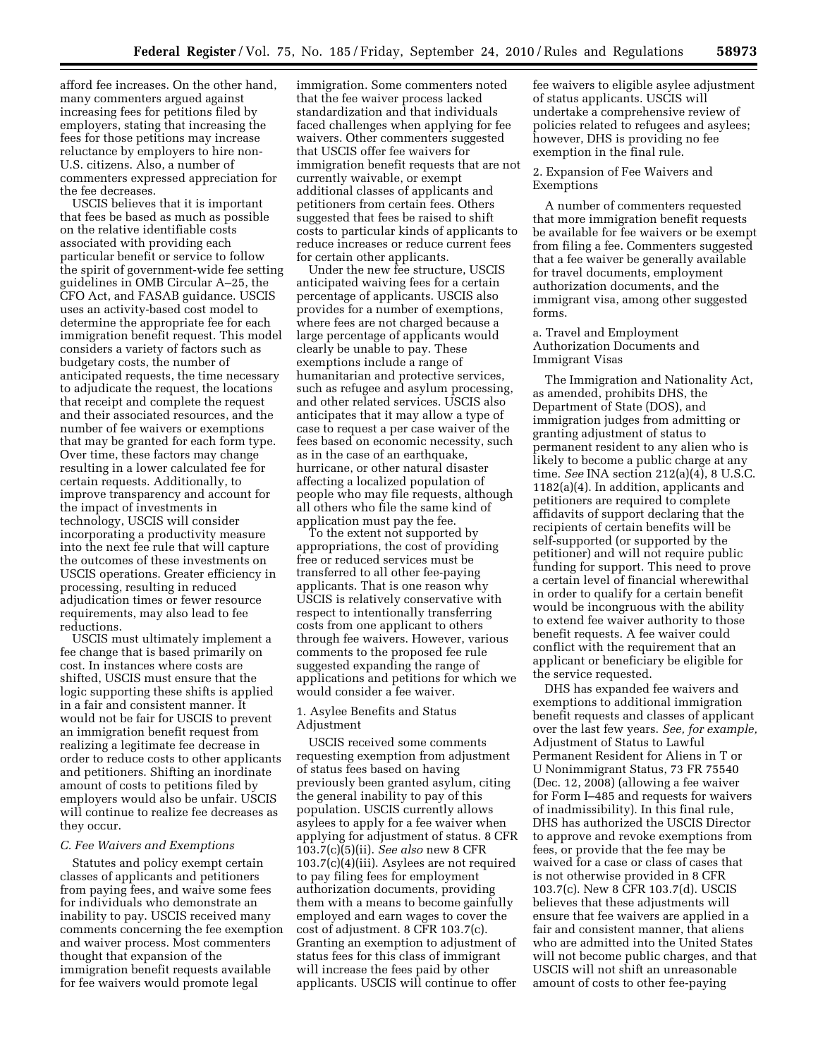afford fee increases. On the other hand, many commenters argued against increasing fees for petitions filed by employers, stating that increasing the fees for those petitions may increase reluctance by employers to hire non-U.S. citizens. Also, a number of commenters expressed appreciation for the fee decreases.

USCIS believes that it is important that fees be based as much as possible on the relative identifiable costs associated with providing each particular benefit or service to follow the spirit of government-wide fee setting guidelines in OMB Circular A–25, the CFO Act, and FASAB guidance. USCIS uses an activity-based cost model to determine the appropriate fee for each immigration benefit request. This model considers a variety of factors such as budgetary costs, the number of anticipated requests, the time necessary to adjudicate the request, the locations that receipt and complete the request and their associated resources, and the number of fee waivers or exemptions that may be granted for each form type. Over time, these factors may change resulting in a lower calculated fee for certain requests. Additionally, to improve transparency and account for the impact of investments in technology, USCIS will consider incorporating a productivity measure into the next fee rule that will capture the outcomes of these investments on USCIS operations. Greater efficiency in processing, resulting in reduced adjudication times or fewer resource requirements, may also lead to fee reductions.

USCIS must ultimately implement a fee change that is based primarily on cost. In instances where costs are shifted, USCIS must ensure that the logic supporting these shifts is applied in a fair and consistent manner. It would not be fair for USCIS to prevent an immigration benefit request from realizing a legitimate fee decrease in order to reduce costs to other applicants and petitioners. Shifting an inordinate amount of costs to petitions filed by employers would also be unfair. USCIS will continue to realize fee decreases as they occur.

### *C. Fee Waivers and Exemptions*

Statutes and policy exempt certain classes of applicants and petitioners from paying fees, and waive some fees for individuals who demonstrate an inability to pay. USCIS received many comments concerning the fee exemption and waiver process. Most commenters thought that expansion of the immigration benefit requests available for fee waivers would promote legal immigration. Some commenters noted that the fee waiver process lacked standardization and that individuals faced challenges when applying for fee waivers. Other commenters suggested that USCIS offer fee waivers for immigration benefit requests that are not currently waivable, or exempt additional classes of applicants and petitioners from certain fees. Others suggested that fees be raised to shift costs to particular kinds of applicants to reduce increases or reduce current fees for certain other applicants.

Under the new fee structure, USCIS anticipated waiving fees for a certain percentage of applicants. USCIS also provides for a number of exemptions, where fees are not charged because a large percentage of applicants would clearly be unable to pay. These exemptions include a range of humanitarian and protective services, such as refugee and asylum processing, and other related services. USCIS also anticipates that it may allow a type of case to request a per case waiver of the fees based on economic necessity, such as in the case of an earthquake, hurricane, or other natural disaster affecting a localized population of people who may file requests, although all others who file the same kind of application must pay the fee.

To the extent not supported by appropriations, the cost of providing free or reduced services must be transferred to all other fee-paying applicants. That is one reason why USCIS is relatively conservative with respect to intentionally transferring costs from one applicant to others through fee waivers. However, various comments to the proposed fee rule suggested expanding the range of applications and petitions for which we would consider a fee waiver.

#### 1. Asylee Benefits and Status Adjustment

USCIS received some comments requesting exemption from adjustment of status fees based on having previously been granted asylum, citing the general inability to pay of this population. USCIS currently allows asylees to apply for a fee waiver when applying for adjustment of status. 8 CFR 103.7(c)(5)(ii). *See also* new 8 CFR 103.7(c)(4)(iii). Asylees are not required to pay filing fees for employment authorization documents, providing them with a means to become gainfully employed and earn wages to cover the cost of adjustment. 8 CFR 103.7(c). Granting an exemption to adjustment of status fees for this class of immigrant will increase the fees paid by other applicants. USCIS will continue to offer fee waivers to eligible asylee adjustment of status applicants. USCIS will undertake a comprehensive review of policies related to refugees and asylees; however, DHS is providing no fee exemption in the final rule.

#### 2. Expansion of Fee Waivers and Exemptions

A number of commenters requested that more immigration benefit requests be available for fee waivers or be exempt from filing a fee. Commenters suggested that a fee waiver be generally available for travel documents, employment authorization documents, and the immigrant visa, among other suggested forms.

##### a. Travel and Employment Authorization Documents and Immigrant Visas

The Immigration and Nationality Act, as amended, prohibits DHS, the Department of State (DOS), and immigration judges from admitting or granting adjustment of status to permanent resident to any alien who is likely to become a public charge at any time. *See* INA section 212(a)(4), 8 U.S.C. 1182(a)(4). In addition, applicants and petitioners are required to complete affidavits of support declaring that the recipients of certain benefits will be self-supported (or supported by the petitioner) and will not require public funding for support. This need to prove a certain level of financial wherewithal in order to qualify for a certain benefit would be incongruous with the ability to extend fee waiver authority to those benefit requests. A fee waiver could conflict with the requirement that an applicant or beneficiary be eligible for the service requested.

DHS has expanded fee waivers and exemptions to additional immigration benefit requests and classes of applicant over the last few years. *See, for example,* Adjustment of Status to Lawful Permanent Resident for Aliens in T or U Nonimmigrant Status, 73 FR 75540 (Dec. 12, 2008) (allowing a fee waiver for Form I–485 and requests for waivers of inadmissibility). In this final rule, DHS has authorized the USCIS Director to approve and revoke exemptions from fees, or provide that the fee may be waived for a case or class of cases that is not otherwise provided in 8 CFR 103.7(c). New 8 CFR 103.7(d). USCIS believes that these adjustments will ensure that fee waivers are applied in a fair and consistent manner, that aliens who are admitted into the United States will not become public charges, and that USCIS will not shift an unreasonable amount of costs to other fee-paying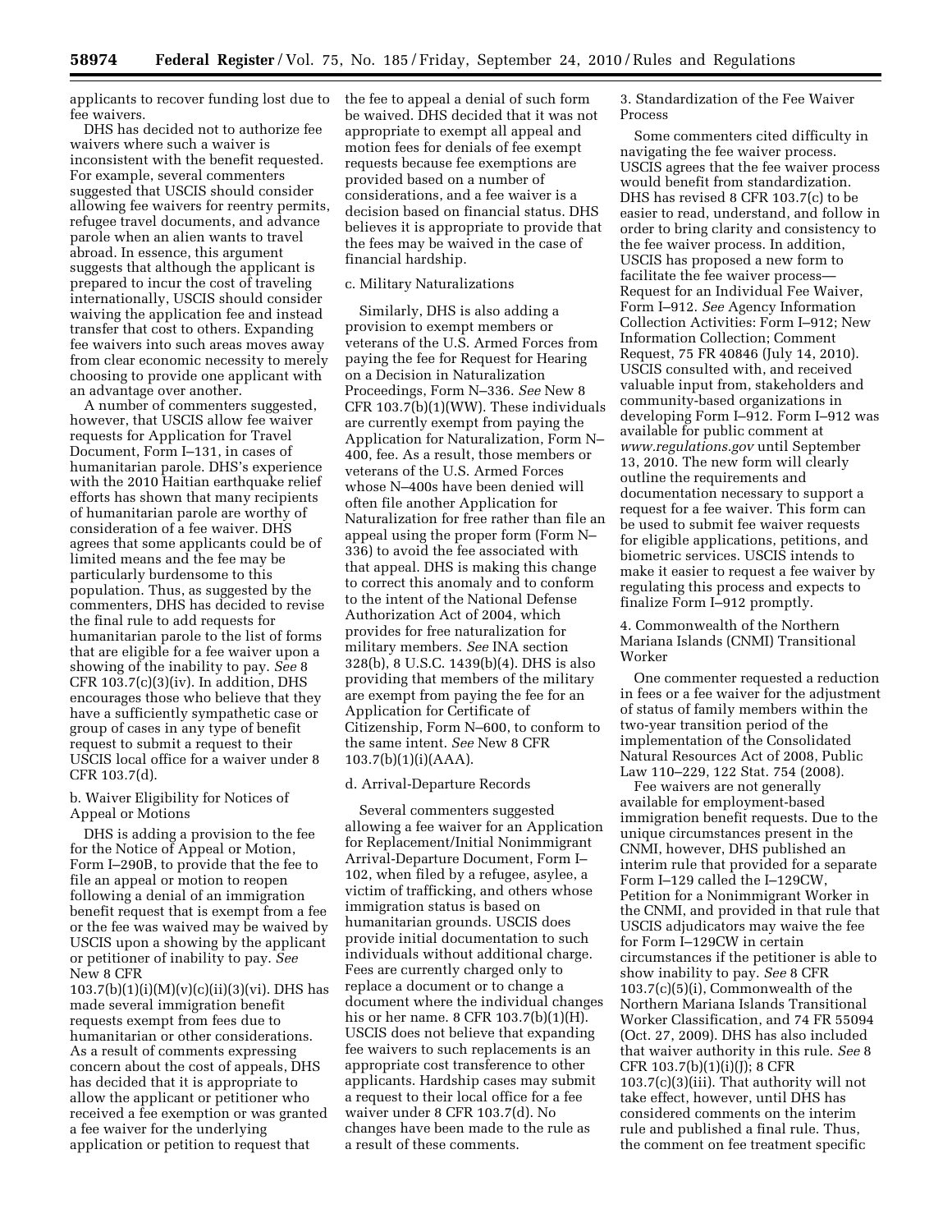applicants to recover funding lost due to fee waivers.

DHS has decided not to authorize fee waivers where such a waiver is inconsistent with the benefit requested. For example, several commenters suggested that USCIS should consider allowing fee waivers for reentry permits, refugee travel documents, and advance parole when an alien wants to travel abroad. In essence, this argument suggests that although the applicant is prepared to incur the cost of traveling internationally, USCIS should consider waiving the application fee and instead transfer that cost to others. Expanding fee waivers into such areas moves away from clear economic necessity to merely choosing to provide one applicant with an advantage over another.

A number of commenters suggested, however, that USCIS allow fee waiver requests for Application for Travel Document, Form I–131, in cases of humanitarian parole. DHS's experience with the 2010 Haitian earthquake relief efforts has shown that many recipients of humanitarian parole are worthy of consideration of a fee waiver. DHS agrees that some applicants could be of limited means and the fee may be particularly burdensome to this population. Thus, as suggested by the commenters, DHS has decided to revise the final rule to add requests for humanitarian parole to the list of forms that are eligible for a fee waiver upon a showing of the inability to pay. *See* 8 CFR 103.7(c)(3)(iv). In addition, DHS encourages those who believe that they have a sufficiently sympathetic case or group of cases in any type of benefit request to submit a request to their USCIS local office for a waiver under 8 CFR 103.7(d).

b. Waiver Eligibility for Notices of Appeal or Motions

DHS is adding a provision to the fee for the Notice of Appeal or Motion, Form I–290B, to provide that the fee to file an appeal or motion to reopen following a denial of an immigration benefit request that is exempt from a fee or the fee was waived may be waived by USCIS upon a showing by the applicant or petitioner of inability to pay. *See* New 8 CFR 103.7(b)(1)(i)(M)(v)(c)(ii)(3)(vi). DHS has made several immigration benefit requests exempt from fees due to humanitarian or other considerations. As a result of comments expressing concern about the cost of appeals, DHS has decided that it is appropriate to allow the applicant or petitioner who received a fee exemption or was granted a fee waiver for the underlying application or petition to request that the fee to appeal a denial of such form be waived. DHS decided that it was not appropriate to exempt all appeal and motion fees for denials of fee exempt requests because fee exemptions are provided based on a number of considerations, and a fee waiver is a decision based on financial status. DHS believes it is appropriate to provide that the fees may be waived in the case of financial hardship.

c. Military Naturalizations

Similarly, DHS is also adding a provision to exempt members or veterans of the U.S. Armed Forces from paying the fee for Request for Hearing on a Decision in Naturalization Proceedings, Form N–336. *See* New 8 CFR 103.7(b)(1)(WW). These individuals are currently exempt from paying the Application for Naturalization, Form N–400, fee. As a result, those members or veterans of the U.S. Armed Forces whose N–400s have been denied will often file another Application for Naturalization for free rather than file an appeal using the proper form (Form N–336) to avoid the fee associated with that appeal. DHS is making this change to correct this anomaly and to conform to the intent of the National Defense Authorization Act of 2004, which provides for free naturalization for military members. *See* INA section 328(b), 8 U.S.C. 1439(b)(4). DHS is also providing that members of the military are exempt from paying the fee for an Application for Certificate of Citizenship, Form N–600, to conform to the same intent. *See* New 8 CFR 103.7(b)(1)(i)(AAA).

d. Arrival-Departure Records

Several commenters suggested allowing a fee waiver for an Application for Replacement/Initial Nonimmigrant Arrival-Departure Document, Form I–102, when filed by a refugee, asylee, a victim of trafficking, and others whose immigration status is based on humanitarian grounds. USCIS does provide initial documentation to such individuals without additional charge. Fees are currently charged only to replace a document or to change a document where the individual changes his or her name. 8 CFR 103.7(b)(1)(H). USCIS does not believe that expanding fee waivers to such replacements is an appropriate cost transference to other applicants. Hardship cases may submit a request to their local office for a fee waiver under 8 CFR 103.7(d). No changes have been made to the rule as a result of these comments.

3. Standardization of the Fee Waiver Process

Some commenters cited difficulty in navigating the fee waiver process. USCIS agrees that the fee waiver process would benefit from standardization. DHS has revised 8 CFR 103.7(c) to be easier to read, understand, and follow in order to bring clarity and consistency to the fee waiver process. In addition, USCIS has proposed a new form to facilitate the fee waiver process—Request for an Individual Fee Waiver, Form I–912. *See* Agency Information Collection Activities: Form I–912; New Information Collection; Comment Request, 75 FR 40846 (July 14, 2010). USCIS consulted with, and received valuable input from, stakeholders and community-based organizations in developing Form I–912. Form I–912 was available for public comment at *www.regulations.gov* until September 13, 2010. The new form will clearly outline the requirements and documentation necessary to support a request for a fee waiver. This form can be used to submit fee waiver requests for eligible applications, petitions, and biometric services. USCIS intends to make it easier to request a fee waiver by regulating this process and expects to finalize Form I–912 promptly.

4. Commonwealth of the Northern Mariana Islands (CNMI) Transitional Worker

One commenter requested a reduction in fees or a fee waiver for the adjustment of status of family members within the two-year transition period of the implementation of the Consolidated Natural Resources Act of 2008, Public Law 110–229, 122 Stat. 754 (2008).

Fee waivers are not generally available for employment-based immigration benefit requests. Due to the unique circumstances present in the CNMI, however, DHS published an interim rule that provided for a separate Form I–129 called the I–129CW, Petition for a Nonimmigrant Worker in the CNMI, and provided in that rule that USCIS adjudicators may waive the fee for Form I–129CW in certain circumstances if the petitioner is able to show inability to pay. *See* 8 CFR 103.7(c)(5)(i), Commonwealth of the Northern Mariana Islands Transitional Worker Classification, and 74 FR 55094 (Oct. 27, 2009). DHS has also included that waiver authority in this rule. *See* 8 CFR 103.7(b)(1)(i)(J); 8 CFR 103.7(c)(3)(iii). That authority will not take effect, however, until DHS has considered comments on the interim rule and published a final rule. Thus, the comment on fee treatment specific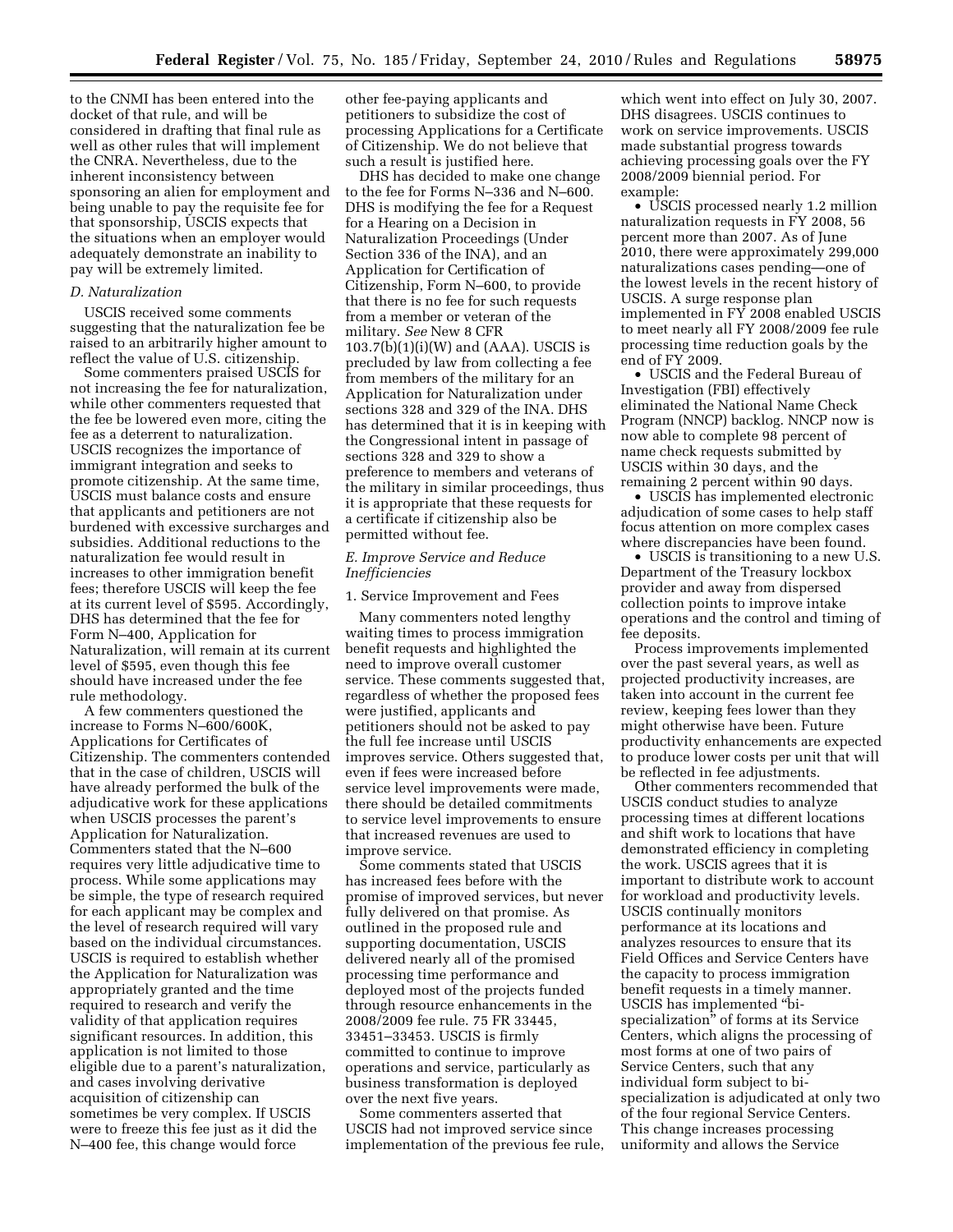to the CNMI has been entered into the docket of that rule, and will be considered in drafting that final rule as well as other rules that will implement the CNRA. Nevertheless, due to the inherent inconsistency between sponsoring an alien for employment and being unable to pay the requisite fee for that sponsorship, USCIS expects that the situations when an employer would adequately demonstrate an inability to pay will be extremely limited.

### *D. Naturalization*

USCIS received some comments suggesting that the naturalization fee be raised to an arbitrarily higher amount to reflect the value of U.S. citizenship.

Some commenters praised USCIS for not increasing the fee for naturalization, while other commenters requested that the fee be lowered even more, citing the fee as a deterrent to naturalization. USCIS recognizes the importance of immigrant integration and seeks to promote citizenship. At the same time, USCIS must balance costs and ensure that applicants and petitioners are not burdened with excessive surcharges and subsidies. Additional reductions to the naturalization fee would result in increases to other immigration benefit fees; therefore USCIS will keep the fee at its current level of $595. Accordingly, DHS has determined that the fee for Form N–400, Application for Naturalization, will remain at its current level of $595, even though this fee should have increased under the fee rule methodology.

A few commenters questioned the increase to Forms N–600/600K, Applications for Certificates of Citizenship. The commenters contended that in the case of children, USCIS will have already performed the bulk of the adjudicative work for these applications when USCIS processes the parent's Application for Naturalization. Commenters stated that the N–600 requires very little adjudicative time to process. While some applications may be simple, the type of research required for each applicant may be complex and the level of research required will vary based on the individual circumstances. USCIS is required to establish whether the Application for Naturalization was appropriately granted and the time required to research and verify the validity of that application requires significant resources. In addition, this application is not limited to those eligible due to a parent's naturalization, and cases involving derivative acquisition of citizenship can sometimes be very complex. If USCIS were to freeze this fee just as it did the N–400 fee, this change would force other fee-paying applicants and petitioners to subsidize the cost of processing Applications for a Certificate of Citizenship. We do not believe that such a result is justified here.

DHS has decided to make one change to the fee for Forms N–336 and N–600. DHS is modifying the fee for a Request for a Hearing on a Decision in Naturalization Proceedings (Under Section 336 of the INA), and an Application for Certification of Citizenship, Form N–600, to provide that there is no fee for such requests from a member or veteran of the military. *See* New 8 CFR 103.7(b)(1)(i)(W) and (AAA). USCIS is precluded by law from collecting a fee from members of the military for an Application for Naturalization under sections 328 and 329 of the INA. DHS has determined that it is in keeping with the Congressional intent in passage of sections 328 and 329 to show a preference to members and veterans of the military in similar proceedings, thus it is appropriate that these requests for a certificate if citizenship also be permitted without fee.

### *E. Improve Service and Reduce Inefficiencies*

#### 1. Service Improvement and Fees

Many commenters noted lengthy waiting times to process immigration benefit requests and highlighted the need to improve overall customer service. These comments suggested that, regardless of whether the proposed fees were justified, applicants and petitioners should not be asked to pay the full fee increase until USCIS improves service. Others suggested that, even if fees were increased before service level improvements were made, there should be detailed commitments to service level improvements to ensure that increased revenues are used to improve service.

Some comments stated that USCIS has increased fees before with the promise of improved services, but never fully delivered on that promise. As outlined in the proposed rule and supporting documentation, USCIS delivered nearly all of the promised processing time performance and deployed most of the projects funded through resource enhancements in the 2008/2009 fee rule. 75 FR 33445, 33451–33453. USCIS is firmly committed to continue to improve operations and service, particularly as business transformation is deployed over the next five years.

Some commenters asserted that USCIS had not improved service since implementation of the previous fee rule, which went into effect on July 30, 2007. DHS disagrees. USCIS continues to work on service improvements. USCIS made substantial progress towards achieving processing goals over the FY 2008/2009 biennial period. For example:

- USCIS processed nearly 1.2 million naturalization requests in FY 2008, 56 percent more than 2007. As of June 2010, there were approximately 299,000 naturalizations cases pending—one of the lowest levels in the recent history of USCIS. A surge response plan implemented in FY 2008 enabled USCIS to meet nearly all FY 2008/2009 fee rule processing time reduction goals by the end of FY 2009.
- USCIS and the Federal Bureau of Investigation (FBI) effectively eliminated the National Name Check Program (NNCP) backlog. NNCP now is now able to complete 98 percent of name check requests submitted by USCIS within 30 days, and the remaining 2 percent within 90 days.
- USCIS has implemented electronic adjudication of some cases to help staff focus attention on more complex cases where discrepancies have been found.
- USCIS is transitioning to a new U.S. Department of the Treasury lockbox provider and away from dispersed collection points to improve intake operations and the control and timing of fee deposits.

Process improvements implemented over the past several years, as well as projected productivity increases, are taken into account in the current fee review, keeping fees lower than they might otherwise have been. Future productivity enhancements are expected to produce lower costs per unit that will be reflected in fee adjustments.

Other commenters recommended that USCIS conduct studies to analyze processing times at different locations and shift work to locations that have demonstrated efficiency in completing the work. USCIS agrees that it is important to distribute work to account for workload and productivity levels. USCIS continually monitors performance at its locations and analyzes resources to ensure that its Field Offices and Service Centers have the capacity to process immigration benefit requests in a timely manner. USCIS has implemented "bi-specialization" of forms at its Service Centers, which aligns the processing of most forms at one of two pairs of Service Centers, such that any individual form subject to bi-specialization is adjudicated at only two of the four regional Service Centers. This change increases processing uniformity and allows the Service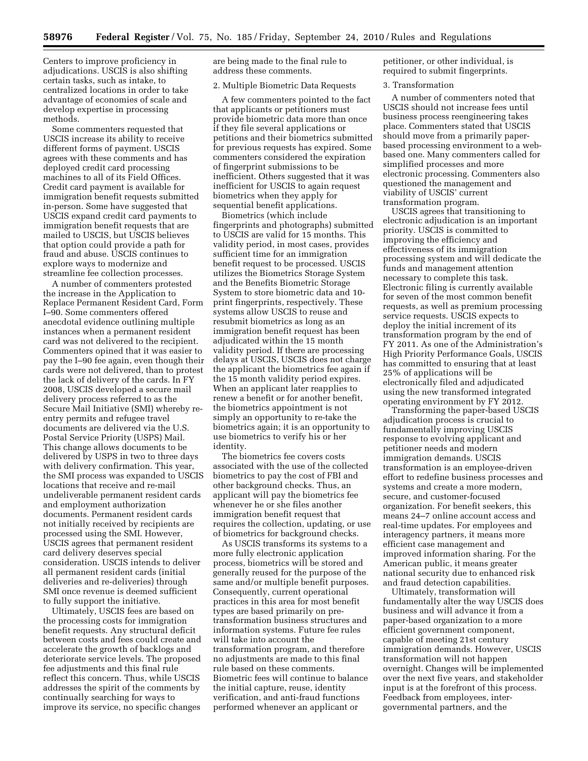Centers to improve proficiency in adjudications. USCIS is also shifting certain tasks, such as intake, to centralized locations in order to take advantage of economies of scale and develop expertise in processing methods.

Some commenters requested that USCIS increase its ability to receive different forms of payment. USCIS agrees with these comments and has deployed credit card processing machines to all of its Field Offices. Credit card payment is available for immigration benefit requests submitted in-person. Some have suggested that USCIS expand credit card payments to immigration benefit requests that are mailed to USCIS, but USCIS believes that option could provide a path for fraud and abuse. USCIS continues to explore ways to modernize and streamline fee collection processes.

A number of commenters protested the increase in the Application to Replace Permanent Resident Card, Form I–90. Some commenters offered anecdotal evidence outlining multiple instances when a permanent resident card was not delivered to the recipient. Commenters opined that it was easier to pay the I–90 fee again, even though their cards were not delivered, than to protest the lack of delivery of the cards. In FY 2008, USCIS developed a secure mail delivery process referred to as the Secure Mail Initiative (SMI) whereby re-entry permits and refugee travel documents are delivered via the U.S. Postal Service Priority (USPS) Mail. This change allows documents to be delivered by USPS in two to three days with delivery confirmation. This year, the SMI process was expanded to USCIS locations that receive and re-mail undeliverable permanent resident cards and employment authorization documents. Permanent resident cards not initially received by recipients are processed using the SMI. However, USCIS agrees that permanent resident card delivery deserves special consideration. USCIS intends to deliver all permanent resident cards (initial deliveries and re-deliveries) through SMI once revenue is deemed sufficient to fully support the initiative.

Ultimately, USCIS fees are based on the processing costs for immigration benefit requests. Any structural deficit between costs and fees could create and accelerate the growth of backlogs and deteriorate service levels. The proposed fee adjustments and this final rule reflect this concern. Thus, while USCIS addresses the spirit of the comments by continually searching for ways to improve its service, no specific changes are being made to the final rule to address these comments.

2. Multiple Biometric Data Requests

A few commenters pointed to the fact that applicants or petitioners must provide biometric data more than once if they file several applications or petitions and their biometrics submitted for previous requests has expired. Some commenters considered the expiration of fingerprint submissions to be inefficient. Others suggested that it was inefficient for USCIS to again request biometrics when they apply for sequential benefit applications.

Biometrics (which include fingerprints and photographs) submitted to USCIS are valid for 15 months. This validity period, in most cases, provides sufficient time for an immigration benefit request to be processed. USCIS utilizes the Biometrics Storage System and the Benefits Biometric Storage System to store biometric data and 10-print fingerprints, respectively. These systems allow USCIS to reuse and resubmit biometrics as long as an immigration benefit request has been adjudicated within the 15 month validity period. If there are processing delays at USCIS, USCIS does not charge the applicant the biometrics fee again if the 15 month validity period expires. When an applicant later reapplies to renew a benefit or for another benefit, the biometrics appointment is not simply an opportunity to re-take the biometrics again; it is an opportunity to use biometrics to verify his or her identity.

The biometrics fee covers costs associated with the use of the collected biometrics to pay the cost of FBI and other background checks. Thus, an applicant will pay the biometrics fee whenever he or she files another immigration benefit request that requires the collection, updating, or use of biometrics for background checks.

As USCIS transforms its systems to a more fully electronic application process, biometrics will be stored and generally reused for the purpose of the same and/or multiple benefit purposes. Consequently, current operational practices in this area for most benefit types are based primarily on pre-transformation business structures and information systems. Future fee rules will take into account the transformation program, and therefore no adjustments are made to this final rule based on these comments. Biometric fees will continue to balance the initial capture, reuse, identity verification, and anti-fraud functions performed whenever an applicant or petitioner, or other individual, is required to submit fingerprints.

3. Transformation

A number of commenters noted that USCIS should not increase fees until business process reengineering takes place. Commenters stated that USCIS should move from a primarily paper-based processing environment to a web-based one. Many commenters called for simplified processes and more electronic processing. Commenters also questioned the management and viability of USCIS' current transformation program.

USCIS agrees that transitioning to electronic adjudication is an important priority. USCIS is committed to improving the efficiency and effectiveness of its immigration processing system and will dedicate the funds and management attention necessary to complete this task. Electronic filing is currently available for seven of the most common benefit requests, as well as premium processing service requests. USCIS expects to deploy the initial increment of its transformation program by the end of FY 2011. As one of the Administration's High Priority Performance Goals, USCIS has committed to ensuring that at least 25% of applications will be electronically filed and adjudicated using the new transformed integrated operating environment by FY 2012.

Transforming the paper-based USCIS adjudication process is crucial to fundamentally improving USCIS response to evolving applicant and petitioner needs and modern immigration demands. USCIS transformation is an employee-driven effort to redefine business processes and systems and create a more modern, secure, and customer-focused organization. For benefit seekers, this means 24–7 online account access and real-time updates. For employees and interagency partners, it means more efficient case management and improved information sharing. For the American public, it means greater national security due to enhanced risk and fraud detection capabilities.

Ultimately, transformation will fundamentally alter the way USCIS does business and will advance it from a paper-based organization to a more efficient government component, capable of meeting 21st century immigration demands. However, USCIS transformation will not happen overnight. Changes will be implemented over the next five years, and stakeholder input is at the forefront of this process. Feedback from employees, inter-governmental partners, and the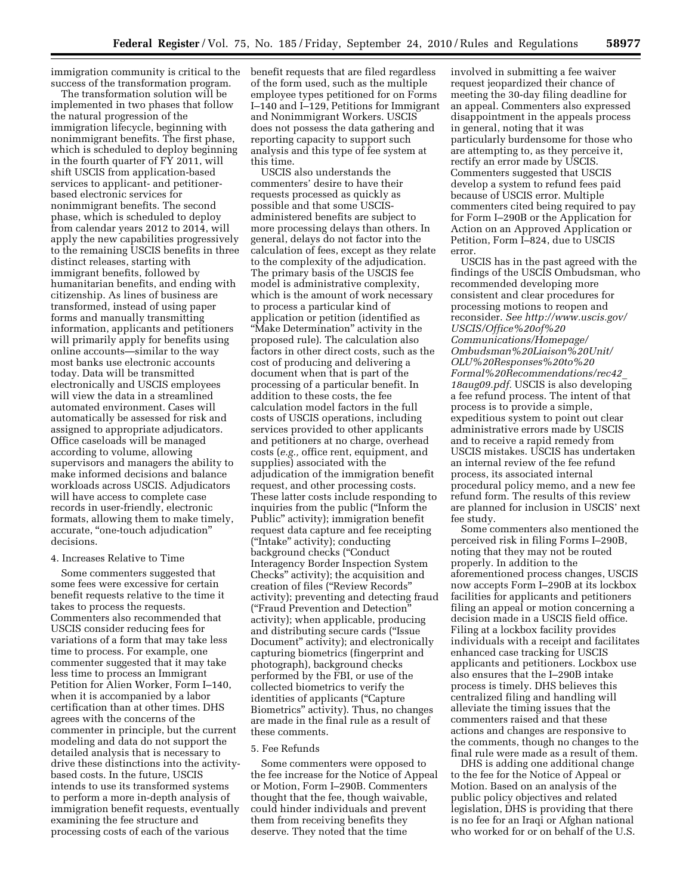immigration community is critical to the success of the transformation program.

The transformation solution will be implemented in two phases that follow the natural progression of the immigration lifecycle, beginning with nonimmigrant benefits. The first phase, which is scheduled to deploy beginning in the fourth quarter of FY 2011, will shift USCIS from application-based services to applicant- and petitioner-based electronic services for nonimmigrant benefits. The second phase, which is scheduled to deploy from calendar years 2012 to 2014, will apply the new capabilities progressively to the remaining USCIS benefits in three distinct releases, starting with immigrant benefits, followed by humanitarian benefits, and ending with citizenship. As lines of business are transformed, instead of using paper forms and manually transmitting information, applicants and petitioners will primarily apply for benefits using online accounts—similar to the way most banks use electronic accounts today. Data will be transmitted electronically and USCIS employees will view the data in a streamlined automated environment. Cases will automatically be assessed for risk and assigned to appropriate adjudicators. Office caseloads will be managed according to volume, allowing supervisors and managers the ability to make informed decisions and balance workloads across USCIS. Adjudicators will have access to complete case records in user-friendly, electronic formats, allowing them to make timely, accurate, "one-touch adjudication" decisions.

4. Increases Relative to Time

Some commenters suggested that some fees were excessive for certain benefit requests relative to the time it takes to process the requests. Commenters also recommended that USCIS consider reducing fees for variations of a form that may take less time to process. For example, one commenter suggested that it may take less time to process an Immigrant Petition for Alien Worker, Form I–140, when it is accompanied by a labor certification than at other times. DHS agrees with the concerns of the commenter in principle, but the current modeling and data do not support the detailed analysis that is necessary to drive these distinctions into the activity-based costs. In the future, USCIS intends to use its transformed systems to perform a more in-depth analysis of immigration benefit requests, eventually examining the fee structure and processing costs of each of the various benefit requests that are filed regardless of the form used, such as the multiple employee types petitioned for on Forms I–140 and I–129, Petitions for Immigrant and Nonimmigrant Workers. USCIS does not possess the data gathering and reporting capacity to support such analysis and this type of fee system at this time.

USCIS also understands the commenters' desire to have their requests processed as quickly as possible and that some USCIS-administered benefits are subject to more processing delays than others. In general, delays do not factor into the calculation of fees, except as they relate to the complexity of the adjudication. The primary basis of the USCIS fee model is administrative complexity, which is the amount of work necessary to process a particular kind of application or petition (identified as "Make Determination" activity in the proposed rule). The calculation also factors in other direct costs, such as the cost of producing and delivering a document when that is part of the processing of a particular benefit. In addition to these costs, the fee calculation model factors in the full costs of USCIS operations, including services provided to other applicants and petitioners at no charge, overhead costs (*e.g.,* office rent, equipment, and supplies) associated with the adjudication of the immigration benefit request, and other processing costs. These latter costs include responding to inquiries from the public ("Inform the Public" activity); immigration benefit request data capture and fee receipting ("Intake" activity); conducting background checks ("Conduct Interagency Border Inspection System Checks" activity); the acquisition and creation of files ("Review Records" activity); preventing and detecting fraud ("Fraud Prevention and Detection" activity); when applicable, producing and distributing secure cards ("Issue Document" activity); and electronically capturing biometrics (fingerprint and photograph), background checks performed by the FBI, or use of the collected biometrics to verify the identities of applicants ("Capture Biometrics" activity). Thus, no changes are made in the final rule as a result of these comments.

5. Fee Refunds

Some commenters were opposed to the fee increase for the Notice of Appeal or Motion, Form I–290B. Commenters thought that the fee, though waivable, could hinder individuals and prevent them from receiving benefits they deserve. They noted that the time involved in submitting a fee waiver request jeopardized their chance of meeting the 30-day filing deadline for an appeal. Commenters also expressed disappointment in the appeals process in general, noting that it was particularly burdensome for those who are attempting to, as they perceive it, rectify an error made by USCIS. Commenters suggested that USCIS develop a system to refund fees paid because of USCIS error. Multiple commenters cited being required to pay for Form I–290B or the Application for Action on an Approved Application or Petition, Form I–824, due to USCIS error.

USCIS has in the past agreed with the findings of the USCIS Ombudsman, who recommended developing more consistent and clear procedures for processing motions to reopen and reconsider. *See http://www.uscis.gov/USCIS/Office%20of%20Communications/Homepage/Ombudsman%20Liaison%20Unit/OLU%20Responses%20to%20Formal%20Recommendations/rec42_18aug09.pdf.* USCIS is also developing a fee refund process. The intent of that process is to provide a simple, expeditious system to point out clear administrative errors made by USCIS and to receive a rapid remedy from USCIS mistakes. USCIS has undertaken an internal review of the fee refund process, its associated internal procedural policy memo, and a new fee refund form. The results of this review are planned for inclusion in USCIS' next fee study.

Some commenters also mentioned the perceived risk in filing Forms I–290B, noting that they may not be routed properly. In addition to the aforementioned process changes, USCIS now accepts Form I–290B at its lockbox facilities for applicants and petitioners filing an appeal or motion concerning a decision made in a USCIS field office. Filing at a lockbox facility provides individuals with a receipt and facilitates enhanced case tracking for USCIS applicants and petitioners. Lockbox use also ensures that the I–290B intake process is timely. DHS believes this centralized filing and handling will alleviate the timing issues that the commenters raised and that these actions and changes are responsive to the comments, though no changes to the final rule were made as a result of them.

DHS is adding one additional change to the fee for the Notice of Appeal or Motion. Based on an analysis of the public policy objectives and related legislation, DHS is providing that there is no fee for an Iraqi or Afghan national who worked for or on behalf of the U.S.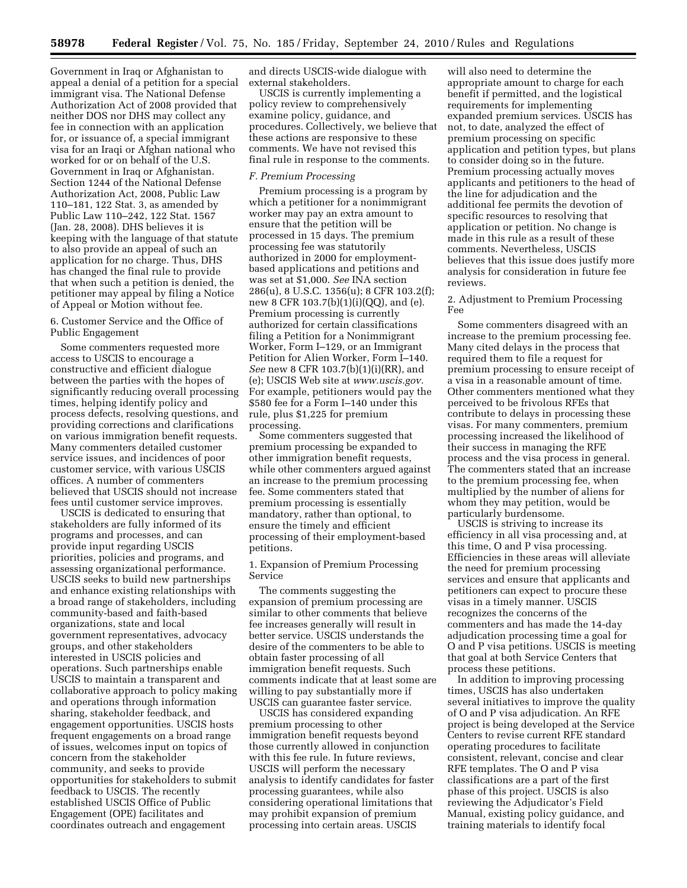Government in Iraq or Afghanistan to appeal a denial of a petition for a special immigrant visa. The National Defense Authorization Act of 2008 provided that neither DOS nor DHS may collect any fee in connection with an application for, or issuance of, a special immigrant visa for an Iraqi or Afghan national who worked for or on behalf of the U.S. Government in Iraq or Afghanistan. Section 1244 of the National Defense Authorization Act, 2008, Public Law 110–181, 122 Stat. 3, as amended by Public Law 110–242, 122 Stat. 1567 (Jan. 28, 2008). DHS believes it is keeping with the language of that statute to also provide an appeal of such an application for no charge. Thus, DHS has changed the final rule to provide that when such a petition is denied, the petitioner may appeal by filing a Notice of Appeal or Motion without fee.

6. Customer Service and the Office of Public Engagement

Some commenters requested more access to USCIS to encourage a constructive and efficient dialogue between the parties with the hopes of significantly reducing overall processing times, helping identify policy and process defects, resolving questions, and providing corrections and clarifications on various immigration benefit requests. Many commenters detailed customer service issues, and incidences of poor customer service, with various USCIS offices. A number of commenters believed that USCIS should not increase fees until customer service improves.

USCIS is dedicated to ensuring that stakeholders are fully informed of its programs and processes, and can provide input regarding USCIS priorities, policies and programs, and assessing organizational performance. USCIS seeks to build new partnerships and enhance existing relationships with a broad range of stakeholders, including community-based and faith-based organizations, state and local government representatives, advocacy groups, and other stakeholders interested in USCIS policies and operations. Such partnerships enable USCIS to maintain a transparent and collaborative approach to policy making and operations through information sharing, stakeholder feedback, and engagement opportunities. USCIS hosts frequent engagements on a broad range of issues, welcomes input on topics of concern from the stakeholder community, and seeks to provide opportunities for stakeholders to submit feedback to USCIS. The recently established USCIS Office of Public Engagement (OPE) facilitates and coordinates outreach and engagement and directs USCIS-wide dialogue with external stakeholders.

USCIS is currently implementing a policy review to comprehensively examine policy, guidance, and procedures. Collectively, we believe that these actions are responsive to these comments. We have not revised this final rule in response to the comments.

*F. Premium Processing*

Premium processing is a program by which a petitioner for a nonimmigrant worker may pay an extra amount to ensure that the petition will be processed in 15 days. The premium processing fee was statutorily authorized in 2000 for employment-based applications and petitions and was set at $1,000. *See* INA section 286(u), 8 U.S.C. 1356(u); 8 CFR 103.2(f); new 8 CFR 103.7(b)(1)(i)(QQ), and (e). Premium processing is currently authorized for certain classifications filing a Petition for a Nonimmigrant Worker, Form I–129, or an Immigrant Petition for Alien Worker, Form I–140. *See* new 8 CFR 103.7(b)(1)(i)(RR), and (e); USCIS Web site at *www.uscis.gov.* For example, petitioners would pay the $580 fee for a Form I–140 under this rule, plus $1,225 for premium processing.

Some commenters suggested that premium processing be expanded to other immigration benefit requests, while other commenters argued against an increase to the premium processing fee. Some commenters stated that premium processing is essentially mandatory, rather than optional, to ensure the timely and efficient processing of their employment-based petitions.

1. Expansion of Premium Processing Service

The comments suggesting the expansion of premium processing are similar to other comments that believe fee increases generally will result in better service. USCIS understands the desire of the commenters to be able to obtain faster processing of all immigration benefit requests. Such comments indicate that at least some are willing to pay substantially more if USCIS can guarantee faster service.

USCIS has considered expanding premium processing to other immigration benefit requests beyond those currently allowed in conjunction with this fee rule. In future reviews, USCIS will perform the necessary analysis to identify candidates for faster processing guarantees, while also considering operational limitations that may prohibit expansion of premium processing into certain areas. USCIS will also need to determine the appropriate amount to charge for each benefit if permitted, and the logistical requirements for implementing expanded premium services. USCIS has not, to date, analyzed the effect of premium processing on specific application and petition types, but plans to consider doing so in the future. Premium processing actually moves applicants and petitioners to the head of the line for adjudication and the additional fee permits the devotion of specific resources to resolving that application or petition. No change is made in this rule as a result of these comments. Nevertheless, USCIS believes that this issue does justify more analysis for consideration in future fee reviews.

2. Adjustment to Premium Processing Fee

Some commenters disagreed with an increase to the premium processing fee. Many cited delays in the process that required them to file a request for premium processing to ensure receipt of a visa in a reasonable amount of time. Other commenters mentioned what they perceived to be frivolous RFEs that contribute to delays in processing these visas. For many commenters, premium processing increased the likelihood of their success in managing the RFE process and the visa process in general. The commenters stated that an increase to the premium processing fee, when multiplied by the number of aliens for whom they may petition, would be particularly burdensome.

USCIS is striving to increase its efficiency in all visa processing and, at this time, O and P visa processing. Efficiencies in these areas will alleviate the need for premium processing services and ensure that applicants and petitioners can expect to procure these visas in a timely manner. USCIS recognizes the concerns of the commenters and has made the 14-day adjudication processing time a goal for O and P visa petitions. USCIS is meeting that goal at both Service Centers that process these petitions.

In addition to improving processing times, USCIS has also undertaken several initiatives to improve the quality of O and P visa adjudication. An RFE project is being developed at the Service Centers to revise current RFE standard operating procedures to facilitate consistent, relevant, concise and clear RFE templates. The O and P visa classifications are a part of the first phase of this project. USCIS is also reviewing the Adjudicator's Field Manual, existing policy guidance, and training materials to identify focal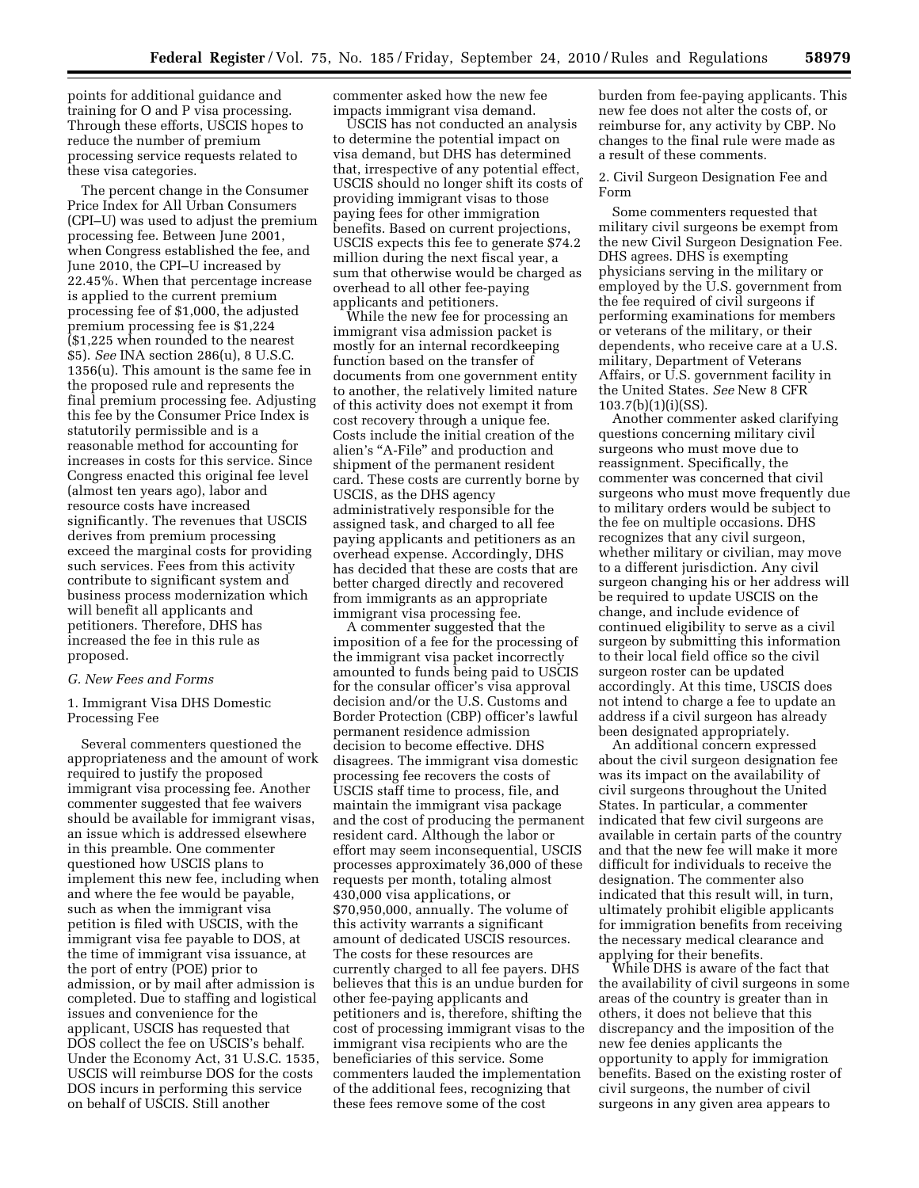points for additional guidance and training for O and P visa processing. Through these efforts, USCIS hopes to reduce the number of premium processing service requests related to these visa categories.

The percent change in the Consumer Price Index for All Urban Consumers (CPI–U) was used to adjust the premium processing fee. Between June 2001, when Congress established the fee, and June 2010, the CPI–U increased by 22.45%. When that percentage increase is applied to the current premium processing fee of $1,000, the adjusted premium processing fee is $1,224 ($1,225 when rounded to the nearest $5). *See* INA section 286(u), 8 U.S.C. 1356(u). This amount is the same fee in the proposed rule and represents the final premium processing fee. Adjusting this fee by the Consumer Price Index is statutorily permissible and is a reasonable method for accounting for increases in costs for this service. Since Congress enacted this original fee level (almost ten years ago), labor and resource costs have increased significantly. The revenues that USCIS derives from premium processing exceed the marginal costs for providing such services. Fees from this activity contribute to significant system and business process modernization which will benefit all applicants and petitioners. Therefore, DHS has increased the fee in this rule as proposed.

### *G. New Fees and Forms*

#### 1. Immigrant Visa DHS Domestic Processing Fee

Several commenters questioned the appropriateness and the amount of work required to justify the proposed immigrant visa processing fee. Another commenter suggested that fee waivers should be available for immigrant visas, an issue which is addressed elsewhere in this preamble. One commenter questioned how USCIS plans to implement this new fee, including when and where the fee would be payable, such as when the immigrant visa petition is filed with USCIS, with the immigrant visa fee payable to DOS, at the time of immigrant visa issuance, at the port of entry (POE) prior to admission, or by mail after admission is completed. Due to staffing and logistical issues and convenience for the applicant, USCIS has requested that DOS collect the fee on USCIS's behalf. Under the Economy Act, 31 U.S.C. 1535, USCIS will reimburse DOS for the costs DOS incurs in performing this service on behalf of USCIS. Still another commenter asked how the new fee impacts immigrant visa demand.

USCIS has not conducted an analysis to determine the potential impact on visa demand, but DHS has determined that, irrespective of any potential effect, USCIS should no longer shift its costs of providing immigrant visas to those paying fees for other immigration benefits. Based on current projections, USCIS expects this fee to generate $74.2 million during the next fiscal year, a sum that otherwise would be charged as overhead to all other fee-paying applicants and petitioners.

While the new fee for processing an immigrant visa admission packet is mostly for an internal recordkeeping function based on the transfer of documents from one government entity to another, the relatively limited nature of this activity does not exempt it from cost recovery through a unique fee. Costs include the initial creation of the alien's "A-File" and production and shipment of the permanent resident card. These costs are currently borne by USCIS, as the DHS agency administratively responsible for the assigned task, and charged to all fee paying applicants and petitioners as an overhead expense. Accordingly, DHS has decided that these are costs that are better charged directly and recovered from immigrants as an appropriate immigrant visa processing fee.

A commenter suggested that the imposition of a fee for the processing of the immigrant visa packet incorrectly amounted to funds being paid to USCIS for the consular officer's visa approval decision and/or the U.S. Customs and Border Protection (CBP) officer's lawful permanent residence admission decision to become effective. DHS disagrees. The immigrant visa domestic processing fee recovers the costs of USCIS staff time to process, file, and maintain the immigrant visa package and the cost of producing the permanent resident card. Although the labor or effort may seem inconsequential, USCIS processes approximately 36,000 of these requests per month, totaling almost 430,000 visa applications, or $70,950,000, annually. The volume of this activity warrants a significant amount of dedicated USCIS resources. The costs for these resources are currently charged to all fee payers. DHS believes that this is an undue burden for other fee-paying applicants and petitioners and is, therefore, shifting the cost of processing immigrant visas to the immigrant visa recipients who are the beneficiaries of this service. Some commenters lauded the implementation of the additional fees, recognizing that these fees remove some of the cost burden from fee-paying applicants. This new fee does not alter the costs of, or reimburse for, any activity by CBP. No changes to the final rule were made as a result of these comments.

#### 2. Civil Surgeon Designation Fee and Form

Some commenters requested that military civil surgeons be exempt from the new Civil Surgeon Designation Fee. DHS agrees. DHS is exempting physicians serving in the military or employed by the U.S. government from the fee required of civil surgeons if performing examinations for members or veterans of the military, or their dependents, who receive care at a U.S. military, Department of Veterans Affairs, or U.S. government facility in the United States. *See* New 8 CFR 103.7(b)(1)(i)(SS).

Another commenter asked clarifying questions concerning military civil surgeons who must move due to reassignment. Specifically, the commenter was concerned that civil surgeons who must move frequently due to military orders would be subject to the fee on multiple occasions. DHS recognizes that any civil surgeon, whether military or civilian, may move to a different jurisdiction. Any civil surgeon changing his or her address will be required to update USCIS on the change, and include evidence of continued eligibility to serve as a civil surgeon by submitting this information to their local field office so the civil surgeon roster can be updated accordingly. At this time, USCIS does not intend to charge a fee to update an address if a civil surgeon has already been designated appropriately.

An additional concern expressed about the civil surgeon designation fee was its impact on the availability of civil surgeons throughout the United States. In particular, a commenter indicated that few civil surgeons are available in certain parts of the country and that the new fee will make it more difficult for individuals to receive the designation. The commenter also indicated that this result will, in turn, ultimately prohibit eligible applicants for immigration benefits from receiving the necessary medical clearance and applying for their benefits.

While DHS is aware of the fact that the availability of civil surgeons in some areas of the country is greater than in others, it does not believe that this discrepancy and the imposition of the new fee denies applicants the opportunity to apply for immigration benefits. Based on the existing roster of civil surgeons, the number of civil surgeons in any given area appears to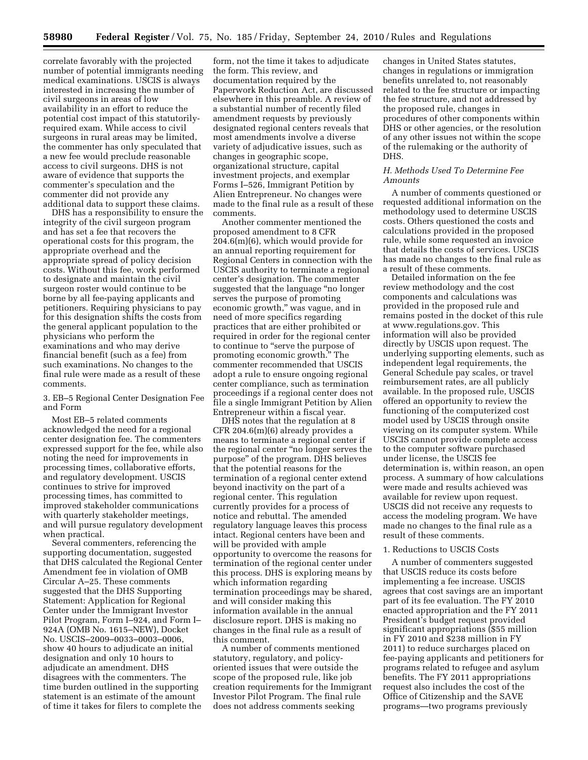correlate favorably with the projected number of potential immigrants needing medical examinations. USCIS is always interested in increasing the number of civil surgeons in areas of low availability in an effort to reduce the potential cost impact of this statutorily-required exam. While access to civil surgeons in rural areas may be limited, the commenter has only speculated that a new fee would preclude reasonable access to civil surgeons. DHS is not aware of evidence that supports the commenter's speculation and the commenter did not provide any additional data to support these claims.

DHS has a responsibility to ensure the integrity of the civil surgeon program and has set a fee that recovers the operational costs for this program, the appropriate overhead and the appropriate spread of policy decision costs. Without this fee, work performed to designate and maintain the civil surgeon roster would continue to be borne by all fee-paying applicants and petitioners. Requiring physicians to pay for this designation shifts the costs from the general applicant population to the physicians who perform the examinations and who may derive financial benefit (such as a fee) from such examinations. No changes to the final rule were made as a result of these comments.

3. EB–5 Regional Center Designation Fee and Form

Most EB–5 related comments acknowledged the need for a regional center designation fee. The commenters expressed support for the fee, while also noting the need for improvements in processing times, collaborative efforts, and regulatory development. USCIS continues to strive for improved processing times, has committed to improved stakeholder communications with quarterly stakeholder meetings, and will pursue regulatory development when practical.

Several commenters, referencing the supporting documentation, suggested that DHS calculated the Regional Center Amendment fee in violation of OMB Circular A–25. These comments suggested that the DHS Supporting Statement: Application for Regional Center under the Immigrant Investor Pilot Program, Form I–924, and Form I–924A (OMB No. 1615–NEW), Docket No. USCIS–2009–0033–0003–0006, show 40 hours to adjudicate an initial designation and only 10 hours to adjudicate an amendment. DHS disagrees with the commenters. The time burden outlined in the supporting statement is an estimate of the amount of time it takes for filers to complete the form, not the time it takes to adjudicate the form. This review, and documentation required by the Paperwork Reduction Act, are discussed elsewhere in this preamble. A review of a substantial number of recently filed amendment requests by previously designated regional centers reveals that most amendments involve a diverse variety of adjudicative issues, such as changes in geographic scope, organizational structure, capital investment projects, and exemplar Forms I–526, Immigrant Petition by Alien Entrepreneur. No changes were made to the final rule as a result of these comments.

Another commenter mentioned the proposed amendment to 8 CFR 204.6(m)(6), which would provide for an annual reporting requirement for Regional Centers in connection with the USCIS authority to terminate a regional center's designation. The commenter suggested that the language "no longer serves the purpose of promoting economic growth," was vague, and in need of more specifics regarding practices that are either prohibited or required in order for the regional center to continue to "serve the purpose of promoting economic growth." The commenter recommended that USCIS adopt a rule to ensure ongoing regional center compliance, such as termination proceedings if a regional center does not file a single Immigrant Petition by Alien Entrepreneur within a fiscal year.

DHS notes that the regulation at 8 CFR 204.6(m)(6) already provides a means to terminate a regional center if the regional center "no longer serves the purpose" of the program. DHS believes that the potential reasons for the termination of a regional center extend beyond inactivity on the part of a regional center. This regulation currently provides for a process of notice and rebuttal. The amended regulatory language leaves this process intact. Regional centers have been and will be provided with ample opportunity to overcome the reasons for termination of the regional center under this process. DHS is exploring means by which information regarding termination proceedings may be shared, and will consider making this information available in the annual disclosure report. DHS is making no changes in the final rule as a result of this comment.

A number of comments mentioned statutory, regulatory, and policy-oriented issues that were outside the scope of the proposed rule, like job creation requirements for the Immigrant Investor Pilot Program. The final rule does not address comments seeking changes in United States statutes, changes in regulations or immigration benefits unrelated to, not reasonably related to the fee structure or impacting the fee structure, and not addressed by the proposed rule, changes in procedures of other components within DHS or other agencies, or the resolution of any other issues not within the scope of the rulemaking or the authority of DHS.

### *H. Methods Used To Determine Fee Amounts*

A number of comments questioned or requested additional information on the methodology used to determine USCIS costs. Others questioned the costs and calculations provided in the proposed rule, while some requested an invoice that details the costs of services. USCIS has made no changes to the final rule as a result of these comments.

Detailed information on the fee review methodology and the cost components and calculations was provided in the proposed rule and remains posted in the docket of this rule at www.regulations.gov. This information will also be provided directly by USCIS upon request. The underlying supporting elements, such as independent legal requirements, the General Schedule pay scales, or travel reimbursement rates, are all publicly available. In the proposed rule, USCIS offered an opportunity to review the functioning of the computerized cost model used by USCIS through onsite viewing on its computer system. While USCIS cannot provide complete access to the computer software purchased under license, the USCIS fee determination is, within reason, an open process. A summary of how calculations were made and results achieved was available for review upon request. USCIS did not receive any requests to access the modeling program. We have made no changes to the final rule as a result of these comments.

1. Reductions to USCIS Costs

A number of commenters suggested that USCIS reduce its costs before implementing a fee increase. USCIS agrees that cost savings are an important part of its fee evaluation. The FY 2010 enacted appropriation and the FY 2011 President's budget request provided significant appropriations ($55 million in FY 2010 and $238 million in FY 2011) to reduce surcharges placed on fee-paying applicants and petitioners for programs related to refugee and asylum benefits. The FY 2011 appropriations request also includes the cost of the Office of Citizenship and the SAVE programs—two programs previously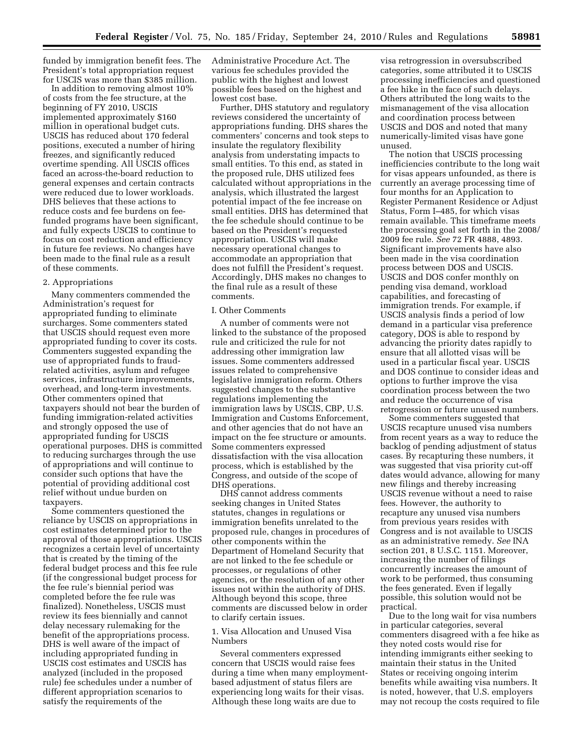funded by immigration benefit fees. The President's total appropriation request for USCIS was more than $385 million.

In addition to removing almost 10% of costs from the fee structure, at the beginning of FY 2010, USCIS implemented approximately $160 million in operational budget cuts. USCIS has reduced about 170 federal positions, executed a number of hiring freezes, and significantly reduced overtime spending. All USCIS offices faced an across-the-board reduction to general expenses and certain contracts were reduced due to lower workloads. DHS believes that these actions to reduce costs and fee burdens on fee-funded programs have been significant, and fully expects USCIS to continue to focus on cost reduction and efficiency in future fee reviews. No changes have been made to the final rule as a result of these comments.

2. Appropriations

Many commenters commended the Administration's request for appropriated funding to eliminate surcharges. Some commenters stated that USCIS should request even more appropriated funding to cover its costs. Commenters suggested expanding the use of appropriated funds to fraud-related activities, asylum and refugee services, infrastructure improvements, overhead, and long-term investments. Other commenters opined that taxpayers should not bear the burden of funding immigration-related activities and strongly opposed the use of appropriated funding for USCIS operational purposes. DHS is committed to reducing surcharges through the use of appropriations and will continue to consider such options that have the potential of providing additional cost relief without undue burden on taxpayers.

Some commenters questioned the reliance by USCIS on appropriations in cost estimates determined prior to the approval of those appropriations. USCIS recognizes a certain level of uncertainty that is created by the timing of the federal budget process and this fee rule (if the congressional budget process for the fee rule's biennial period was completed before the fee rule was finalized). Nonetheless, USCIS must review its fees biennially and cannot delay necessary rulemaking for the benefit of the appropriations process. DHS is well aware of the impact of including appropriated funding in USCIS cost estimates and USCIS has analyzed (included in the proposed rule) fee schedules under a number of different appropriation scenarios to satisfy the requirements of the Administrative Procedure Act. The various fee schedules provided the public with the highest and lowest possible fees based on the highest and lowest cost base.

Further, DHS statutory and regulatory reviews considered the uncertainty of appropriations funding. DHS shares the commenters' concerns and took steps to insulate the regulatory flexibility analysis from understating impacts to small entities. To this end, as stated in the proposed rule, DHS utilized fees calculated without appropriations in the analysis, which illustrated the largest potential impact of the fee increase on small entities. DHS has determined that the fee schedule should continue to be based on the President's requested appropriation. USCIS will make necessary operational changes to accommodate an appropriation that does not fulfill the President's request. Accordingly, DHS makes no changes to the final rule as a result of these comments.

I. Other Comments

A number of comments were not linked to the substance of the proposed rule and criticized the rule for not addressing other immigration law issues. Some commenters addressed issues related to comprehensive legislative immigration reform. Others suggested changes to the substantive regulations implementing the immigration laws by USCIS, CBP, U.S. Immigration and Customs Enforcement, and other agencies that do not have an impact on the fee structure or amounts. Some commenters expressed dissatisfaction with the visa allocation process, which is established by the Congress, and outside of the scope of DHS operations.

DHS cannot address comments seeking changes in United States statutes, changes in regulations or immigration benefits unrelated to the proposed rule, changes in procedures of other components within the Department of Homeland Security that are not linked to the fee schedule or processes, or regulations of other agencies, or the resolution of any other issues not within the authority of DHS. Although beyond this scope, three comments are discussed below in order to clarify certain issues.

1. Visa Allocation and Unused Visa Numbers

Several commenters expressed concern that USCIS would raise fees during a time when many employment-based adjustment of status filers are experiencing long waits for their visas. Although these long waits are due to visa retrogression in oversubscribed categories, some attributed it to USCIS processing inefficiencies and questioned a fee hike in the face of such delays. Others attributed the long waits to the mismanagement of the visa allocation and coordination process between USCIS and DOS and noted that many numerically-limited visas have gone unused.

The notion that USCIS processing inefficiencies contribute to the long wait for visas appears unfounded, as there is currently an average processing time of four months for an Application to Register Permanent Residence or Adjust Status, Form I–485, for which visas remain available. This timeframe meets the processing goal set forth in the 2008/2009 fee rule. *See* 72 FR 4888, 4893. Significant improvements have also been made in the visa coordination process between DOS and USCIS. USCIS and DOS confer monthly on pending visa demand, workload capabilities, and forecasting of immigration trends. For example, if USCIS analysis finds a period of low demand in a particular visa preference category, DOS is able to respond by advancing the priority dates rapidly to ensure that all allotted visas will be used in a particular fiscal year. USCIS and DOS continue to consider ideas and options to further improve the visa coordination process between the two and reduce the occurrence of visa retrogression or future unused numbers.

Some commenters suggested that USCIS recapture unused visa numbers from recent years as a way to reduce the backlog of pending adjustment of status cases. By recapturing these numbers, it was suggested that visa priority cut-off dates would advance, allowing for many new filings and thereby increasing USCIS revenue without a need to raise fees. However, the authority to recapture any unused visa numbers from previous years resides with Congress and is not available to USCIS as an administrative remedy. *See* INA section 201, 8 U.S.C. 1151. Moreover, increasing the number of filings concurrently increases the amount of work to be performed, thus consuming the fees generated. Even if legally possible, this solution would not be practical.

Due to the long wait for visa numbers in particular categories, several commenters disagreed with a fee hike as they noted costs would rise for intending immigrants either seeking to maintain their status in the United States or receiving ongoing interim benefits while awaiting visa numbers. It is noted, however, that U.S. employers may not recoup the costs required to file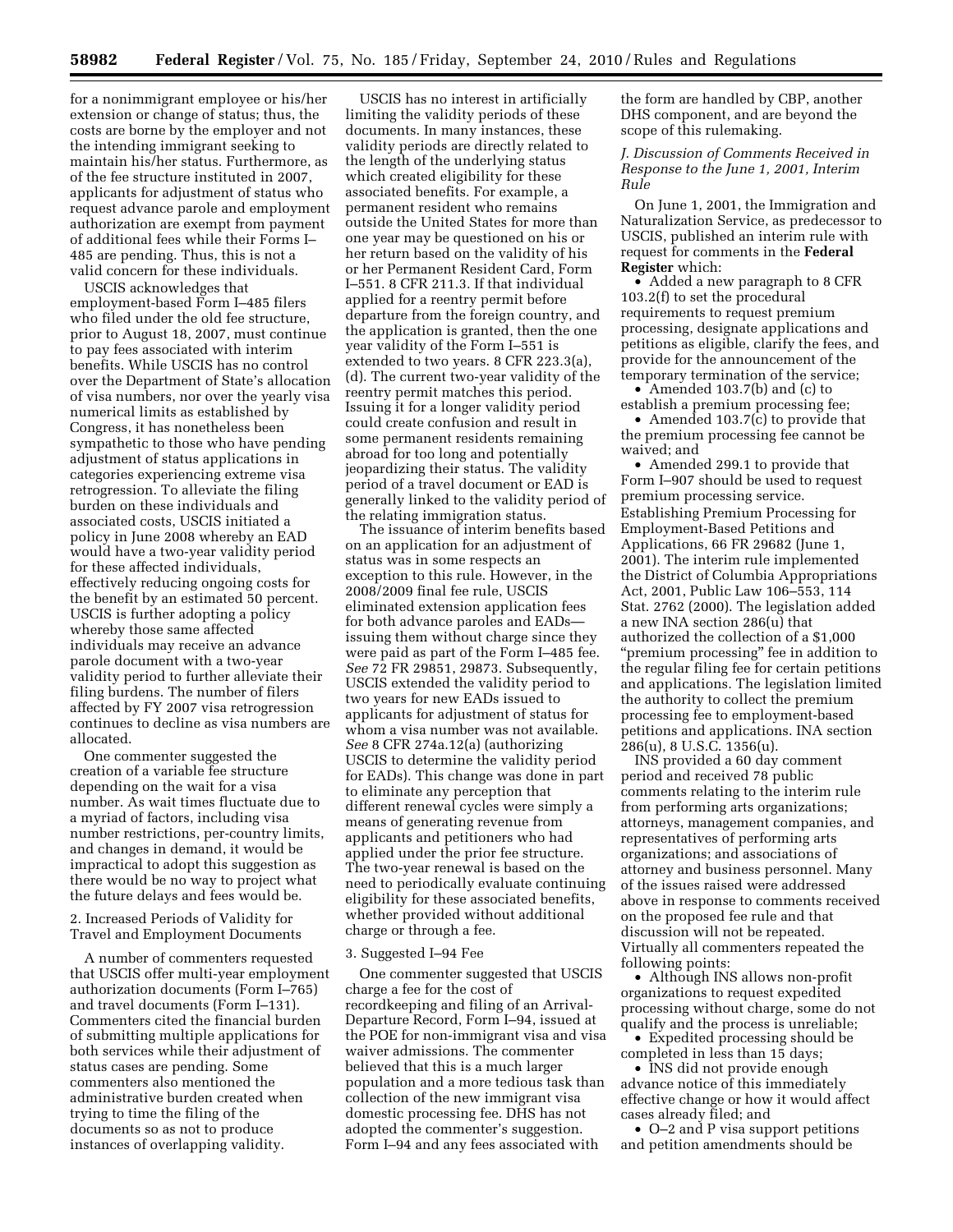for a nonimmigrant employee or his/her extension or change of status; thus, the costs are borne by the employer and not the intending immigrant seeking to maintain his/her status. Furthermore, as of the fee structure instituted in 2007, applicants for adjustment of status who request advance parole and employment authorization are exempt from payment of additional fees while their Forms I–485 are pending. Thus, this is not a valid concern for these individuals.

USCIS acknowledges that employment-based Form I–485 filers who filed under the old fee structure, prior to August 18, 2007, must continue to pay fees associated with interim benefits. While USCIS has no control over the Department of State's allocation of visa numbers, nor over the yearly visa numerical limits as established by Congress, it has nonetheless been sympathetic to those who have pending adjustment of status applications in categories experiencing extreme visa retrogression. To alleviate the filing burden on these individuals and associated costs, USCIS initiated a policy in June 2008 whereby an EAD would have a two-year validity period for these affected individuals, effectively reducing ongoing costs for the benefit by an estimated 50 percent. USCIS is further adopting a policy whereby those same affected individuals may receive an advance parole document with a two-year validity period to further alleviate their filing burdens. The number of filers affected by FY 2007 visa retrogression continues to decline as visa numbers are allocated.

One commenter suggested the creation of a variable fee structure depending on the wait for a visa number. As wait times fluctuate due to a myriad of factors, including visa number restrictions, per-country limits, and changes in demand, it would be impractical to adopt this suggestion as there would be no way to project what the future delays and fees would be.

2. Increased Periods of Validity for Travel and Employment Documents

A number of commenters requested that USCIS offer multi-year employment authorization documents (Form I–765) and travel documents (Form I–131). Commenters cited the financial burden of submitting multiple applications for both services while their adjustment of status cases are pending. Some commenters also mentioned the administrative burden created when trying to time the filing of the documents so as not to produce instances of overlapping validity.

USCIS has no interest in artificially limiting the validity periods of these documents. In many instances, these validity periods are directly related to the length of the underlying status which created eligibility for these associated benefits. For example, a permanent resident who remains outside the United States for more than one year may be questioned on his or her return based on the validity of his or her Permanent Resident Card, Form I–551. 8 CFR 211.3. If that individual applied for a reentry permit before departure from the foreign country, and the application is granted, then the one year validity of the Form I–551 is extended to two years. 8 CFR 223.3(a), (d). The current two-year validity of the reentry permit matches this period. Issuing it for a longer validity period could create confusion and result in some permanent residents remaining abroad for too long and potentially jeopardizing their status. The validity period of a travel document or EAD is generally linked to the validity period of the relating immigration status.

The issuance of interim benefits based on an application for an adjustment of status was in some respects an exception to this rule. However, in the 2008/2009 final fee rule, USCIS eliminated extension application fees for both advance paroles and EADs—issuing them without charge since they were paid as part of the Form I–485 fee. *See* 72 FR 29851, 29873. Subsequently, USCIS extended the validity period to two years for new EADs issued to applicants for adjustment of status for whom a visa number was not available. *See* 8 CFR 274a.12(a) (authorizing USCIS to determine the validity period for EADs). This change was done in part to eliminate any perception that different renewal cycles were simply a means of generating revenue from applicants and petitioners who had applied under the prior fee structure. The two-year renewal is based on the need to periodically evaluate continuing eligibility for these associated benefits, whether provided without additional charge or through a fee.

3. Suggested I–94 Fee

One commenter suggested that USCIS charge a fee for the cost of recordkeeping and filing of an Arrival-Departure Record, Form I–94, issued at the POE for non-immigrant visa and visa waiver admissions. The commenter believed that this is a much larger population and a more tedious task than collection of the new immigrant visa domestic processing fee. DHS has not adopted the commenter's suggestion. Form I–94 and any fees associated with the form are handled by CBP, another DHS component, and are beyond the scope of this rulemaking.

*J. Discussion of Comments Received in Response to the June 1, 2001, Interim Rule*

On June 1, 2001, the Immigration and Naturalization Service, as predecessor to USCIS, published an interim rule with request for comments in the **Federal Register** which:

- Added a new paragraph to 8 CFR 103.2(f) to set the procedural requirements to request premium processing, designate applications and petitions as eligible, clarify the fees, and provide for the announcement of the temporary termination of the service;
- Amended 103.7(b) and (c) to establish a premium processing fee;
- Amended 103.7(c) to provide that the premium processing fee cannot be waived; and
- Amended 299.1 to provide that Form I–907 should be used to request premium processing service.

Establishing Premium Processing for Employment-Based Petitions and Applications, 66 FR 29682 (June 1, 2001). The interim rule implemented the District of Columbia Appropriations Act, 2001, Public Law 106–553, 114 Stat. 2762 (2000). The legislation added a new INA section 286(u) that authorized the collection of a $1,000 "premium processing" fee in addition to the regular filing fee for certain petitions and applications. The legislation limited the authority to collect the premium processing fee to employment-based petitions and applications. INA section 286(u), 8 U.S.C. 1356(u).

INS provided a 60 day comment period and received 78 public comments relating to the interim rule from performing arts organizations; attorneys, management companies, and representatives of performing arts organizations; and associations of attorney and business personnel. Many of the issues raised were addressed above in response to comments received on the proposed fee rule and that discussion will not be repeated. Virtually all commenters repeated the following points:

- Although INS allows non-profit organizations to request expedited processing without charge, some do not qualify and the process is unreliable;
- Expedited processing should be completed in less than 15 days;
- INS did not provide enough advance notice of this immediately effective change or how it would affect cases already filed; and
- O–2 and P visa support petitions and petition amendments should be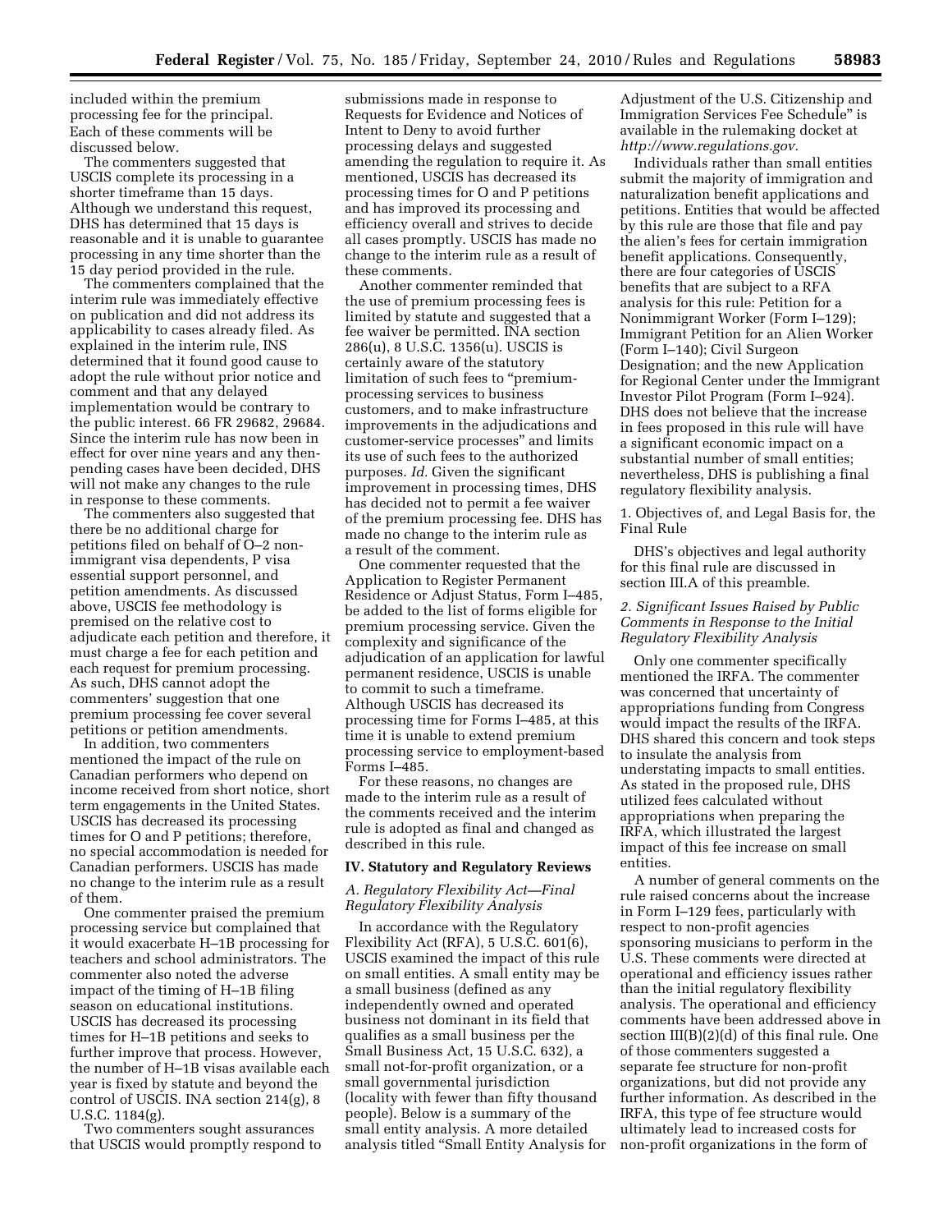included within the premium processing fee for the principal. Each of these comments will be discussed below.

The commenters suggested that USCIS complete its processing in a shorter timeframe than 15 days. Although we understand this request, DHS has determined that 15 days is reasonable and it is unable to guarantee processing in any time shorter than the 15 day period provided in the rule.

The commenters complained that the interim rule was immediately effective on publication and did not address its applicability to cases already filed. As explained in the interim rule, INS determined that it found good cause to adopt the rule without prior notice and comment and that any delayed implementation would be contrary to the public interest. 66 FR 29682, 29684. Since the interim rule has now been in effect for over nine years and any then-pending cases have been decided, DHS will not make any changes to the rule in response to these comments.

The commenters also suggested that there be no additional charge for petitions filed on behalf of O–2 non-immigrant visa dependents, P visa essential support personnel, and petition amendments. As discussed above, USCIS fee methodology is premised on the relative cost to adjudicate each petition and therefore, it must charge a fee for each petition and each request for premium processing. As such, DHS cannot adopt the commenters' suggestion that one premium processing fee cover several petitions or petition amendments.

In addition, two commenters mentioned the impact of the rule on Canadian performers who depend on income received from short notice, short term engagements in the United States. USCIS has decreased its processing times for O and P petitions; therefore, no special accommodation is needed for Canadian performers. USCIS has made no change to the interim rule as a result of them.

One commenter praised the premium processing service but complained that it would exacerbate H–1B processing for teachers and school administrators. The commenter also noted the adverse impact of the timing of H–1B filing season on educational institutions. USCIS has decreased its processing times for H–1B petitions and seeks to further improve that process. However, the number of H–1B visas available each year is fixed by statute and beyond the control of USCIS. INA section 214(g), 8 U.S.C. 1184(g).

Two commenters sought assurances that USCIS would promptly respond to submissions made in response to Requests for Evidence and Notices of Intent to Deny to avoid further processing delays and suggested amending the regulation to require it. As mentioned, USCIS has decreased its processing times for O and P petitions and has improved its processing and efficiency overall and strives to decide all cases promptly. USCIS has made no change to the interim rule as a result of these comments.

Another commenter reminded that the use of premium processing fees is limited by statute and suggested that a fee waiver be permitted. INA section 286(u), 8 U.S.C. 1356(u). USCIS is certainly aware of the statutory limitation of such fees to "premium-processing services to business customers, and to make infrastructure improvements in the adjudications and customer-service processes" and limits its use of such fees to the authorized purposes. *Id.* Given the significant improvement in processing times, DHS has decided not to permit a fee waiver of the premium processing fee. DHS has made no change to the interim rule as a result of the comment.

One commenter requested that the Application to Register Permanent Residence or Adjust Status, Form I–485, be added to the list of forms eligible for premium processing service. Given the complexity and significance of the adjudication of an application for lawful permanent residence, USCIS is unable to commit to such a timeframe. Although USCIS has decreased its processing time for Forms I–485, at this time it is unable to extend premium processing service to employment-based Forms I–485.

For these reasons, no changes are made to the interim rule as a result of the comments received and the interim rule is adopted as final and changed as described in this rule.

## IV. Statutory and Regulatory Reviews

### *A. Regulatory Flexibility Act—Final Regulatory Flexibility Analysis*

In accordance with the Regulatory Flexibility Act (RFA), 5 U.S.C. 601(6), USCIS examined the impact of this rule on small entities. A small entity may be a small business (defined as any independently owned and operated business not dominant in its field that qualifies as a small business per the Small Business Act, 15 U.S.C. 632), a small not-for-profit organization, or a small governmental jurisdiction (locality with fewer than fifty thousand people). Below is a summary of the small entity analysis. A more detailed analysis titled "Small Entity Analysis for Adjustment of the U.S. Citizenship and Immigration Services Fee Schedule" is available in the rulemaking docket at *http://www.regulations.gov.*

Individuals rather than small entities submit the majority of immigration and naturalization benefit applications and petitions. Entities that would be affected by this rule are those that file and pay the alien's fees for certain immigration benefit applications. Consequently, there are four categories of USCIS benefits that are subject to a RFA analysis for this rule: Petition for a Nonimmigrant Worker (Form I–129); Immigrant Petition for an Alien Worker (Form I–140); Civil Surgeon Designation; and the new Application for Regional Center under the Immigrant Investor Pilot Program (Form I–924). DHS does not believe that the increase in fees proposed in this rule will have a significant economic impact on a substantial number of small entities; nevertheless, DHS is publishing a final regulatory flexibility analysis.

1. Objectives of, and Legal Basis for, the Final Rule

DHS's objectives and legal authority for this final rule are discussed in section III.A of this preamble.

*2. Significant Issues Raised by Public Comments in Response to the Initial Regulatory Flexibility Analysis*

Only one commenter specifically mentioned the IRFA. The commenter was concerned that uncertainty of appropriations funding from Congress would impact the results of the IRFA. DHS shared this concern and took steps to insulate the analysis from understating impacts to small entities. As stated in the proposed rule, DHS utilized fees calculated without appropriations when preparing the IRFA, which illustrated the largest impact of this fee increase on small entities.

A number of general comments on the rule raised concerns about the increase in Form I–129 fees, particularly with respect to non-profit agencies sponsoring musicians to perform in the U.S. These comments were directed at operational and efficiency issues rather than the initial regulatory flexibility analysis. The operational and efficiency comments have been addressed above in section III(B)(2)(d) of this final rule. One of those commenters suggested a separate fee structure for non-profit organizations, but did not provide any further information. As described in the IRFA, this type of fee structure would ultimately lead to increased costs for non-profit organizations in the form of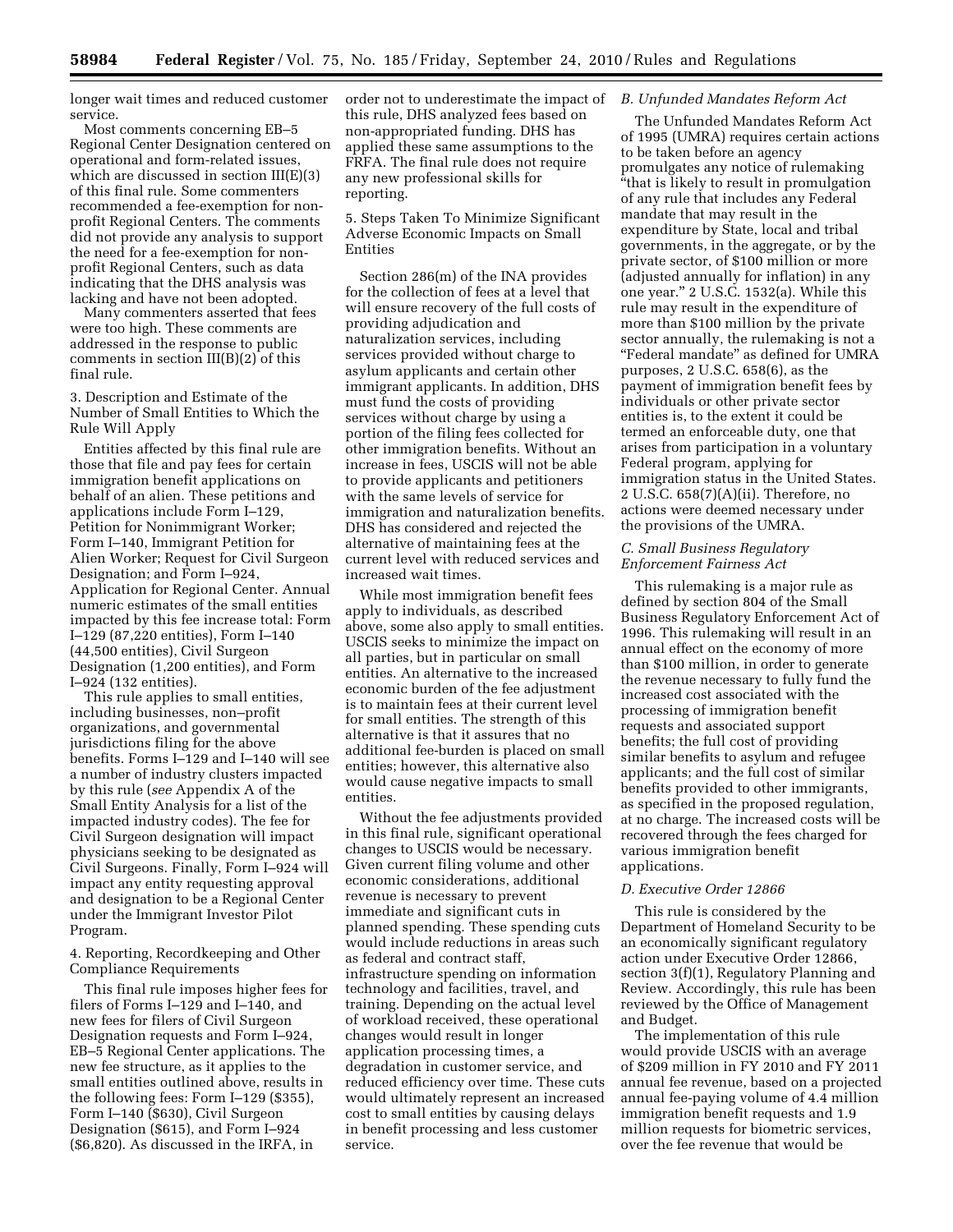longer wait times and reduced customer service.

Most comments concerning EB–5 Regional Center Designation centered on operational and form-related issues, which are discussed in section III(E)(3) of this final rule. Some commenters recommended a fee-exemption for non-profit Regional Centers. The comments did not provide any analysis to support the need for a fee-exemption for non-profit Regional Centers, such as data indicating that the DHS analysis was lacking and have not been adopted.

Many commenters asserted that fees were too high. These comments are addressed in the response to public comments in section III(B)(2) of this final rule.

3. Description and Estimate of the Number of Small Entities to Which the Rule Will Apply

Entities affected by this final rule are those that file and pay fees for certain immigration benefit applications on behalf of an alien. These petitions and applications include Form I–129, Petition for Nonimmigrant Worker; Form I–140, Immigrant Petition for Alien Worker; Request for Civil Surgeon Designation; and Form I–924, Application for Regional Center. Annual numeric estimates of the small entities impacted by this fee increase total: Form I–129 (87,220 entities), Form I–140 (44,500 entities), Civil Surgeon Designation (1,200 entities), and Form I–924 (132 entities).

This rule applies to small entities, including businesses, non–profit organizations, and governmental jurisdictions filing for the above benefits. Forms I–129 and I–140 will see a number of industry clusters impacted by this rule (*see* Appendix A of the Small Entity Analysis for a list of the impacted industry codes). The fee for Civil Surgeon designation will impact physicians seeking to be designated as Civil Surgeons. Finally, Form I–924 will impact any entity requesting approval and designation to be a Regional Center under the Immigrant Investor Pilot Program.

4. Reporting, Recordkeeping and Other Compliance Requirements

This final rule imposes higher fees for filers of Forms I–129 and I–140, and new fees for filers of Civil Surgeon Designation requests and Form I–924, EB–5 Regional Center applications. The new fee structure, as it applies to the small entities outlined above, results in the following fees: Form I–129 ($355), Form I–140 ($630), Civil Surgeon Designation ($615), and Form I–924 ($6,820). As discussed in the IRFA, in order not to underestimate the impact of this rule, DHS analyzed fees based on non-appropriated funding. DHS has applied these same assumptions to the FRFA. The final rule does not require any new professional skills for reporting.

5. Steps Taken To Minimize Significant Adverse Economic Impacts on Small Entities

Section 286(m) of the INA provides for the collection of fees at a level that will ensure recovery of the full costs of providing adjudication and naturalization services, including services provided without charge to asylum applicants and certain other immigrant applicants. In addition, DHS must fund the costs of providing services without charge by using a portion of the filing fees collected for other immigration benefits. Without an increase in fees, USCIS will not be able to provide applicants and petitioners with the same levels of service for immigration and naturalization benefits. DHS has considered and rejected the alternative of maintaining fees at the current level with reduced services and increased wait times.

While most immigration benefit fees apply to individuals, as described above, some also apply to small entities. USCIS seeks to minimize the impact on all parties, but in particular on small entities. An alternative to the increased economic burden of the fee adjustment is to maintain fees at their current level for small entities. The strength of this alternative is that it assures that no additional fee-burden is placed on small entities; however, this alternative also would cause negative impacts to small entities.

Without the fee adjustments provided in this final rule, significant operational changes to USCIS would be necessary. Given current filing volume and other economic considerations, additional revenue is necessary to prevent immediate and significant cuts in planned spending. These spending cuts would include reductions in areas such as federal and contract staff, infrastructure spending on information technology and facilities, travel, and training. Depending on the actual level of workload received, these operational changes would result in longer application processing times, a degradation in customer service, and reduced efficiency over time. These cuts would ultimately represent an increased cost to small entities by causing delays in benefit processing and less customer service.

### *B. Unfunded Mandates Reform Act*

The Unfunded Mandates Reform Act of 1995 (UMRA) requires certain actions to be taken before an agency promulgates any notice of rulemaking "that is likely to result in promulgation of any rule that includes any Federal mandate that may result in the expenditure by State, local and tribal governments, in the aggregate, or by the private sector, of $100 million or more (adjusted annually for inflation) in any one year." 2 U.S.C. 1532(a). While this rule may result in the expenditure of more than $100 million by the private sector annually, the rulemaking is not a "Federal mandate" as defined for UMRA purposes, 2 U.S.C. 658(6), as the payment of immigration benefit fees by individuals or other private sector entities is, to the extent it could be termed an enforceable duty, one that arises from participation in a voluntary Federal program, applying for immigration status in the United States. 2 U.S.C. 658(7)(A)(ii). Therefore, no actions were deemed necessary under the provisions of the UMRA.

### *C. Small Business Regulatory Enforcement Fairness Act*

This rulemaking is a major rule as defined by section 804 of the Small Business Regulatory Enforcement Act of 1996. This rulemaking will result in an annual effect on the economy of more than $100 million, in order to generate the revenue necessary to fully fund the increased cost associated with the processing of immigration benefit requests and associated support benefits; the full cost of providing similar benefits to asylum and refugee applicants; and the full cost of similar benefits provided to other immigrants, as specified in the proposed regulation, at no charge. The increased costs will be recovered through the fees charged for various immigration benefit applications.

### *D. Executive Order 12866*

This rule is considered by the Department of Homeland Security to be an economically significant regulatory action under Executive Order 12866, section 3(f)(1), Regulatory Planning and Review. Accordingly, this rule has been reviewed by the Office of Management and Budget.

The implementation of this rule would provide USCIS with an average of $209 million in FY 2010 and FY 2011 annual fee revenue, based on a projected annual fee-paying volume of 4.4 million immigration benefit requests and 1.9 million requests for biometric services, over the fee revenue that would be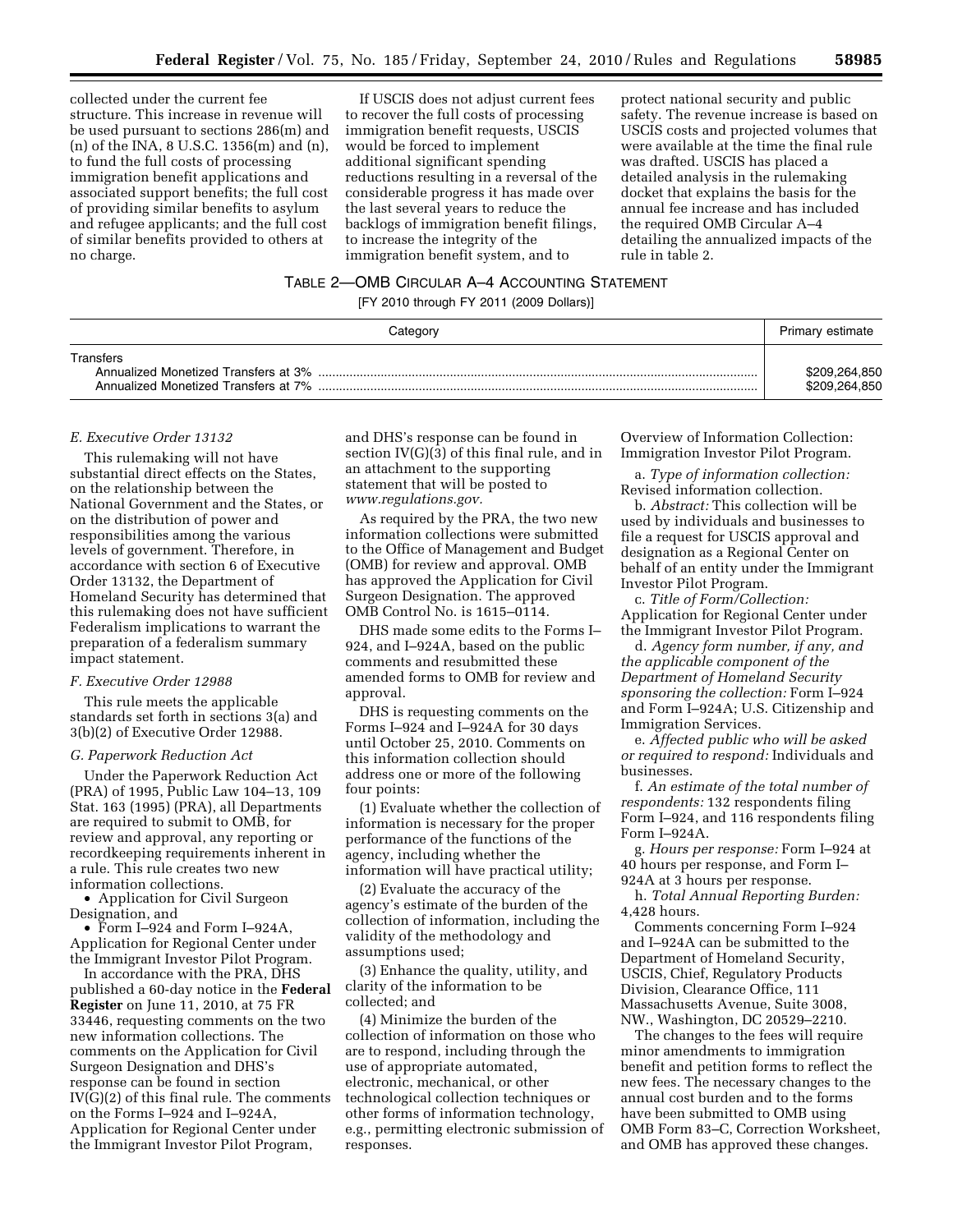collected under the current fee structure. This increase in revenue will be used pursuant to sections 286(m) and (n) of the INA, 8 U.S.C. 1356(m) and (n), to fund the full costs of processing immigration benefit applications and associated support benefits; the full cost of providing similar benefits to asylum and refugee applicants; and the full cost of similar benefits provided to others at no charge.

If USCIS does not adjust current fees to recover the full costs of processing immigration benefit requests, USCIS would be forced to implement additional significant spending reductions resulting in a reversal of the considerable progress it has made over the last several years to reduce the backlogs of immigration benefit filings, to increase the integrity of the immigration benefit system, and to protect national security and public safety. The revenue increase is based on USCIS costs and projected volumes that were available at the time the final rule was drafted. USCIS has placed a detailed analysis in the rulemaking docket that explains the basis for the annual fee increase and has included the required OMB Circular A–4 detailing the annualized impacts of the rule in table 2.

TABLE 2—OMB CIRCULAR A–4 ACCOUNTING STATEMENT

[FY 2010 through FY 2011 (2009 Dollars)]

| Category | Primary estimate |
|---|---|
| Transfers | |
| Annualized Monetized Transfers at 3% | $209,264,850 |
| Annualized Monetized Transfers at 7% | $209,264,850 |

### E. Executive Order 13132

This rulemaking will not have substantial direct effects on the States, on the relationship between the National Government and the States, or on the distribution of power and responsibilities among the various levels of government. Therefore, in accordance with section 6 of Executive Order 13132, the Department of Homeland Security has determined that this rulemaking does not have sufficient Federalism implications to warrant the preparation of a federalism summary impact statement.

### F. Executive Order 12988

This rule meets the applicable standards set forth in sections 3(a) and 3(b)(2) of Executive Order 12988.

### G. Paperwork Reduction Act

Under the Paperwork Reduction Act (PRA) of 1995, Public Law 104–13, 109 Stat. 163 (1995) (PRA), all Departments are required to submit to OMB, for review and approval, any reporting or recordkeeping requirements inherent in a rule. This rule creates two new information collections.

- Application for Civil Surgeon Designation, and
- Form I–924 and Form I–924A, Application for Regional Center under the Immigrant Investor Pilot Program.

In accordance with the PRA, DHS published a 60-day notice in the **Federal Register** on June 11, 2010, at 75 FR 33446, requesting comments on the two new information collections. The comments on the Application for Civil Surgeon Designation and DHS's response can be found in section IV(G)(2) of this final rule. The comments on the Forms I–924 and I–924A, Application for Regional Center under the Immigrant Investor Pilot Program, and DHS's response can be found in section IV(G)(3) of this final rule, and in an attachment to the supporting statement that will be posted to *www.regulations.gov*.

As required by the PRA, the two new information collections were submitted to the Office of Management and Budget (OMB) for review and approval. OMB has approved the Application for Civil Surgeon Designation. The approved OMB Control No. is 1615–0114.

DHS made some edits to the Forms I–924, and I–924A, based on the public comments and resubmitted these amended forms to OMB for review and approval.

DHS is requesting comments on the Forms I–924 and I–924A for 30 days until October 25, 2010. Comments on this information collection should address one or more of the following four points:

(1) Evaluate whether the collection of information is necessary for the proper performance of the functions of the agency, including whether the information will have practical utility;

(2) Evaluate the accuracy of the agency's estimate of the burden of the collection of information, including the validity of the methodology and assumptions used;

(3) Enhance the quality, utility, and clarity of the information to be collected; and

(4) Minimize the burden of the collection of information on those who are to respond, including through the use of appropriate automated, electronic, mechanical, or other technological collection techniques or other forms of information technology, e.g., permitting electronic submission of responses.

Overview of Information Collection: Immigration Investor Pilot Program.

a. *Type of information collection:* Revised information collection.

b. *Abstract:* This collection will be used by individuals and businesses to file a request for USCIS approval and designation as a Regional Center on behalf of an entity under the Immigrant Investor Pilot Program.

c. *Title of Form/Collection:* Application for Regional Center under the Immigrant Investor Pilot Program.

d. *Agency form number, if any, and the applicable component of the Department of Homeland Security sponsoring the collection:* Form I–924 and Form I–924A; U.S. Citizenship and Immigration Services.

e. *Affected public who will be asked or required to respond:* Individuals and businesses.

f. *An estimate of the total number of respondents:* 132 respondents filing Form I–924, and 116 respondents filing Form I–924A.

g. *Hours per response:* Form I–924 at 40 hours per response, and Form I–924A at 3 hours per response.

h. *Total Annual Reporting Burden:* 4,428 hours.

Comments concerning Form I–924 and I–924A can be submitted to the Department of Homeland Security, USCIS, Chief, Regulatory Products Division, Clearance Office, 111 Massachusetts Avenue, Suite 3008, NW., Washington, DC 20529–2210.

The changes to the fees will require minor amendments to immigration benefit and petition forms to reflect the new fees. The necessary changes to the annual cost burden and to the forms have been submitted to OMB using OMB Form 83–C, Correction Worksheet, and OMB has approved these changes.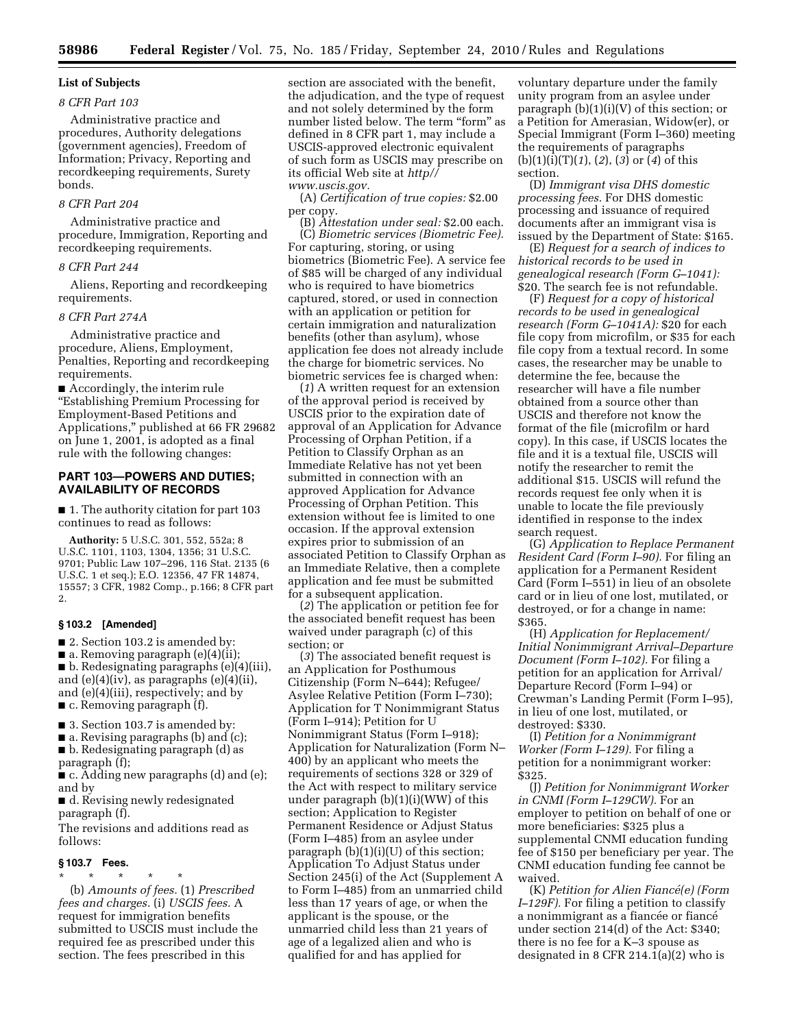## List of Subjects

### 8 CFR Part 103

Administrative practice and procedures, Authority delegations (government agencies), Freedom of Information; Privacy, Reporting and recordkeeping requirements, Surety bonds.

### 8 CFR Part 204

Administrative practice and procedure, Immigration, Reporting and recordkeeping requirements.

### 8 CFR Part 244

Aliens, Reporting and recordkeeping requirements.

### 8 CFR Part 274A

Administrative practice and procedure, Aliens, Employment, Penalties, Reporting and recordkeeping requirements.

■ Accordingly, the interim rule "Establishing Premium Processing for Employment-Based Petitions and Applications," published at 66 FR 29682 on June 1, 2001, is adopted as a final rule with the following changes:

## PART 103—POWERS AND DUTIES; AVAILABILITY OF RECORDS

■ 1. The authority citation for part 103 continues to read as follows:

**Authority:** 5 U.S.C. 301, 552, 552a; 8 U.S.C. 1101, 1103, 1304, 1356; 31 U.S.C. 9701; Public Law 107–296, 116 Stat. 2135 (6 U.S.C. 1 et seq.); E.O. 12356, 47 FR 14874, 15557; 3 CFR, 1982 Comp., p.166; 8 CFR part 2.

### § 103.2 [Amended]

■ 2. Section 103.2 is amended by:

■ a. Removing paragraph (e)(4)(ii);

■ b. Redesignating paragraphs (e)(4)(iii), and (e)(4)(iv), as paragraphs (e)(4)(ii), and (e)(4)(iii), respectively; and by

■ c. Removing paragraph (f).

■ 3. Section 103.7 is amended by:

■ a. Revising paragraphs (b) and (c);

■ b. Redesignating paragraph (d) as paragraph (f);

■ c. Adding new paragraphs (d) and (e); and by

■ d. Revising newly redesignated paragraph (f).

The revisions and additions read as follows:

### § 103.7 Fees.

\* \* \* \* \*

(b) *Amounts of fees.* (1) *Prescribed fees and charges.* (i) *USCIS fees.* A request for immigration benefits submitted to USCIS must include the required fee as prescribed under this section. The fees prescribed in this section are associated with the benefit, the adjudication, and the type of request and not solely determined by the form number listed below. The term "form" as defined in 8 CFR part 1, may include a USCIS-approved electronic equivalent of such form as USCIS may prescribe on its official Web site at *http//www.uscis.gov.*

(A) *Certification of true copies:* $2.00 per copy.

(B) *Attestation under seal:* $2.00 each.

(C) *Biometric services (Biometric Fee).* For capturing, storing, or using biometrics (Biometric Fee). A service fee of $85 will be charged of any individual who is required to have biometrics captured, stored, or used in connection with an application or petition for certain immigration and naturalization benefits (other than asylum), whose application fee does not already include the charge for biometric services. No biometric services fee is charged when:

(*1*) A written request for an extension of the approval period is received by USCIS prior to the expiration date of approval of an Application for Advance Processing of Orphan Petition, if a Petition to Classify Orphan as an Immediate Relative has not yet been submitted in connection with an approved Application for Advance Processing of Orphan Petition. This extension without fee is limited to one occasion. If the approval extension expires prior to submission of an associated Petition to Classify Orphan as an Immediate Relative, then a complete application and fee must be submitted for a subsequent application.

(*2*) The application or petition fee for the associated benefit request has been waived under paragraph (c) of this section; or

(*3*) The associated benefit request is an Application for Posthumous Citizenship (Form N–644); Refugee/Asylee Relative Petition (Form I–730); Application for T Nonimmigrant Status (Form I–914); Petition for U Nonimmigrant Status (Form I–918); Application for Naturalization (Form N–400) by an applicant who meets the requirements of sections 328 or 329 of the Act with respect to military service under paragraph (b)(1)(i)(WW) of this section; Application to Register Permanent Residence or Adjust Status (Form I–485) from an asylee under paragraph (b)(1)(i)(U) of this section; Application To Adjust Status under Section 245(i) of the Act (Supplement A to Form I–485) from an unmarried child less than 17 years of age, or when the applicant is the spouse, or the unmarried child less than 21 years of age of a legalized alien and who is qualified for and has applied for voluntary departure under the family unity program from an asylee under paragraph (b)(1)(i)(V) of this section; or a Petition for Amerasian, Widow(er), or Special Immigrant (Form I–360) meeting the requirements of paragraphs (b)(1)(i)(T)(*1*), (*2*), (*3*) or (*4*) of this section.

(D) *Immigrant visa DHS domestic processing fees.* For DHS domestic processing and issuance of required documents after an immigrant visa is issued by the Department of State: $165.

(E) *Request for a search of indices to historical records to be used in genealogical research (Form G–1041):* $20. The search fee is not refundable.

(F) *Request for a copy of historical records to be used in genealogical research (Form G–1041A):* $20 for each file copy from microfilm, or $35 for each file copy from a textual record. In some cases, the researcher may be unable to determine the fee, because the researcher will have a file number obtained from a source other than USCIS and therefore not know the format of the file (microfilm or hard copy). In this case, if USCIS locates the file and it is a textual file, USCIS will notify the researcher to remit the additional $15. USCIS will refund the records request fee only when it is unable to locate the file previously identified in response to the index search request.

(G) *Application to Replace Permanent Resident Card (Form I–90).* For filing an application for a Permanent Resident Card (Form I–551) in lieu of an obsolete card or in lieu of one lost, mutilated, or destroyed, or for a change in name: $365.

(H) *Application for Replacement/Initial Nonimmigrant Arrival–Departure Document (Form I–102).* For filing a petition for an application for Arrival/Departure Record (Form I–94) or Crewman's Landing Permit (Form I–95), in lieu of one lost, mutilated, or destroyed: $330.

(I) *Petition for a Nonimmigrant Worker (Form I–129).* For filing a petition for a nonimmigrant worker: $325.

(J) *Petition for Nonimmigrant Worker in CNMI (Form I–129CW).* For an employer to petition on behalf of one or more beneficiaries: $325 plus a supplemental CNMI education funding fee of $150 per beneficiary per year. The CNMI education funding fee cannot be waived.

(K) *Petition for Alien Fiancé(e) (Form I–129F).* For filing a petition to classify a nonimmigrant as a fiancée or fiancé under section 214(d) of the Act: $340; there is no fee for a K–3 spouse as designated in 8 CFR 214.1(a)(2) who is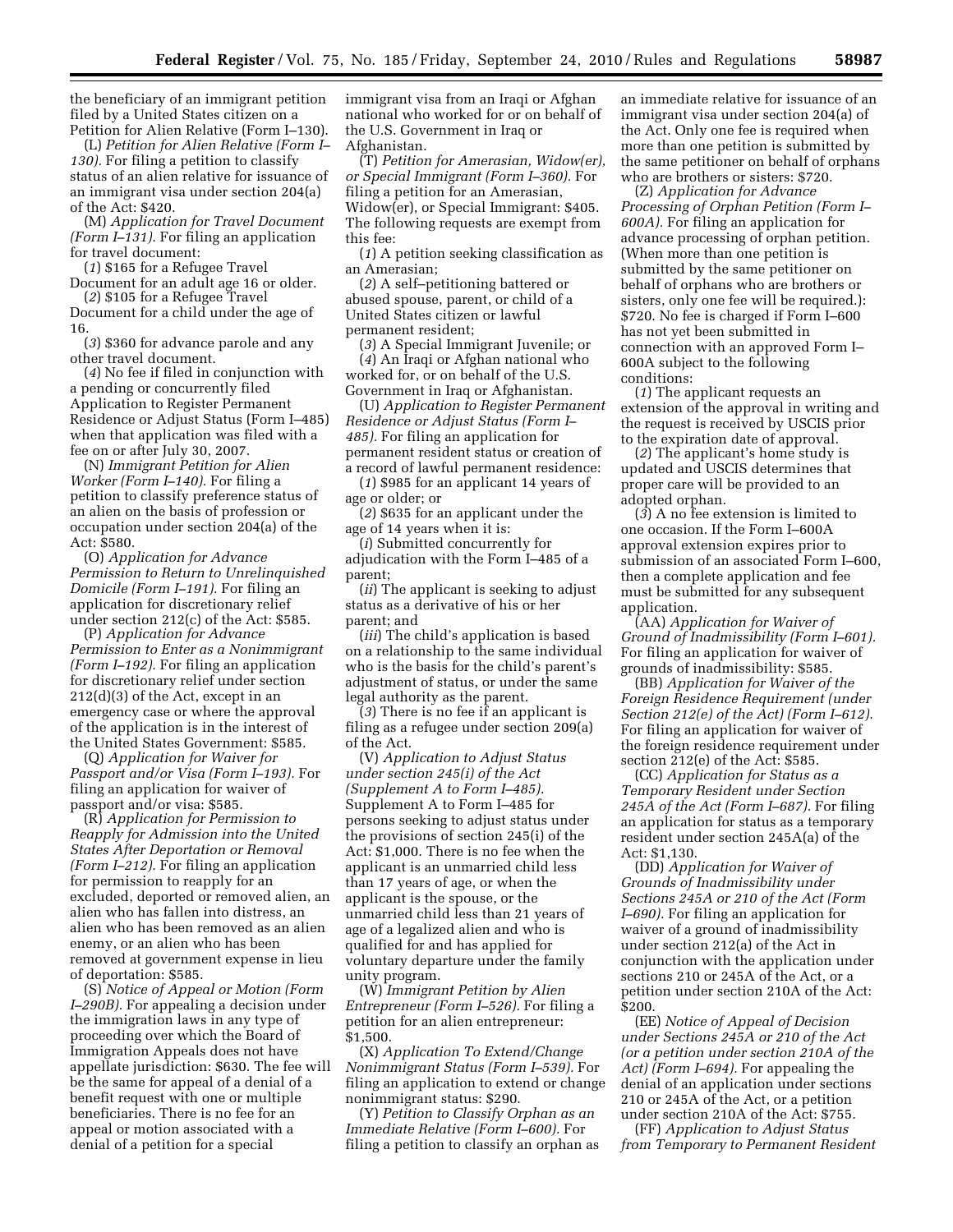the beneficiary of an immigrant petition filed by a United States citizen on a Petition for Alien Relative (Form I–130).

(L) *Petition for Alien Relative (Form I–130).* For filing a petition to classify status of an alien relative for issuance of an immigrant visa under section 204(a) of the Act: $420.

(M) *Application for Travel Document (Form I–131).* For filing an application for travel document:

(*1*) $165 for a Refugee Travel Document for an adult age 16 or older.

(*2*) $105 for a Refugee Travel Document for a child under the age of 16.

(*3*) $360 for advance parole and any other travel document.

(*4*) No fee if filed in conjunction with a pending or concurrently filed Application to Register Permanent Residence or Adjust Status (Form I–485) when that application was filed with a fee on or after July 30, 2007.

(N) *Immigrant Petition for Alien Worker (Form I–140).* For filing a petition to classify preference status of an alien on the basis of profession or occupation under section 204(a) of the Act: $580.

(O) *Application for Advance Permission to Return to Unrelinquished Domicile (Form I–191).* For filing an application for discretionary relief under section 212(c) of the Act: $585.

(P) *Application for Advance Permission to Enter as a Nonimmigrant (Form I–192).* For filing an application for discretionary relief under section 212(d)(3) of the Act, except in an emergency case or where the approval of the application is in the interest of the United States Government: $585.

(Q) *Application for Waiver for Passport and/or Visa (Form I–193).* For filing an application for waiver of passport and/or visa: $585.

(R) *Application for Permission to Reapply for Admission into the United States After Deportation or Removal (Form I–212).* For filing an application for permission to reapply for an excluded, deported or removed alien, an alien who has fallen into distress, an alien who has been removed as an alien enemy, or an alien who has been removed at government expense in lieu of deportation: $585.

(S) *Notice of Appeal or Motion (Form I–290B).* For appealing a decision under the immigration laws in any type of proceeding over which the Board of Immigration Appeals does not have appellate jurisdiction: $630. The fee will be the same for appeal of a denial of a benefit request with one or multiple beneficiaries. There is no fee for an appeal or motion associated with a denial of a petition for a special immigrant visa from an Iraqi or Afghan national who worked for or on behalf of the U.S. Government in Iraq or Afghanistan.

(T) *Petition for Amerasian, Widow(er), or Special Immigrant (Form I–360).* For filing a petition for an Amerasian, Widow(er), or Special Immigrant: $405. The following requests are exempt from this fee:

(*1*) A petition seeking classification as an Amerasian;

(*2*) A self–petitioning battered or abused spouse, parent, or child of a United States citizen or lawful permanent resident;

(*3*) A Special Immigrant Juvenile; or

(*4*) An Iraqi or Afghan national who worked for, or on behalf of the U.S. Government in Iraq or Afghanistan.

(U) *Application to Register Permanent Residence or Adjust Status (Form I–485).* For filing an application for permanent resident status or creation of a record of lawful permanent residence:

(*1*) $985 for an applicant 14 years of age or older; or

(*2*) $635 for an applicant under the age of 14 years when it is:

(*i*) Submitted concurrently for adjudication with the Form I–485 of a parent;

(*ii*) The applicant is seeking to adjust status as a derivative of his or her parent; and

(*iii*) The child's application is based on a relationship to the same individual who is the basis for the child's parent's adjustment of status, or under the same legal authority as the parent.

(*3*) There is no fee if an applicant is filing as a refugee under section 209(a) of the Act.

(V) *Application to Adjust Status under section 245(i) of the Act (Supplement A to Form I–485).* Supplement A to Form I–485 for persons seeking to adjust status under the provisions of section 245(i) of the Act: $1,000. There is no fee when the applicant is an unmarried child less than 17 years of age, or when the applicant is the spouse, or the unmarried child less than 21 years of age of a legalized alien and who is qualified for and has applied for voluntary departure under the family unity program.

(W) *Immigrant Petition by Alien Entrepreneur (Form I–526).* For filing a petition for an alien entrepreneur: $1,500.

(X) *Application To Extend/Change Nonimmigrant Status (Form I–539).* For filing an application to extend or change nonimmigrant status: $290.

(Y) *Petition to Classify Orphan as an Immediate Relative (Form I–600).* For filing a petition to classify an orphan as an immediate relative for issuance of an immigrant visa under section 204(a) of the Act. Only one fee is required when more than one petition is submitted by the same petitioner on behalf of orphans who are brothers or sisters: $720.

(Z) *Application for Advance Processing of Orphan Petition (Form I–600A).* For filing an application for advance processing of orphan petition. (When more than one petition is submitted by the same petitioner on behalf of orphans who are brothers or sisters, only one fee will be required.): $720. No fee is charged if Form I–600 has not yet been submitted in connection with an approved Form I–600A subject to the following conditions:

(*1*) The applicant requests an extension of the approval in writing and the request is received by USCIS prior to the expiration date of approval.

(*2*) The applicant's home study is updated and USCIS determines that proper care will be provided to an adopted orphan.

(*3*) A no fee extension is limited to one occasion. If the Form I–600A approval extension expires prior to submission of an associated Form I–600, then a complete application and fee must be submitted for any subsequent application.

(AA) *Application for Waiver of Ground of Inadmissibility (Form I–601).* For filing an application for waiver of grounds of inadmissibility: $585.

(BB) *Application for Waiver of the Foreign Residence Requirement (under Section 212(e) of the Act) (Form I–612).* For filing an application for waiver of the foreign residence requirement under section 212(e) of the Act: $585.

(CC) *Application for Status as a Temporary Resident under Section 245A of the Act (Form I–687).* For filing an application for status as a temporary resident under section 245A(a) of the Act: $1,130.

(DD) *Application for Waiver of Grounds of Inadmissibility under Sections 245A or 210 of the Act (Form I–690).* For filing an application for waiver of a ground of inadmissibility under section 212(a) of the Act in conjunction with the application under sections 210 or 245A of the Act, or a petition under section 210A of the Act: $200.

(EE) *Notice of Appeal of Decision under Sections 245A or 210 of the Act (or a petition under section 210A of the Act) (Form I–694).* For appealing the denial of an application under sections 210 or 245A of the Act, or a petition under section 210A of the Act: $755.

(FF) *Application to Adjust Status from Temporary to Permanent Resident*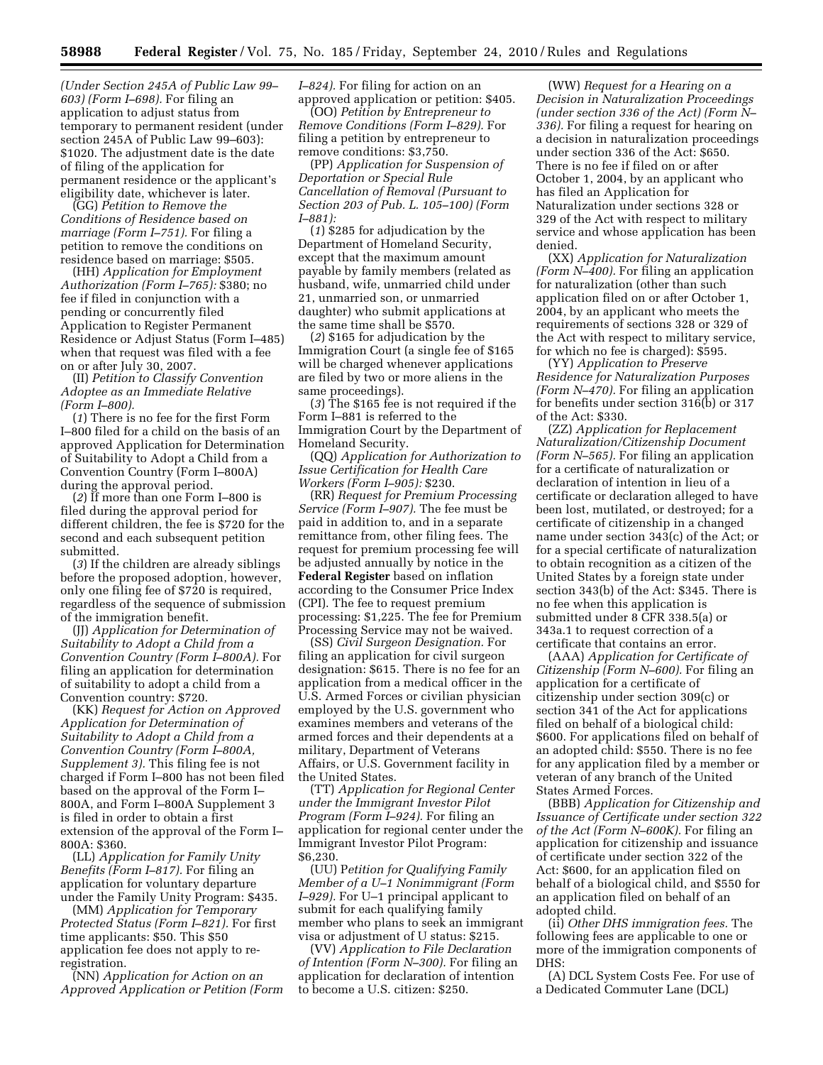*(Under Section 245A of Public Law 99–603) (Form I–698).* For filing an application to adjust status from temporary to permanent resident (under section 245A of Public Law 99–603): $1020. The adjustment date is the date of filing of the application for permanent residence or the applicant's eligibility date, whichever is later.

(GG) *Petition to Remove the Conditions of Residence based on marriage (Form I–751).* For filing a petition to remove the conditions on residence based on marriage: $505.

(HH) *Application for Employment Authorization (Form I–765):* $380; no fee if filed in conjunction with a pending or concurrently filed Application to Register Permanent Residence or Adjust Status (Form I–485) when that request was filed with a fee on or after July 30, 2007.

(II) *Petition to Classify Convention Adoptee as an Immediate Relative (Form I–800).*

(*1*) There is no fee for the first Form I–800 filed for a child on the basis of an approved Application for Determination of Suitability to Adopt a Child from a Convention Country (Form I–800A) during the approval period.

(*2*) If more than one Form I–800 is filed during the approval period for different children, the fee is $720 for the second and each subsequent petition submitted.

(*3*) If the children are already siblings before the proposed adoption, however, only one filing fee of $720 is required, regardless of the sequence of submission of the immigration benefit.

(JJ) *Application for Determination of Suitability to Adopt a Child from a Convention Country (Form I–800A).* For filing an application for determination of suitability to adopt a child from a Convention country: $720.

(KK) *Request for Action on Approved Application for Determination of Suitability to Adopt a Child from a Convention Country (Form I–800A, Supplement 3).* This filing fee is not charged if Form I–800 has not been filed based on the approval of the Form I–800A, and Form I–800A Supplement 3 is filed in order to obtain a first extension of the approval of the Form I–800A: $360.

(LL) *Application for Family Unity Benefits (Form I–817).* For filing an application for voluntary departure under the Family Unity Program: $435.

(MM) *Application for Temporary Protected Status (Form I–821).* For first time applicants: $50. This $50 application fee does not apply to re-registration.

(NN) *Application for Action on an Approved Application or Petition (Form I–824).* For filing for action on an approved application or petition: $405.

(OO) *Petition by Entrepreneur to Remove Conditions (Form I–829).* For filing a petition by entrepreneur to remove conditions: $3,750.

(PP) *Application for Suspension of Deportation or Special Rule Cancellation of Removal (Pursuant to Section 203 of Pub. L. 105–100) (Form I–881):*

(*1*) $285 for adjudication by the Department of Homeland Security, except that the maximum amount payable by family members (related as husband, wife, unmarried child under 21, unmarried son, or unmarried daughter) who submit applications at the same time shall be $570.

(*2*) $165 for adjudication by the Immigration Court (a single fee of $165 will be charged whenever applications are filed by two or more aliens in the same proceedings).

(*3*) The $165 fee is not required if the Form I–881 is referred to the Immigration Court by the Department of Homeland Security.

(QQ) *Application for Authorization to Issue Certification for Health Care Workers (Form I–905):* $230.

(RR) *Request for Premium Processing Service (Form I–907).* The fee must be paid in addition to, and in a separate remittance from, other filing fees. The request for premium processing fee will be adjusted annually by notice in the **Federal Register** based on inflation according to the Consumer Price Index (CPI). The fee to request premium processing: $1,225. The fee for Premium Processing Service may not be waived.

(SS) *Civil Surgeon Designation.* For filing an application for civil surgeon designation: $615. There is no fee for an application from a medical officer in the U.S. Armed Forces or civilian physician employed by the U.S. government who examines members and veterans of the armed forces and their dependents at a military, Department of Veterans Affairs, or U.S. Government facility in the United States.

(TT) *Application for Regional Center under the Immigrant Investor Pilot Program (Form I–924).* For filing an application for regional center under the Immigrant Investor Pilot Program: $6,230.

(UU) P*etition for Qualifying Family Member of a U–1 Nonimmigrant (Form I–929).* For U–1 principal applicant to submit for each qualifying family member who plans to seek an immigrant visa or adjustment of U status: $215.

(VV) *Application to File Declaration of Intention (Form N–300).* For filing an application for declaration of intention to become a U.S. citizen: $250.

(WW) *Request for a Hearing on a Decision in Naturalization Proceedings (under section 336 of the Act) (Form N–336).* For filing a request for hearing on a decision in naturalization proceedings under section 336 of the Act: $650. There is no fee if filed on or after October 1, 2004, by an applicant who has filed an Application for Naturalization under sections 328 or 329 of the Act with respect to military service and whose application has been denied.

(XX) *Application for Naturalization (Form N–400).* For filing an application for naturalization (other than such application filed on or after October 1, 2004, by an applicant who meets the requirements of sections 328 or 329 of the Act with respect to military service, for which no fee is charged): $595.

(YY) *Application to Preserve Residence for Naturalization Purposes (Form N–470).* For filing an application for benefits under section 316(b) or 317 of the Act: $330.

(ZZ) *Application for Replacement Naturalization/Citizenship Document (Form N–565).* For filing an application for a certificate of naturalization or declaration of intention in lieu of a certificate or declaration alleged to have been lost, mutilated, or destroyed; for a certificate of citizenship in a changed name under section 343(c) of the Act; or for a special certificate of naturalization to obtain recognition as a citizen of the United States by a foreign state under section 343(b) of the Act: $345. There is no fee when this application is submitted under 8 CFR 338.5(a) or 343a.1 to request correction of a certificate that contains an error.

(AAA) *Application for Certificate of Citizenship (Form N–600).* For filing an application for a certificate of citizenship under section 309(c) or section 341 of the Act for applications filed on behalf of a biological child: $600. For applications filed on behalf of an adopted child: $550. There is no fee for any application filed by a member or veteran of any branch of the United States Armed Forces.

(BBB) *Application for Citizenship and Issuance of Certificate under section 322 of the Act (Form N–600K).* For filing an application for citizenship and issuance of certificate under section 322 of the Act: $600, for an application filed on behalf of a biological child, and $550 for an application filed on behalf of an adopted child.

(ii) *Other DHS immigration fees.* The following fees are applicable to one or more of the immigration components of DHS:

(A) DCL System Costs Fee. For use of a Dedicated Commuter Lane (DCL)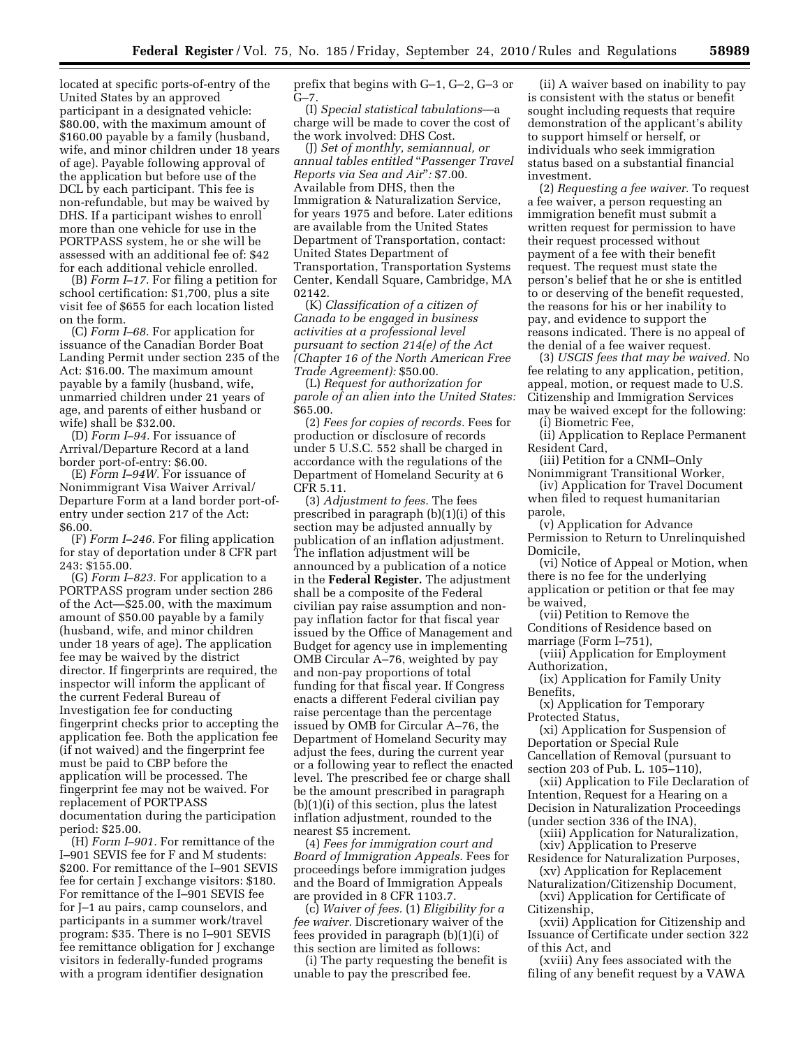located at specific ports-of-entry of the United States by an approved participant in a designated vehicle: $80.00, with the maximum amount of $160.00 payable by a family (husband, wife, and minor children under 18 years of age). Payable following approval of the application but before use of the DCL by each participant. This fee is non-refundable, but may be waived by DHS. If a participant wishes to enroll more than one vehicle for use in the PORTPASS system, he or she will be assessed with an additional fee of: $42 for each additional vehicle enrolled.

(B) *Form I–17.* For filing a petition for school certification: $1,700, plus a site visit fee of $655 for each location listed on the form.

(C) *Form I–68.* For application for issuance of the Canadian Border Boat Landing Permit under section 235 of the Act: $16.00. The maximum amount payable by a family (husband, wife, unmarried children under 21 years of age, and parents of either husband or wife) shall be $32.00.

(D) *Form I–94.* For issuance of Arrival/Departure Record at a land border port-of-entry: $6.00.

(E) *Form I–94W.* For issuance of Nonimmigrant Visa Waiver Arrival/Departure Form at a land border port-of-entry under section 217 of the Act: $6.00.

(F) *Form I–246.* For filing application for stay of deportation under 8 CFR part 243: $155.00.

(G) *Form I–823.* For application to a PORTPASS program under section 286 of the Act—$25.00, with the maximum amount of $50.00 payable by a family (husband, wife, and minor children under 18 years of age). The application fee may be waived by the district director. If fingerprints are required, the inspector will inform the applicant of the current Federal Bureau of Investigation fee for conducting fingerprint checks prior to accepting the application fee. Both the application fee (if not waived) and the fingerprint fee must be paid to CBP before the application will be processed. The fingerprint fee may not be waived. For replacement of PORTPASS documentation during the participation period: $25.00.

(H) *Form I–901.* For remittance of the I–901 SEVIS fee for F and M students: $200. For remittance of the I–901 SEVIS fee for certain J exchange visitors: $180. For remittance of the I–901 SEVIS fee for J–1 au pairs, camp counselors, and participants in a summer work/travel program: $35. There is no I–901 SEVIS fee remittance obligation for J exchange visitors in federally-funded programs with a program identifier designation prefix that begins with G–1, G–2, G–3 or G–7.

(I) *Special statistical tabulations*—a charge will be made to cover the cost of the work involved: DHS Cost.

(J) *Set of monthly, semiannual, or annual tables entitled "Passenger Travel Reports via Sea and Air":* $7.00. Available from DHS, then the Immigration & Naturalization Service, for years 1975 and before. Later editions are available from the United States Department of Transportation, contact: United States Department of Transportation, Transportation Systems Center, Kendall Square, Cambridge, MA 02142.

(K) *Classification of a citizen of Canada to be engaged in business activities at a professional level pursuant to section 214(e) of the Act (Chapter 16 of the North American Free Trade Agreement):* $50.00.

(L) *Request for authorization for parole of an alien into the United States:* $65.00.

(2) *Fees for copies of records.* Fees for production or disclosure of records under 5 U.S.C. 552 shall be charged in accordance with the regulations of the Department of Homeland Security at 6 CFR 5.11.

(3) *Adjustment to fees.* The fees prescribed in paragraph (b)(1)(i) of this section may be adjusted annually by publication of an inflation adjustment. The inflation adjustment will be announced by a publication of a notice in the **Federal Register.** The adjustment shall be a composite of the Federal civilian pay raise assumption and non-pay inflation factor for that fiscal year issued by the Office of Management and Budget for agency use in implementing OMB Circular A–76, weighted by pay and non-pay proportions of total funding for that fiscal year. If Congress enacts a different Federal civilian pay raise percentage than the percentage issued by OMB for Circular A–76, the Department of Homeland Security may adjust the fees, during the current year or a following year to reflect the enacted level. The prescribed fee or charge shall be the amount prescribed in paragraph (b)(1)(i) of this section, plus the latest inflation adjustment, rounded to the nearest $5 increment.

(4) *Fees for immigration court and Board of Immigration Appeals.* Fees for proceedings before immigration judges and the Board of Immigration Appeals are provided in 8 CFR 1103.7.

(c) *Waiver of fees.* (1) *Eligibility for a fee waiver.* Discretionary waiver of the fees provided in paragraph (b)(1)(i) of this section are limited as follows:

(i) The party requesting the benefit is unable to pay the prescribed fee.

(ii) A waiver based on inability to pay is consistent with the status or benefit sought including requests that require demonstration of the applicant's ability to support himself or herself, or individuals who seek immigration status based on a substantial financial investment.

(2) *Requesting a fee waiver.* To request a fee waiver, a person requesting an immigration benefit must submit a written request for permission to have their request processed without payment of a fee with their benefit request. The request must state the person's belief that he or she is entitled to or deserving of the benefit requested, the reasons for his or her inability to pay, and evidence to support the reasons indicated. There is no appeal of the denial of a fee waiver request.

(3) *USCIS fees that may be waived.* No fee relating to any application, petition, appeal, motion, or request made to U.S. Citizenship and Immigration Services may be waived except for the following:

(i) Biometric Fee,

(ii) Application to Replace Permanent Resident Card,

(iii) Petition for a CNMI–Only Nonimmigrant Transitional Worker,

(iv) Application for Travel Document when filed to request humanitarian parole,

(v) Application for Advance Permission to Return to Unrelinquished Domicile,

(vi) Notice of Appeal or Motion, when there is no fee for the underlying application or petition or that fee may be waived,

(vii) Petition to Remove the Conditions of Residence based on marriage (Form I–751),

(viii) Application for Employment Authorization,

(ix) Application for Family Unity Benefits,

(x) Application for Temporary Protected Status,

(xi) Application for Suspension of Deportation or Special Rule Cancellation of Removal (pursuant to section 203 of Pub. L. 105–110),

(xii) Application to File Declaration of Intention, Request for a Hearing on a Decision in Naturalization Proceedings (under section 336 of the INA),

(xiii) Application for Naturalization,

(xiv) Application to Preserve Residence for Naturalization Purposes,

(xv) Application for Replacement Naturalization/Citizenship Document,

(xvi) Application for Certificate of Citizenship,

(xvii) Application for Citizenship and Issuance of Certificate under section 322 of this Act, and

(xviii) Any fees associated with the filing of any benefit request by a VAWA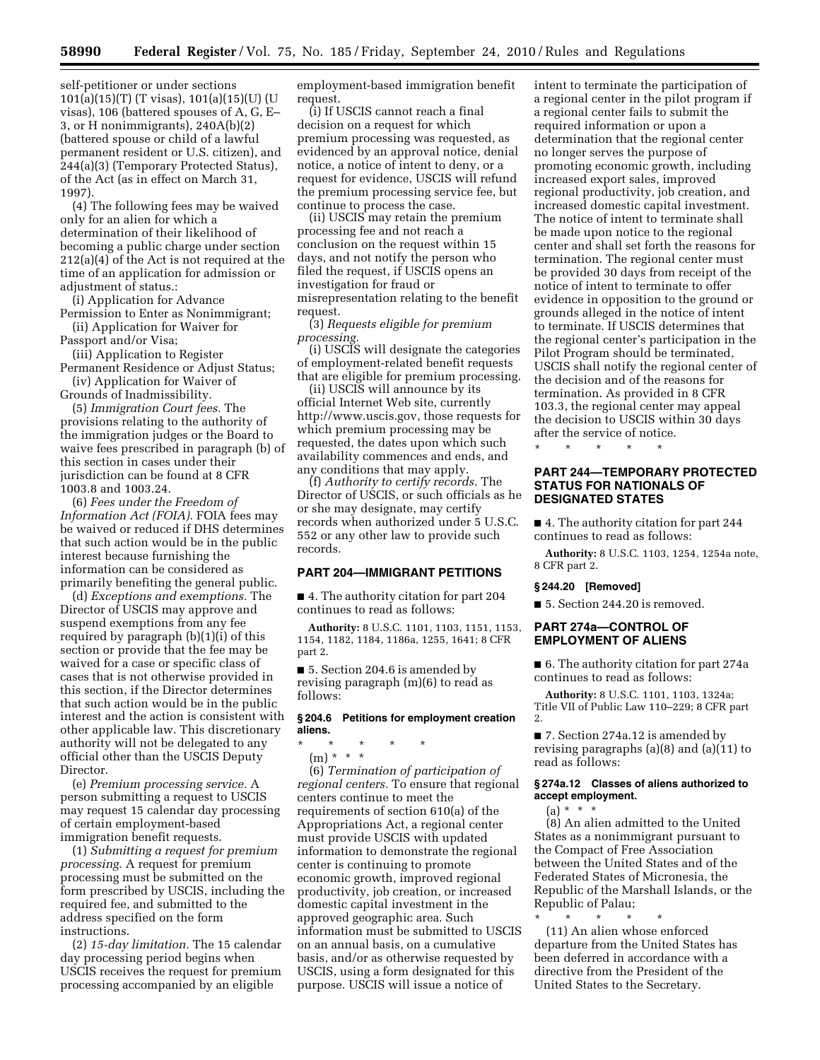self-petitioner or under sections 101(a)(15)(T) (T visas), 101(a)(15)(U) (U visas), 106 (battered spouses of A, G, E–3, or H nonimmigrants), 240A(b)(2) (battered spouse or child of a lawful permanent resident or U.S. citizen), and 244(a)(3) (Temporary Protected Status), of the Act (as in effect on March 31, 1997).

(4) The following fees may be waived only for an alien for which a determination of their likelihood of becoming a public charge under section 212(a)(4) of the Act is not required at the time of an application for admission or adjustment of status.:

(i) Application for Advance Permission to Enter as Nonimmigrant;

(ii) Application for Waiver for Passport and/or Visa;

(iii) Application to Register Permanent Residence or Adjust Status;

(iv) Application for Waiver of Grounds of Inadmissibility.

(5) *Immigration Court fees.* The provisions relating to the authority of the immigration judges or the Board to waive fees prescribed in paragraph (b) of this section in cases under their jurisdiction can be found at 8 CFR 1003.8 and 1003.24.

(6) *Fees under the Freedom of Information Act (FOIA).* FOIA fees may be waived or reduced if DHS determines that such action would be in the public interest because furnishing the information can be considered as primarily benefiting the general public.

(d) *Exceptions and exemptions.* The Director of USCIS may approve and suspend exemptions from any fee required by paragraph (b)(1)(i) of this section or provide that the fee may be waived for a case or specific class of cases that is not otherwise provided in this section, if the Director determines that such action would be in the public interest and the action is consistent with other applicable law. This discretionary authority will not be delegated to any official other than the USCIS Deputy Director.

(e) *Premium processing service.* A person submitting a request to USCIS may request 15 calendar day processing of certain employment-based immigration benefit requests.

(1) *Submitting a request for premium processing.* A request for premium processing must be submitted on the form prescribed by USCIS, including the required fee, and submitted to the address specified on the form instructions.

(2) *15-day limitation.* The 15 calendar day processing period begins when USCIS receives the request for premium processing accompanied by an eligible employment-based immigration benefit request.

(i) If USCIS cannot reach a final decision on a request for which premium processing was requested, as evidenced by an approval notice, denial notice, a notice of intent to deny, or a request for evidence, USCIS will refund the premium processing service fee, but continue to process the case.

(ii) USCIS may retain the premium processing fee and not reach a conclusion on the request within 15 days, and not notify the person who filed the request, if USCIS opens an investigation for fraud or misrepresentation relating to the benefit request.

(3) *Requests eligible for premium processing.*

(i) USCIS will designate the categories of employment-related benefit requests that are eligible for premium processing.

(ii) USCIS will announce by its official Internet Web site, currently http://www.uscis.gov, those requests for which premium processing may be requested, the dates upon which such availability commences and ends, and any conditions that may apply.

(f) *Authority to certify records.* The Director of USCIS, or such officials as he or she may designate, may certify records when authorized under 5 U.S.C. 552 or any other law to provide such records.

## PART 204—IMMIGRANT PETITIONS

■ 4. The authority citation for part 204 continues to read as follows:

**Authority:** 8 U.S.C. 1101, 1103, 1151, 1153, 1154, 1182, 1184, 1186a, 1255, 1641; 8 CFR part 2.

■ 5. Section 204.6 is amended by revising paragraph (m)(6) to read as follows:

### § 204.6 Petitions for employment creation aliens.

\* \* \* \* \*

(m) \* \* \*

(6) *Termination of participation of regional centers.* To ensure that regional centers continue to meet the requirements of section 610(a) of the Appropriations Act, a regional center must provide USCIS with updated information to demonstrate the regional center is continuing to promote economic growth, improved regional productivity, job creation, or increased domestic capital investment in the approved geographic area. Such information must be submitted to USCIS on an annual basis, on a cumulative basis, and/or as otherwise requested by USCIS, using a form designated for this purpose. USCIS will issue a notice of intent to terminate the participation of a regional center in the pilot program if a regional center fails to submit the required information or upon a determination that the regional center no longer serves the purpose of promoting economic growth, including increased export sales, improved regional productivity, job creation, and increased domestic capital investment. The notice of intent to terminate shall be made upon notice to the regional center and shall set forth the reasons for termination. The regional center must be provided 30 days from receipt of the notice of intent to terminate to offer evidence in opposition to the ground or grounds alleged in the notice of intent to terminate. If USCIS determines that the regional center's participation in the Pilot Program should be terminated, USCIS shall notify the regional center of the decision and of the reasons for termination. As provided in 8 CFR 103.3, the regional center may appeal the decision to USCIS within 30 days after the service of notice.

\* \* \* \* \*

## PART 244—TEMPORARY PROTECTED STATUS FOR NATIONALS OF DESIGNATED STATES

■ 4. The authority citation for part 244 continues to read as follows:

**Authority:** 8 U.S.C. 1103, 1254, 1254a note, 8 CFR part 2.

### § 244.20 [Removed]

■ 5. Section 244.20 is removed.

## PART 274a—CONTROL OF EMPLOYMENT OF ALIENS

■ 6. The authority citation for part 274a continues to read as follows:

**Authority:** 8 U.S.C. 1101, 1103, 1324a; Title VII of Public Law 110–229; 8 CFR part 2.

■ 7. Section 274a.12 is amended by revising paragraphs (a)(8) and (a)(11) to read as follows:

### § 274a.12 Classes of aliens authorized to accept employment.

(a) \* \* \*

(8) An alien admitted to the United States as a nonimmigrant pursuant to the Compact of Free Association between the United States and of the Federated States of Micronesia, the Republic of the Marshall Islands, or the Republic of Palau;

\* \* \* \* \*

(11) An alien whose enforced departure from the United States has been deferred in accordance with a directive from the President of the United States to the Secretary.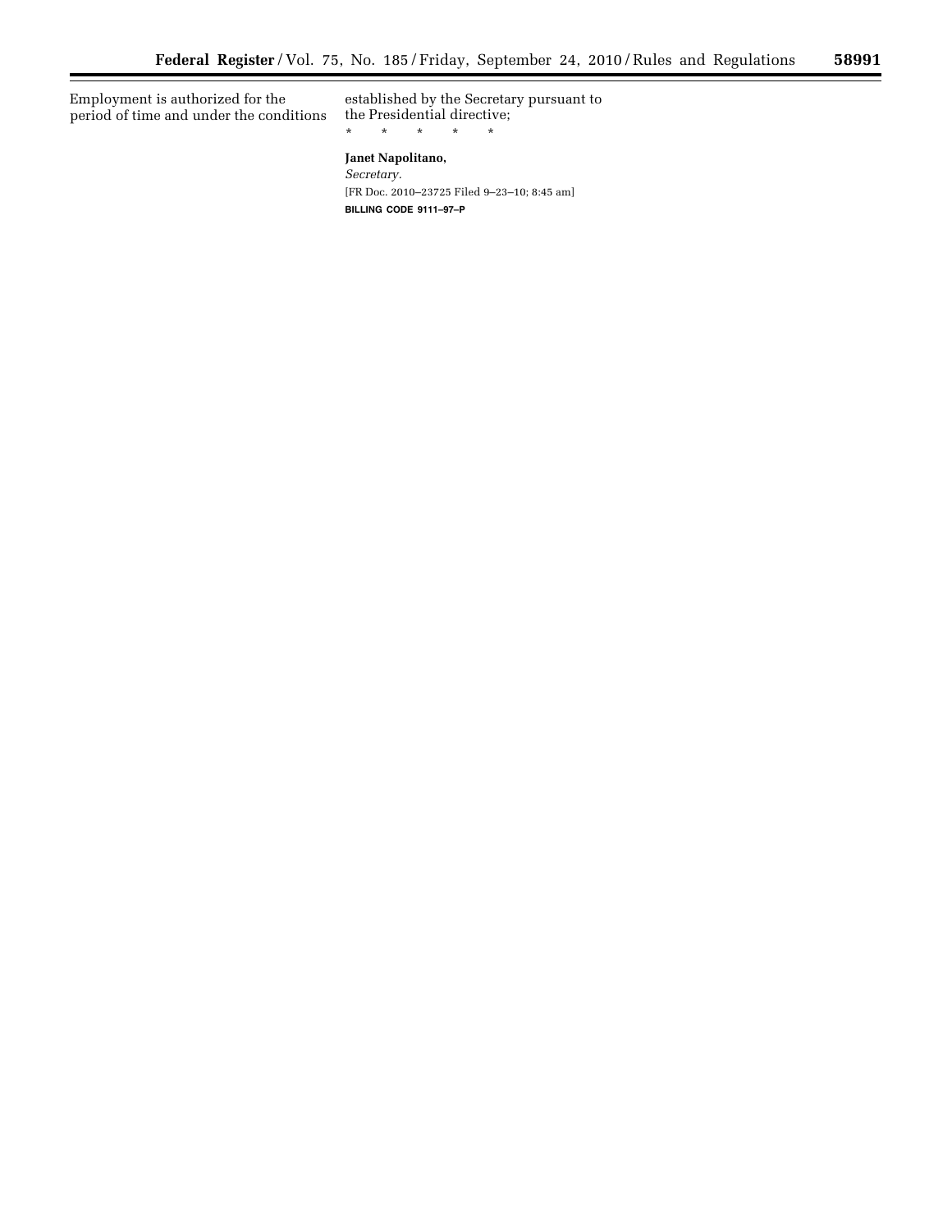Employment is authorized for the period of time and under the conditions established by the Secretary pursuant to the Presidential directive;

\* \* \* \* \*

**Janet Napolitano,**

*Secretary.*

[FR Doc. 2010–23725 Filed 9–23–10; 8:45 am]

**BILLING CODE 9111–97–P**